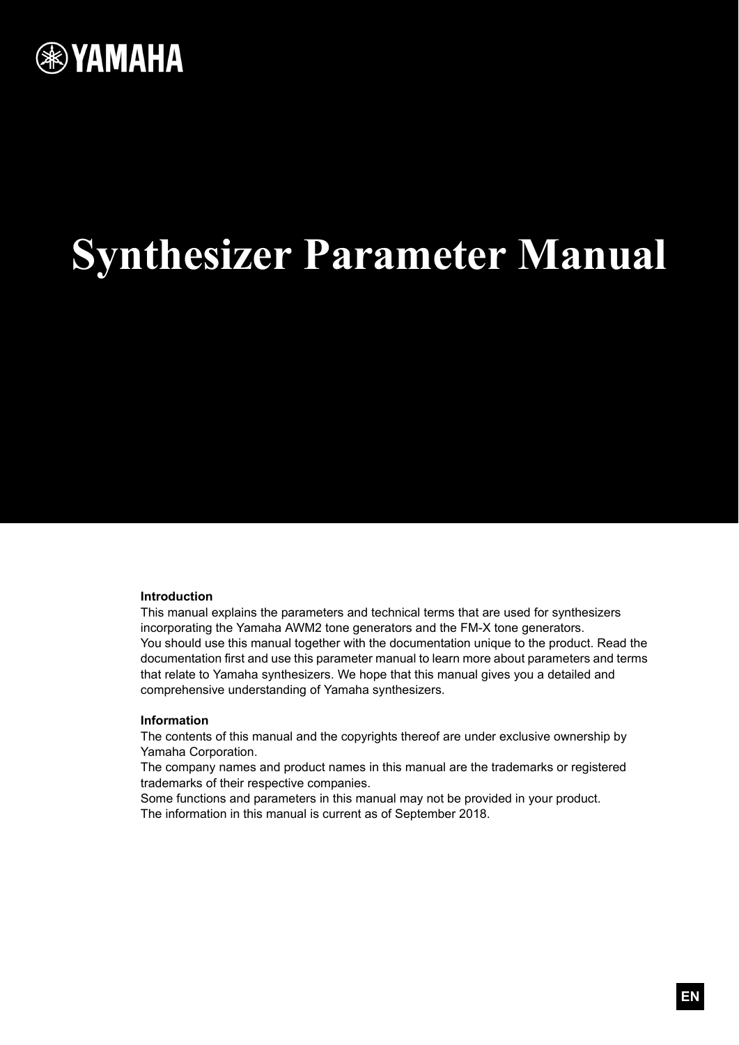YAMAHA

# Synthesizer Parameter Manual

**Introduction**

This manual explains the parameters and technical terms that are used for synthesizers incorporating the Yamaha AWM2 tone generators and the FM-X tone generators.
You should use this manual together with the documentation unique to the product. Read the documentation first and use this parameter manual to learn more about parameters and terms that relate to Yamaha synthesizers. We hope that this manual gives you a detailed and comprehensive understanding of Yamaha synthesizers.

**Information**

The contents of this manual and the copyrights thereof are under exclusive ownership by Yamaha Corporation.
The company names and product names in this manual are the trademarks or registered trademarks of their respective companies.
Some functions and parameters in this manual may not be provided in your product.
The information in this manual is current as of September 2018.

EN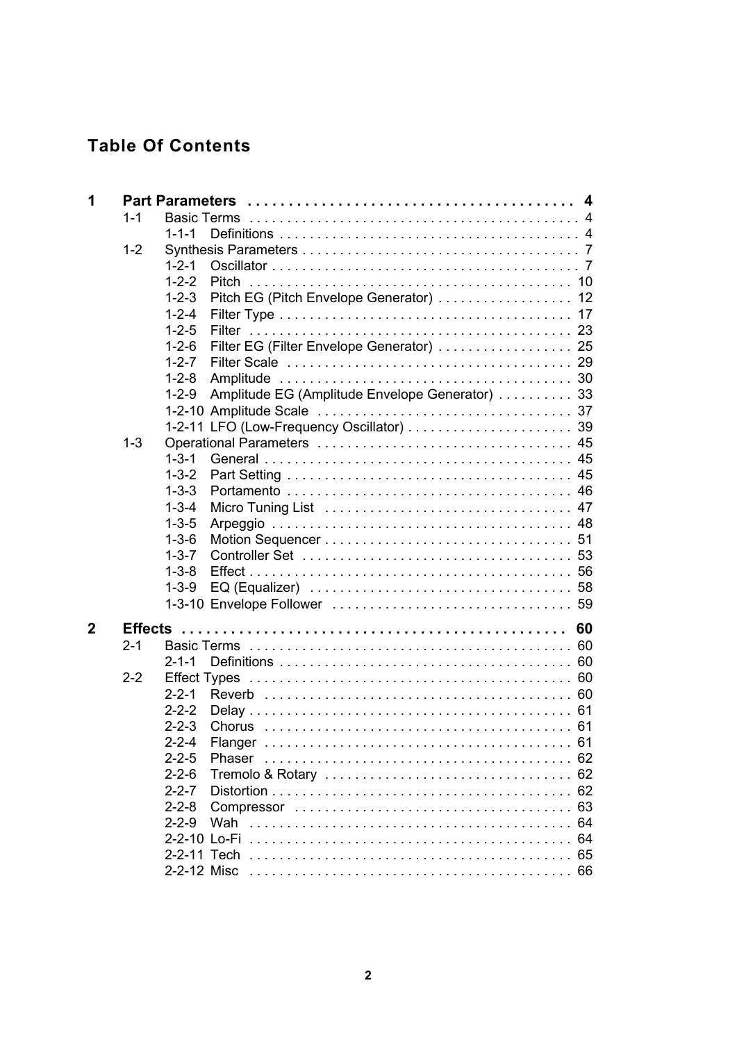## Table Of Contents

**1 Part Parameters . . . . . . . . . . . . . . . . . . . . . . . . . . . . . . . . . . . . . . . 4**

1-1 Basic Terms . . . . . . . . . . . . . . . . . . . . . . . . . . . . . . . . . . . . . . . . . . 4

1-1-1 Definitions . . . . . . . . . . . . . . . . . . . . . . . . . . . . . . . . . . . . . . . 4

1-2 Synthesis Parameters . . . . . . . . . . . . . . . . . . . . . . . . . . . . . . . . . . . . 7

1-2-1 Oscillator . . . . . . . . . . . . . . . . . . . . . . . . . . . . . . . . . . . . . . . . 7

1-2-2 Pitch . . . . . . . . . . . . . . . . . . . . . . . . . . . . . . . . . . . . . . . . . . 10

1-2-3 Pitch EG (Pitch Envelope Generator) . . . . . . . . . . . . . . . . . . 12

1-2-4 Filter Type . . . . . . . . . . . . . . . . . . . . . . . . . . . . . . . . . . . . . . 17

1-2-5 Filter . . . . . . . . . . . . . . . . . . . . . . . . . . . . . . . . . . . . . . . . . . 23

1-2-6 Filter EG (Filter Envelope Generator) . . . . . . . . . . . . . . . . . . 25

1-2-7 Filter Scale . . . . . . . . . . . . . . . . . . . . . . . . . . . . . . . . . . . . . 29

1-2-8 Amplitude . . . . . . . . . . . . . . . . . . . . . . . . . . . . . . . . . . . . . . 30

1-2-9 Amplitude EG (Amplitude Envelope Generator) . . . . . . . . . . 33

1-2-10 Amplitude Scale . . . . . . . . . . . . . . . . . . . . . . . . . . . . . . . . . 37

1-2-11 LFO (Low-Frequency Oscillator) . . . . . . . . . . . . . . . . . . . . . . 39

1-3 Operational Parameters . . . . . . . . . . . . . . . . . . . . . . . . . . . . . . . . . . 45

1-3-1 General . . . . . . . . . . . . . . . . . . . . . . . . . . . . . . . . . . . . . . . . 45

1-3-2 Part Setting . . . . . . . . . . . . . . . . . . . . . . . . . . . . . . . . . . . . . 45

1-3-3 Portamento . . . . . . . . . . . . . . . . . . . . . . . . . . . . . . . . . . . . . 46

1-3-4 Micro Tuning List . . . . . . . . . . . . . . . . . . . . . . . . . . . . . . . . . 47

1-3-5 Arpeggio . . . . . . . . . . . . . . . . . . . . . . . . . . . . . . . . . . . . . . . 48

1-3-6 Motion Sequencer . . . . . . . . . . . . . . . . . . . . . . . . . . . . . . . . 51

1-3-7 Controller Set . . . . . . . . . . . . . . . . . . . . . . . . . . . . . . . . . . . 53

1-3-8 Effect . . . . . . . . . . . . . . . . . . . . . . . . . . . . . . . . . . . . . . . . . 56

1-3-9 EQ (Equalizer) . . . . . . . . . . . . . . . . . . . . . . . . . . . . . . . . . . 58

1-3-10 Envelope Follower . . . . . . . . . . . . . . . . . . . . . . . . . . . . . . . 59

**2 Effects . . . . . . . . . . . . . . . . . . . . . . . . . . . . . . . . . . . . . . . . . . . . . . 60**

2-1 Basic Terms . . . . . . . . . . . . . . . . . . . . . . . . . . . . . . . . . . . . . . . . . . 60

2-1-1 Definitions . . . . . . . . . . . . . . . . . . . . . . . . . . . . . . . . . . . . . . 60

2-2 Effect Types . . . . . . . . . . . . . . . . . . . . . . . . . . . . . . . . . . . . . . . . . . 60

2-2-1 Reverb . . . . . . . . . . . . . . . . . . . . . . . . . . . . . . . . . . . . . . . . . 60

2-2-2 Delay . . . . . . . . . . . . . . . . . . . . . . . . . . . . . . . . . . . . . . . . . . 61

2-2-3 Chorus . . . . . . . . . . . . . . . . . . . . . . . . . . . . . . . . . . . . . . . . . 61

2-2-4 Flanger . . . . . . . . . . . . . . . . . . . . . . . . . . . . . . . . . . . . . . . . 61

2-2-5 Phaser . . . . . . . . . . . . . . . . . . . . . . . . . . . . . . . . . . . . . . . . 62

2-2-6 Tremolo & Rotary . . . . . . . . . . . . . . . . . . . . . . . . . . . . . . . . . 62

2-2-7 Distortion . . . . . . . . . . . . . . . . . . . . . . . . . . . . . . . . . . . . . . . 62

2-2-8 Compressor . . . . . . . . . . . . . . . . . . . . . . . . . . . . . . . . . . . . . 63

2-2-9 Wah . . . . . . . . . . . . . . . . . . . . . . . . . . . . . . . . . . . . . . . . . . . 64

2-2-10 Lo-Fi . . . . . . . . . . . . . . . . . . . . . . . . . . . . . . . . . . . . . . . . . 64

2-2-11 Tech . . . . . . . . . . . . . . . . . . . . . . . . . . . . . . . . . . . . . . . . . 65

2-2-12 Misc . . . . . . . . . . . . . . . . . . . . . . . . . . . . . . . . . . . . . . . . . 66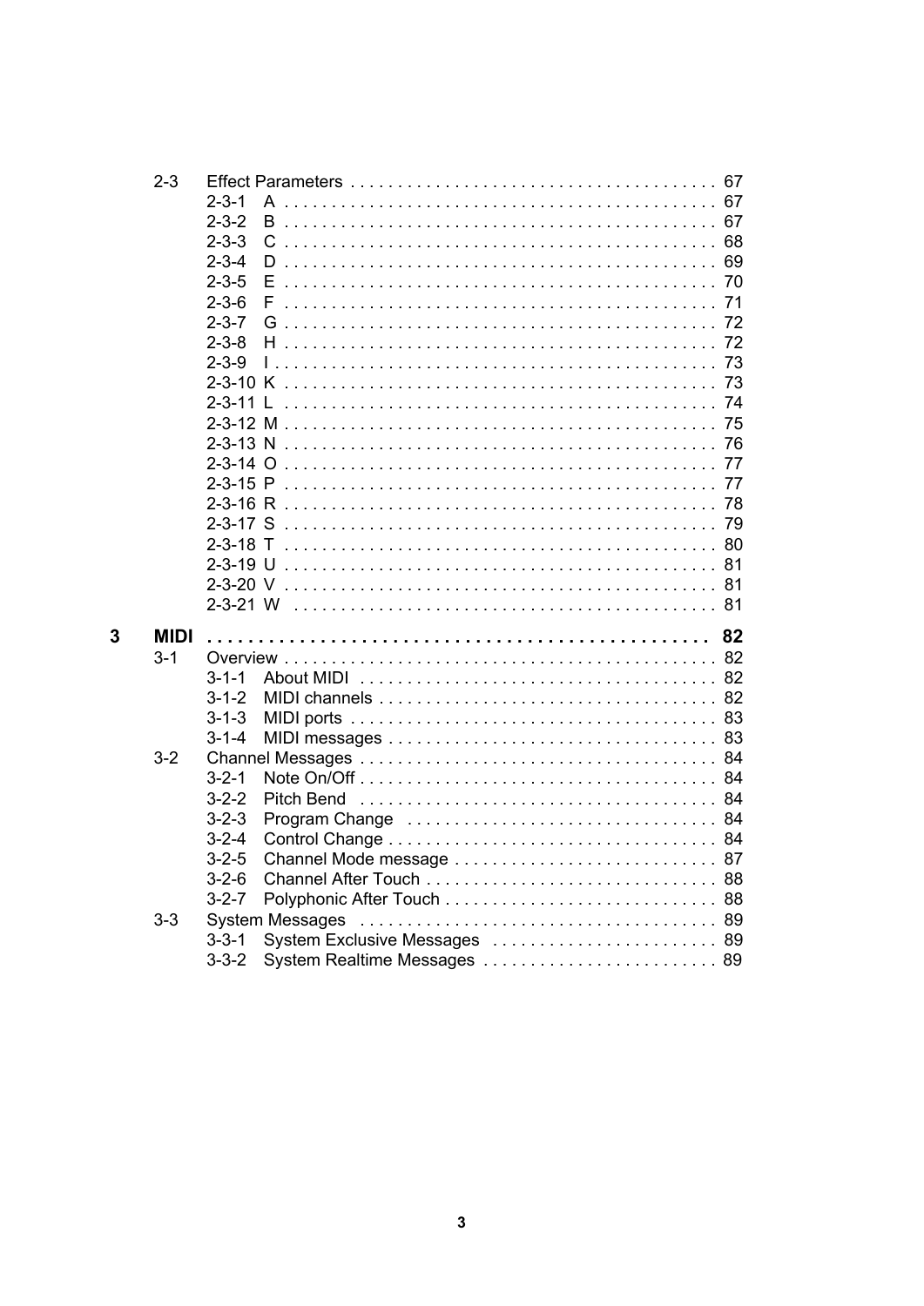2-3 Effect Parameters ........................................ 67

- 2-3-1 A ........................................ 67
- 2-3-2 B ........................................ 67
- 2-3-3 C ........................................ 68
- 2-3-4 D ........................................ 69
- 2-3-5 E ........................................ 70
- 2-3-6 F ........................................ 71
- 2-3-7 G ........................................ 72
- 2-3-8 H ........................................ 72
- 2-3-9 I ........................................ 73
- 2-3-10 K ........................................ 73
- 2-3-11 L ........................................ 74
- 2-3-12 M ........................................ 75
- 2-3-13 N ........................................ 76
- 2-3-14 O ........................................ 77
- 2-3-15 P ........................................ 77
- 2-3-16 R ........................................ 78
- 2-3-17 S ........................................ 79
- 2-3-18 T ........................................ 80
- 2-3-19 U ........................................ 81
- 2-3-20 V ........................................ 81
- 2-3-21 W ........................................ 81

**3 MIDI ........................................ 82**

3-1 Overview ........................................ 82

- 3-1-1 About MIDI ........................................ 82
- 3-1-2 MIDI channels ........................................ 82
- 3-1-3 MIDI ports ........................................ 83
- 3-1-4 MIDI messages ........................................ 83

3-2 Channel Messages ........................................ 84

- 3-2-1 Note On/Off ........................................ 84
- 3-2-2 Pitch Bend ........................................ 84
- 3-2-3 Program Change ........................................ 84
- 3-2-4 Control Change ........................................ 84
- 3-2-5 Channel Mode message ........................................ 87
- 3-2-6 Channel After Touch ........................................ 88
- 3-2-7 Polyphonic After Touch ........................................ 88

3-3 System Messages ........................................ 89

- 3-3-1 System Exclusive Messages ........................................ 89
- 3-3-2 System Realtime Messages ........................................ 89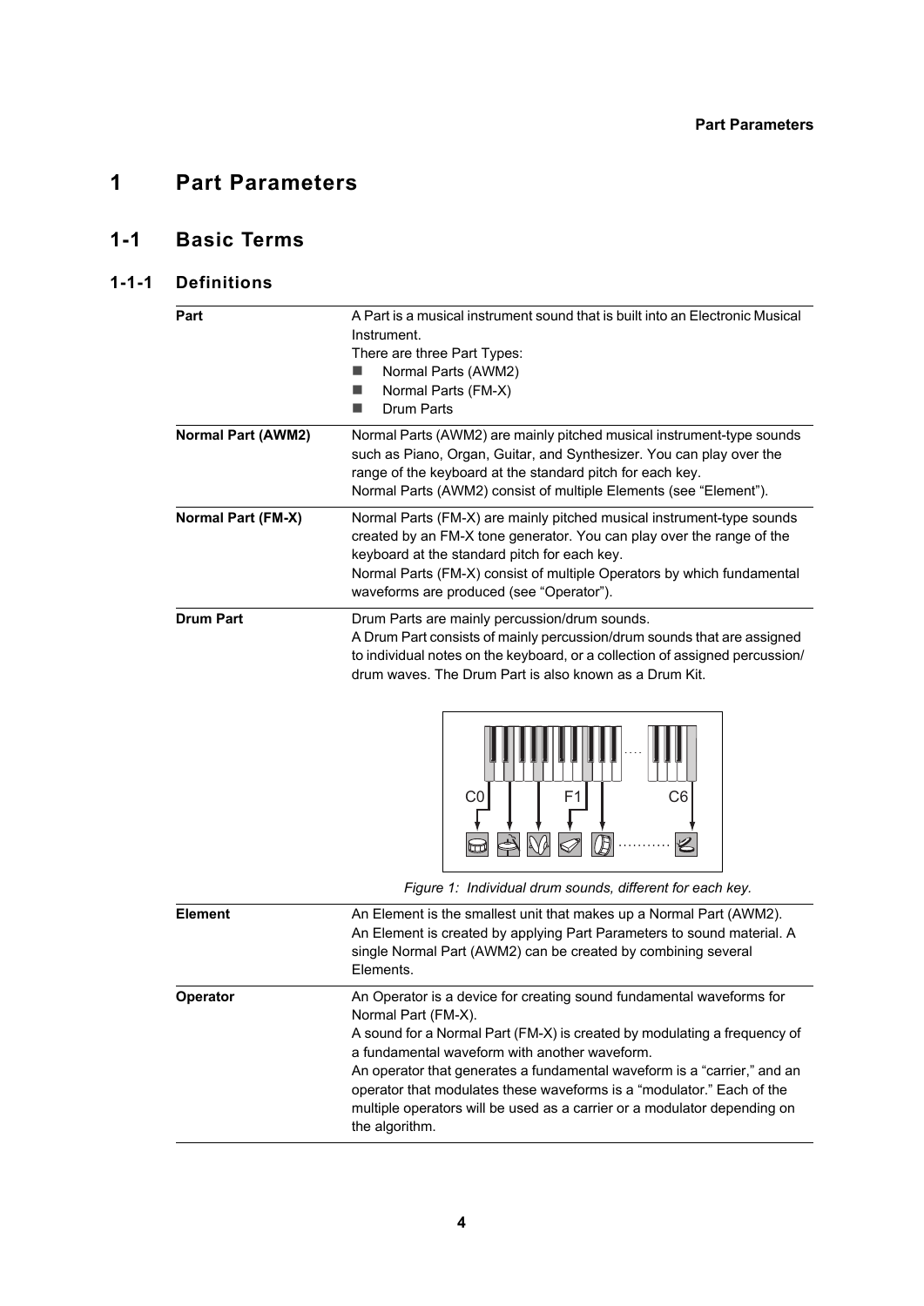# 1 Part Parameters

## 1-1 Basic Terms

### 1-1-1 Definitions

| | |
|---|---|
| **Part** | A Part is a musical instrument sound that is built into an Electronic Musical Instrument.<br>There are three Part Types:<br>■ Normal Parts (AWM2)<br>■ Normal Parts (FM-X)<br>■ Drum Parts |
| **Normal Part (AWM2)** | Normal Parts (AWM2) are mainly pitched musical instrument-type sounds such as Piano, Organ, Guitar, and Synthesizer. You can play over the range of the keyboard at the standard pitch for each key.<br>Normal Parts (AWM2) consist of multiple Elements (see "Element"). |
| **Normal Part (FM-X)** | Normal Parts (FM-X) are mainly pitched musical instrument-type sounds created by an FM-X tone generator. You can play over the range of the keyboard at the standard pitch for each key.<br>Normal Parts (FM-X) consist of multiple Operators by which fundamental waveforms are produced (see "Operator"). |
| **Drum Part** | Drum Parts are mainly percussion/drum sounds.<br>A Drum Part consists of mainly percussion/drum sounds that are assigned to individual notes on the keyboard, or a collection of assigned percussion/drum waves. The Drum Part is also known as a Drum Kit. |

C0
F1
C6

*Figure 1: Individual drum sounds, different for each key.*

| | |
|---|---|
| **Element** | An Element is the smallest unit that makes up a Normal Part (AWM2).<br>An Element is created by applying Part Parameters to sound material. A single Normal Part (AWM2) can be created by combining several Elements. |
| **Operator** | An Operator is a device for creating sound fundamental waveforms for Normal Part (FM-X).<br>A sound for a Normal Part (FM-X) is created by modulating a frequency of a fundamental waveform with another waveform.<br>An operator that generates a fundamental waveform is a "carrier," and an operator that modulates these waveforms is a "modulator." Each of the multiple operators will be used as a carrier or a modulator depending on the algorithm. |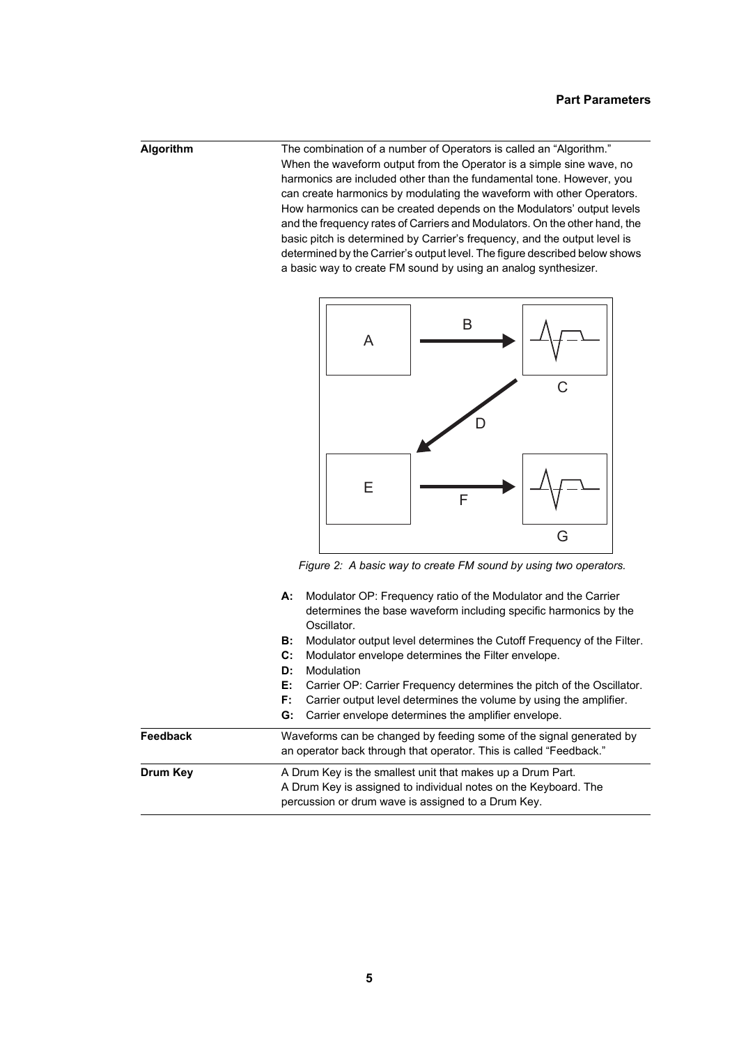**Algorithm**

The combination of a number of Operators is called an “Algorithm.” When the waveform output from the Operator is a simple sine wave, no harmonics are included other than the fundamental tone. However, you can create harmonics by modulating the waveform with other Operators. How harmonics can be created depends on the Modulators’ output levels and the frequency rates of Carriers and Modulators. On the other hand, the basic pitch is determined by Carrier’s frequency, and the output level is determined by the Carrier’s output level. The figure described below shows a basic way to create FM sound by using an analog synthesizer.

A
B
C
D
E
F
G

*Figure 2: A basic way to create FM sound by using two operators.*

- **A:** Modulator OP: Frequency ratio of the Modulator and the Carrier determines the base waveform including specific harmonics by the Oscillator.
- **B:** Modulator output level determines the Cutoff Frequency of the Filter.
- **C:** Modulator envelope determines the Filter envelope.
- **D:** Modulation
- **E:** Carrier OP: Carrier Frequency determines the pitch of the Oscillator.
- **F:** Carrier output level determines the volume by using the amplifier.
- **G:** Carrier envelope determines the amplifier envelope.

**Feedback**

Waveforms can be changed by feeding some of the signal generated by an operator back through that operator. This is called “Feedback.”

**Drum Key**

A Drum Key is the smallest unit that makes up a Drum Part.
A Drum Key is assigned to individual notes on the Keyboard. The percussion or drum wave is assigned to a Drum Key.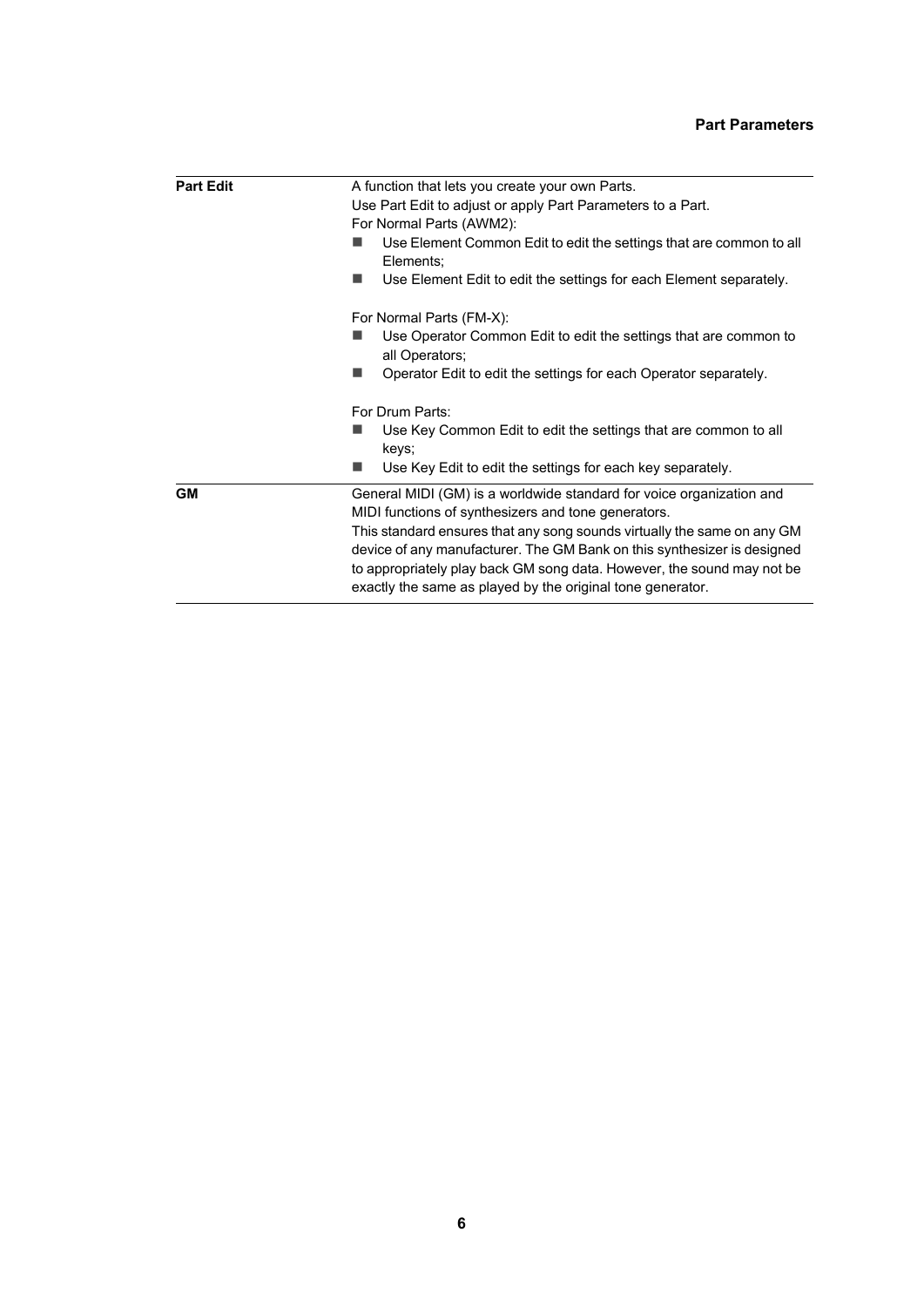| | |
|---|---|
| **Part Edit** | A function that lets you create your own Parts.<br>Use Part Edit to adjust or apply Part Parameters to a Part.<br>For Normal Parts (AWM2):<br>■ Use Element Common Edit to edit the settings that are common to all Elements;<br>■ Use Element Edit to edit the settings for each Element separately.<br><br>For Normal Parts (FM-X):<br>■ Use Operator Common Edit to edit the settings that are common to all Operators;<br>■ Operator Edit to edit the settings for each Operator separately.<br><br>For Drum Parts:<br>■ Use Key Common Edit to edit the settings that are common to all keys;<br>■ Use Key Edit to edit the settings for each key separately. |
| **GM** | General MIDI (GM) is a worldwide standard for voice organization and MIDI functions of synthesizers and tone generators.<br>This standard ensures that any song sounds virtually the same on any GM device of any manufacturer. The GM Bank on this synthesizer is designed to appropriately play back GM song data. However, the sound may not be exactly the same as played by the original tone generator. |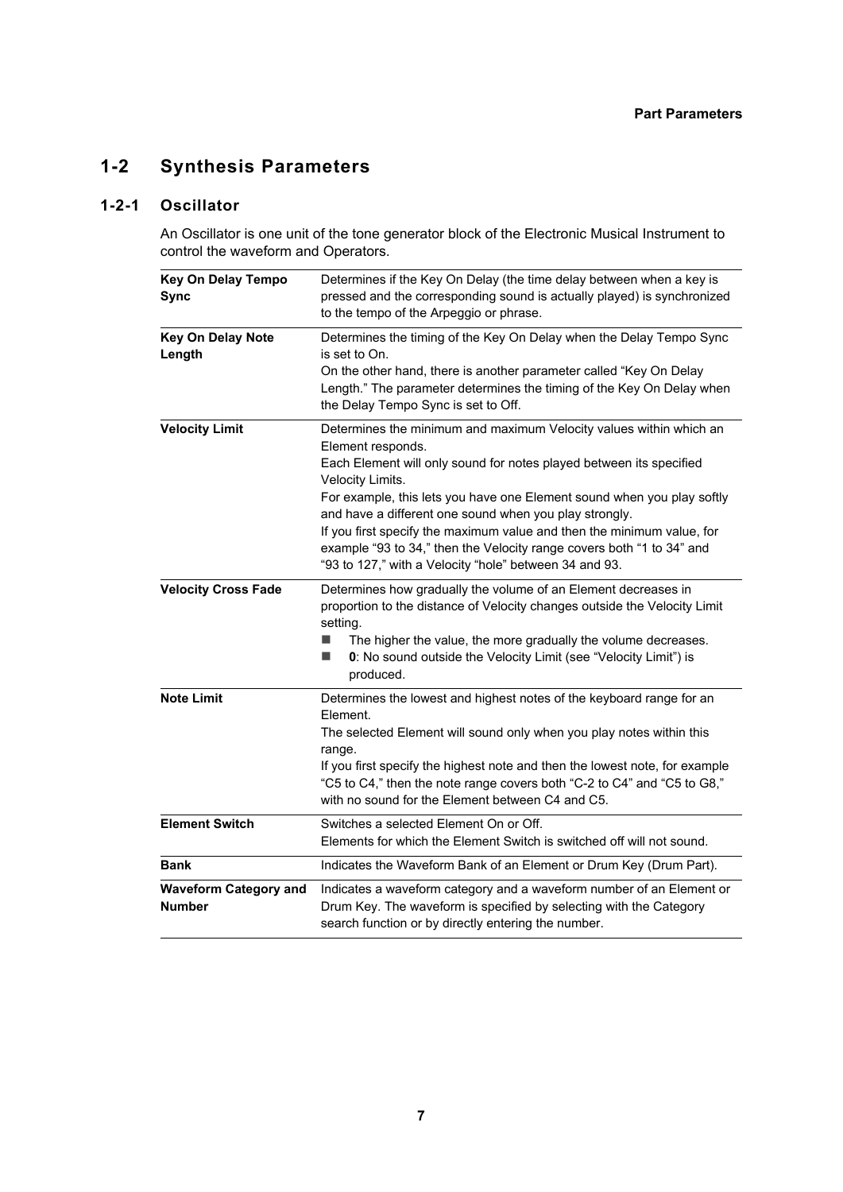## 1-2 Synthesis Parameters

### 1-2-1 Oscillator

An Oscillator is one unit of the tone generator block of the Electronic Musical Instrument to control the waveform and Operators.

| | |
|---|---|
| **Key On Delay Tempo Sync** | Determines if the Key On Delay (the time delay between when a key is pressed and the corresponding sound is actually played) is synchronized to the tempo of the Arpeggio or phrase. |
| **Key On Delay Note Length** | Determines the timing of the Key On Delay when the Delay Tempo Sync is set to On.<br>On the other hand, there is another parameter called "Key On Delay Length." The parameter determines the timing of the Key On Delay when the Delay Tempo Sync is set to Off. |
| **Velocity Limit** | Determines the minimum and maximum Velocity values within which an Element responds.<br>Each Element will only sound for notes played between its specified Velocity Limits.<br>For example, this lets you have one Element sound when you play softly and have a different one sound when you play strongly.<br>If you first specify the maximum value and then the minimum value, for example "93 to 34," then the Velocity range covers both "1 to 34" and "93 to 127," with a Velocity "hole" between 34 and 93. |
| **Velocity Cross Fade** | Determines how gradually the volume of an Element decreases in proportion to the distance of Velocity changes outside the Velocity Limit setting.<br>■ The higher the value, the more gradually the volume decreases.<br>■ **0**: No sound outside the Velocity Limit (see "Velocity Limit") is produced. |
| **Note Limit** | Determines the lowest and highest notes of the keyboard range for an Element.<br>The selected Element will sound only when you play notes within this range.<br>If you first specify the highest note and then the lowest note, for example "C5 to C4," then the note range covers both "C-2 to C4" and "C5 to G8," with no sound for the Element between C4 and C5. |
| **Element Switch** | Switches a selected Element On or Off.<br>Elements for which the Element Switch is switched off will not sound. |
| **Bank** | Indicates the Waveform Bank of an Element or Drum Key (Drum Part). |
| **Waveform Category and Number** | Indicates a waveform category and a waveform number of an Element or Drum Key. The waveform is specified by selecting with the Category search function or by directly entering the number. |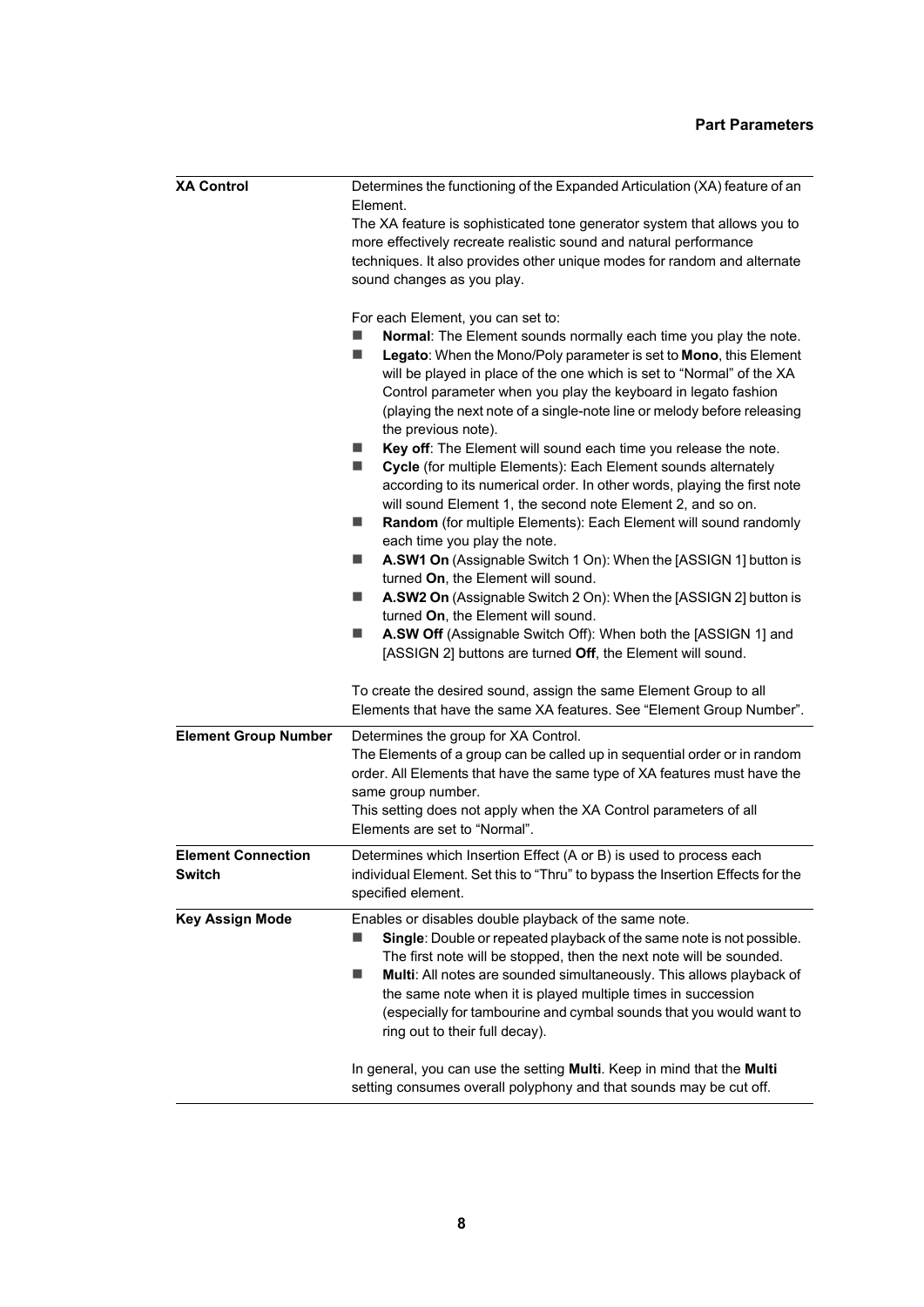| | |
|---|---|
| **XA Control** | Determines the functioning of the Expanded Articulation (XA) feature of an Element.<br>The XA feature is sophisticated tone generator system that allows you to more effectively recreate realistic sound and natural performance techniques. It also provides other unique modes for random and alternate sound changes as you play.<br><br>For each Element, you can set to:<br>■ **Normal**: The Element sounds normally each time you play the note.<br>■ **Legato**: When the Mono/Poly parameter is set to **Mono**, this Element will be played in place of the one which is set to "Normal" of the XA Control parameter when you play the keyboard in legato fashion (playing the next note of a single-note line or melody before releasing the previous note).<br>■ **Key off**: The Element will sound each time you release the note.<br>■ **Cycle** (for multiple Elements): Each Element sounds alternately according to its numerical order. In other words, playing the first note will sound Element 1, the second note Element 2, and so on.<br>■ **Random** (for multiple Elements): Each Element will sound randomly each time you play the note.<br>■ **A.SW1 On** (Assignable Switch 1 On): When the [ASSIGN 1] button is turned **On**, the Element will sound.<br>■ **A.SW2 On** (Assignable Switch 2 On): When the [ASSIGN 2] button is turned **On**, the Element will sound.<br>■ **A.SW Off** (Assignable Switch Off): When both the [ASSIGN 1] and [ASSIGN 2] buttons are turned **Off**, the Element will sound.<br><br>To create the desired sound, assign the same Element Group to all Elements that have the same XA features. See "Element Group Number". |
| **Element Group Number** | Determines the group for XA Control.<br>The Elements of a group can be called up in sequential order or in random order. All Elements that have the same type of XA features must have the same group number.<br>This setting does not apply when the XA Control parameters of all Elements are set to "Normal". |
| **Element Connection Switch** | Determines which Insertion Effect (A or B) is used to process each individual Element. Set this to "Thru" to bypass the Insertion Effects for the specified element. |
| **Key Assign Mode** | Enables or disables double playback of the same note.<br>■ **Single**: Double or repeated playback of the same note is not possible. The first note will be stopped, then the next note will be sounded.<br>■ **Multi**: All notes are sounded simultaneously. This allows playback of the same note when it is played multiple times in succession (especially for tambourine and cymbal sounds that you would want to ring out to their full decay).<br><br>In general, you can use the setting **Multi**. Keep in mind that the **Multi** setting consumes overall polyphony and that sounds may be cut off. |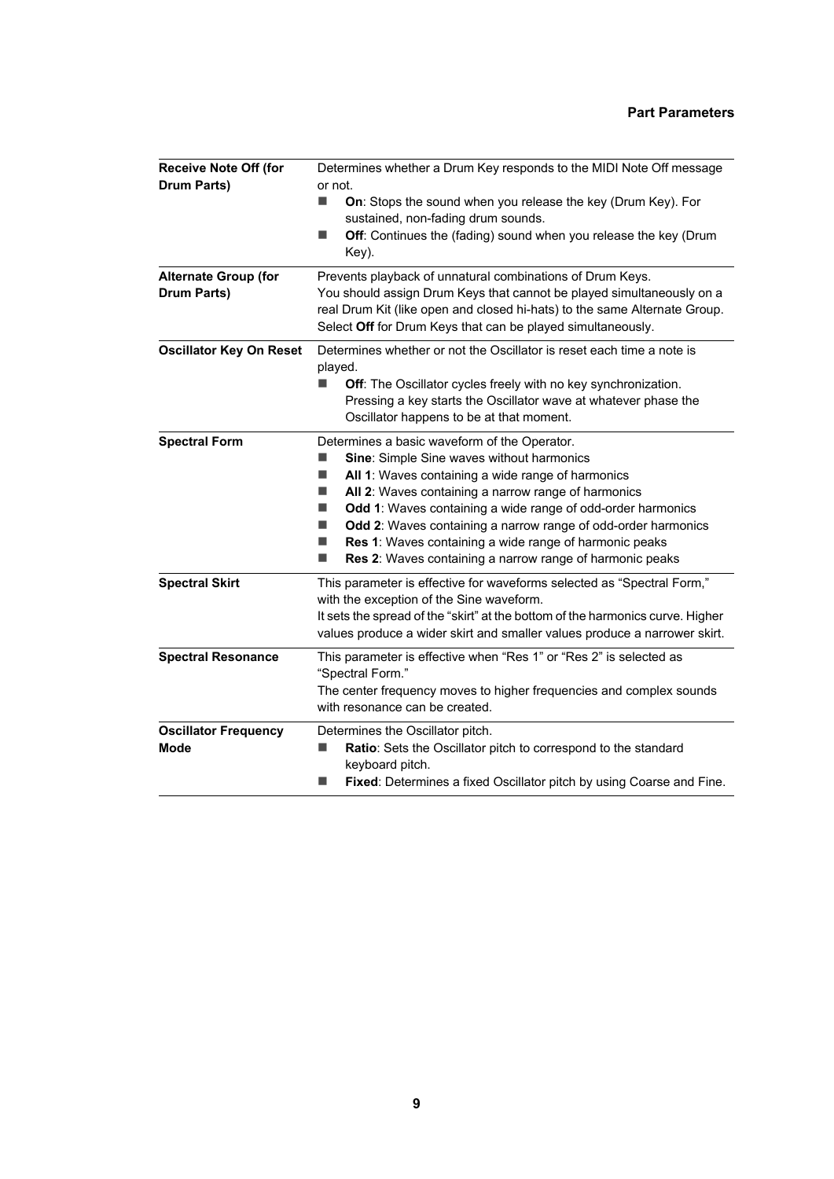| | |
|---|---|
| **Receive Note Off (for Drum Parts)** | Determines whether a Drum Key responds to the MIDI Note Off message or not.<br>■ **On**: Stops the sound when you release the key (Drum Key). For sustained, non-fading drum sounds.<br>■ **Off**: Continues the (fading) sound when you release the key (Drum Key). |
| **Alternate Group (for Drum Parts)** | Prevents playback of unnatural combinations of Drum Keys.<br>You should assign Drum Keys that cannot be played simultaneously on a real Drum Kit (like open and closed hi-hats) to the same Alternate Group.<br>Select **Off** for Drum Keys that can be played simultaneously. |
| **Oscillator Key On Reset** | Determines whether or not the Oscillator is reset each time a note is played.<br>■ **Off**: The Oscillator cycles freely with no key synchronization. Pressing a key starts the Oscillator wave at whatever phase the Oscillator happens to be at that moment. |
| **Spectral Form** | Determines a basic waveform of the Operator.<br>■ **Sine**: Simple Sine waves without harmonics<br>■ **All 1**: Waves containing a wide range of harmonics<br>■ **All 2**: Waves containing a narrow range of harmonics<br>■ **Odd 1**: Waves containing a wide range of odd-order harmonics<br>■ **Odd 2**: Waves containing a narrow range of odd-order harmonics<br>■ **Res 1**: Waves containing a wide range of harmonic peaks<br>■ **Res 2**: Waves containing a narrow range of harmonic peaks |
| **Spectral Skirt** | This parameter is effective for waveforms selected as "Spectral Form," with the exception of the Sine waveform.<br>It sets the spread of the "skirt" at the bottom of the harmonics curve. Higher values produce a wider skirt and smaller values produce a narrower skirt. |
| **Spectral Resonance** | This parameter is effective when "Res 1" or "Res 2" is selected as "Spectral Form."<br>The center frequency moves to higher frequencies and complex sounds with resonance can be created. |
| **Oscillator Frequency Mode** | Determines the Oscillator pitch.<br>■ **Ratio**: Sets the Oscillator pitch to correspond to the standard keyboard pitch.<br>■ **Fixed**: Determines a fixed Oscillator pitch by using Coarse and Fine. |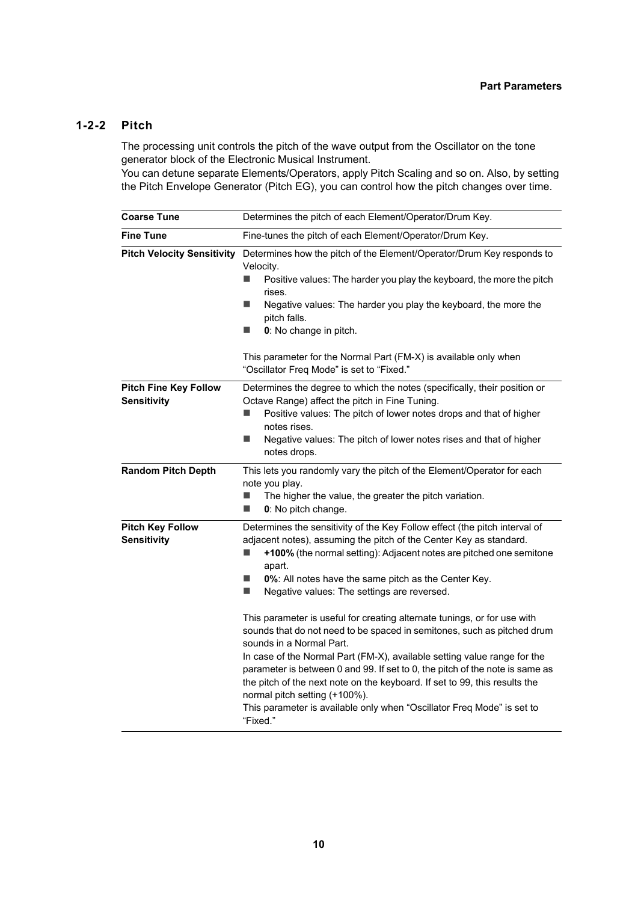### 1-2-2 Pitch

The processing unit controls the pitch of the wave output from the Oscillator on the tone generator block of the Electronic Musical Instrument.
You can detune separate Elements/Operators, apply Pitch Scaling and so on. Also, by setting the Pitch Envelope Generator (Pitch EG), you can control how the pitch changes over time.

| | |
|---|---|
| **Coarse Tune** | Determines the pitch of each Element/Operator/Drum Key. |
| **Fine Tune** | Fine-tunes the pitch of each Element/Operator/Drum Key. |
| **Pitch Velocity Sensitivity** | Determines how the pitch of the Element/Operator/Drum Key responds to Velocity.<br>■ Positive values: The harder you play the keyboard, the more the pitch rises.<br>■ Negative values: The harder you play the keyboard, the more the pitch falls.<br>■ **0**: No change in pitch.<br><br>This parameter for the Normal Part (FM-X) is available only when "Oscillator Freq Mode" is set to "Fixed." |
| **Pitch Fine Key Follow Sensitivity** | Determines the degree to which the notes (specifically, their position or Octave Range) affect the pitch in Fine Tuning.<br>■ Positive values: The pitch of lower notes drops and that of higher notes rises.<br>■ Negative values: The pitch of lower notes rises and that of higher notes drops. |
| **Random Pitch Depth** | This lets you randomly vary the pitch of the Element/Operator for each note you play.<br>■ The higher the value, the greater the pitch variation.<br>■ **0**: No pitch change. |
| **Pitch Key Follow Sensitivity** | Determines the sensitivity of the Key Follow effect (the pitch interval of adjacent notes), assuming the pitch of the Center Key as standard.<br>■ **+100%** (the normal setting): Adjacent notes are pitched one semitone apart.<br>■ **0%**: All notes have the same pitch as the Center Key.<br>■ Negative values: The settings are reversed.<br><br>This parameter is useful for creating alternate tunings, or for use with sounds that do not need to be spaced in semitones, such as pitched drum sounds in a Normal Part.<br>In case of the Normal Part (FM-X), available setting value range for the parameter is between 0 and 99. If set to 0, the pitch of the note is same as the pitch of the next note on the keyboard. If set to 99, this results the normal pitch setting (+100%).<br>This parameter is available only when "Oscillator Freq Mode" is set to "Fixed." |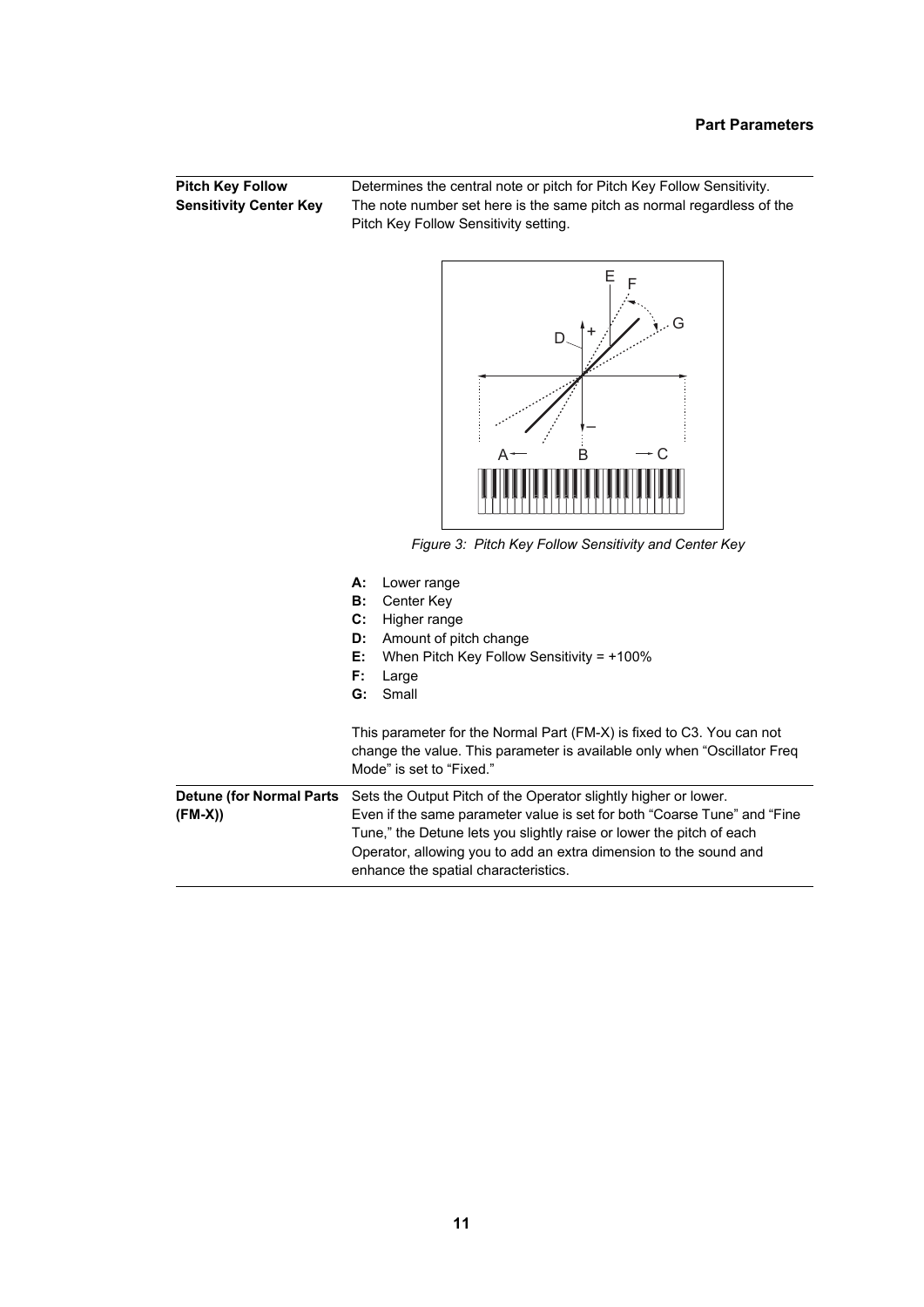| | |
|---|---|
| **Pitch Key Follow Sensitivity Center Key** | Determines the central note or pitch for Pitch Key Follow Sensitivity. The note number set here is the same pitch as normal regardless of the Pitch Key Follow Sensitivity setting. |

E
F
G
D
+
–
A
B
C

*Figure 3: Pitch Key Follow Sensitivity and Center Key*

**A:** Lower range
**B:** Center Key
**C:** Higher range
**D:** Amount of pitch change
**E:** When Pitch Key Follow Sensitivity = +100%
**F:** Large
**G:** Small

This parameter for the Normal Part (FM-X) is fixed to C3. You can not change the value. This parameter is available only when "Oscillator Freq Mode" is set to "Fixed."

| | |
|---|---|
| **Detune (for Normal Parts (FM-X))** | Sets the Output Pitch of the Operator slightly higher or lower. Even if the same parameter value is set for both "Coarse Tune" and "Fine Tune," the Detune lets you slightly raise or lower the pitch of each Operator, allowing you to add an extra dimension to the sound and enhance the spatial characteristics. |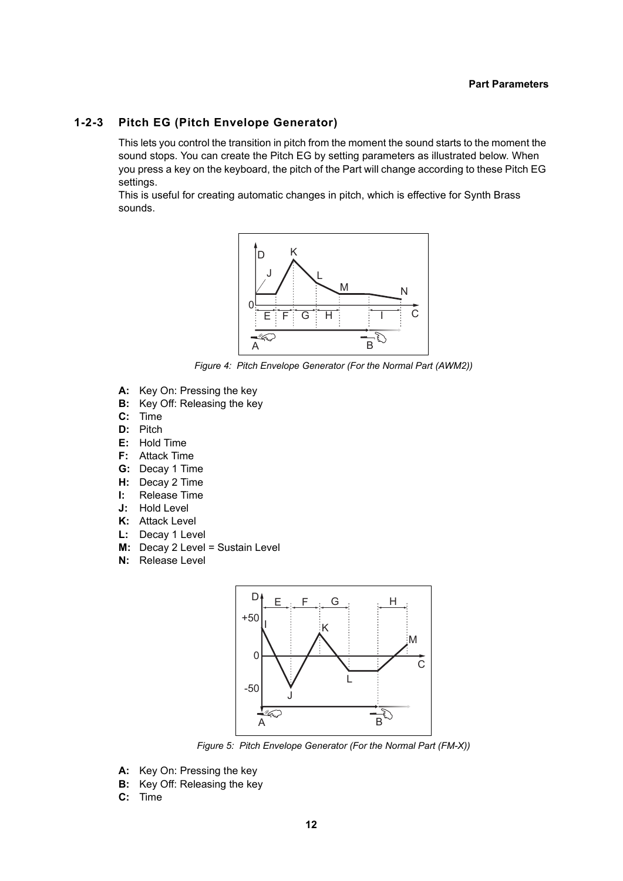### 1-2-3 Pitch EG (Pitch Envelope Generator)

This lets you control the transition in pitch from the moment the sound starts to the moment the sound stops. You can create the Pitch EG by setting parameters as illustrated below. When you press a key on the keyboard, the pitch of the Part will change according to these Pitch EG settings.
This is useful for creating automatic changes in pitch, which is effective for Synth Brass sounds.

*Figure 4: Pitch Envelope Generator (For the Normal Part (AWM2))*

- **A:** Key On: Pressing the key
- **B:** Key Off: Releasing the key
- **C:** Time
- **D:** Pitch
- **E:** Hold Time
- **F:** Attack Time
- **G:** Decay 1 Time
- **H:** Decay 2 Time
- **I:** Release Time
- **J:** Hold Level
- **K:** Attack Level
- **L:** Decay 1 Level
- **M:** Decay 2 Level = Sustain Level
- **N:** Release Level

*Figure 5: Pitch Envelope Generator (For the Normal Part (FM-X))*

- **A:** Key On: Pressing the key
- **B:** Key Off: Releasing the key
- **C:** Time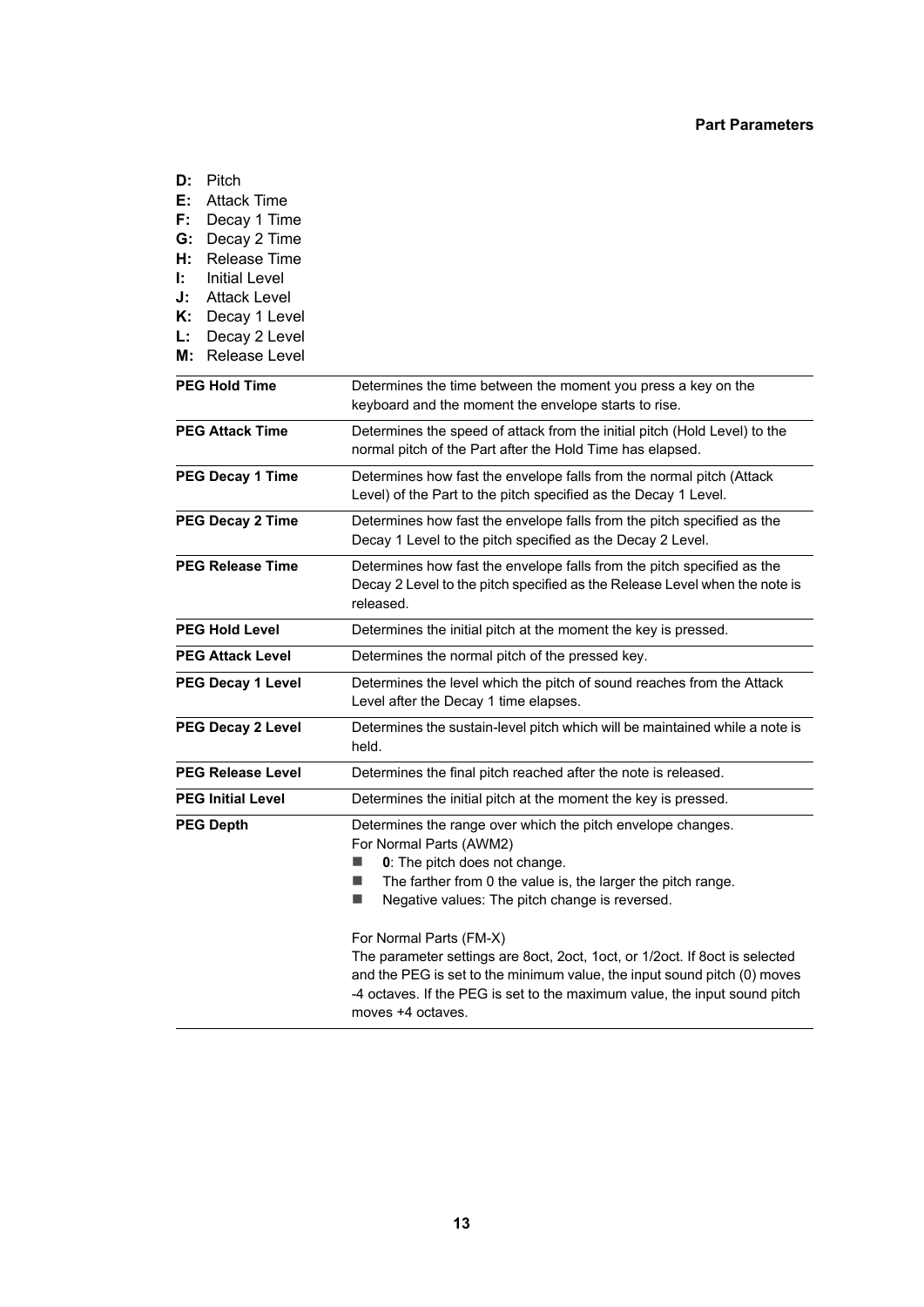**D:** Pitch
**E:** Attack Time
**F:** Decay 1 Time
**G:** Decay 2 Time
**H:** Release Time
**I:** Initial Level
**J:** Attack Level
**K:** Decay 1 Level
**L:** Decay 2 Level
**M:** Release Level

| | |
|---|---|
| **PEG Hold Time** | Determines the time between the moment you press a key on the keyboard and the moment the envelope starts to rise. |
| **PEG Attack Time** | Determines the speed of attack from the initial pitch (Hold Level) to the normal pitch of the Part after the Hold Time has elapsed. |
| **PEG Decay 1 Time** | Determines how fast the envelope falls from the normal pitch (Attack Level) of the Part to the pitch specified as the Decay 1 Level. |
| **PEG Decay 2 Time** | Determines how fast the envelope falls from the pitch specified as the Decay 1 Level to the pitch specified as the Decay 2 Level. |
| **PEG Release Time** | Determines how fast the envelope falls from the pitch specified as the Decay 2 Level to the pitch specified as the Release Level when the note is released. |
| **PEG Hold Level** | Determines the initial pitch at the moment the key is pressed. |
| **PEG Attack Level** | Determines the normal pitch of the pressed key. |
| **PEG Decay 1 Level** | Determines the level which the pitch of sound reaches from the Attack Level after the Decay 1 time elapses. |
| **PEG Decay 2 Level** | Determines the sustain-level pitch which will be maintained while a note is held. |
| **PEG Release Level** | Determines the final pitch reached after the note is released. |
| **PEG Initial Level** | Determines the initial pitch at the moment the key is pressed. |
| **PEG Depth** | Determines the range over which the pitch envelope changes.<br>For Normal Parts (AWM2)<br>■ **0**: The pitch does not change.<br>■ The farther from 0 the value is, the larger the pitch range.<br>■ Negative values: The pitch change is reversed.<br><br>For Normal Parts (FM-X)<br>The parameter settings are 8oct, 2oct, 1oct, or 1/2oct. If 8oct is selected and the PEG is set to the minimum value, the input sound pitch (0) moves -4 octaves. If the PEG is set to the maximum value, the input sound pitch moves +4 octaves. |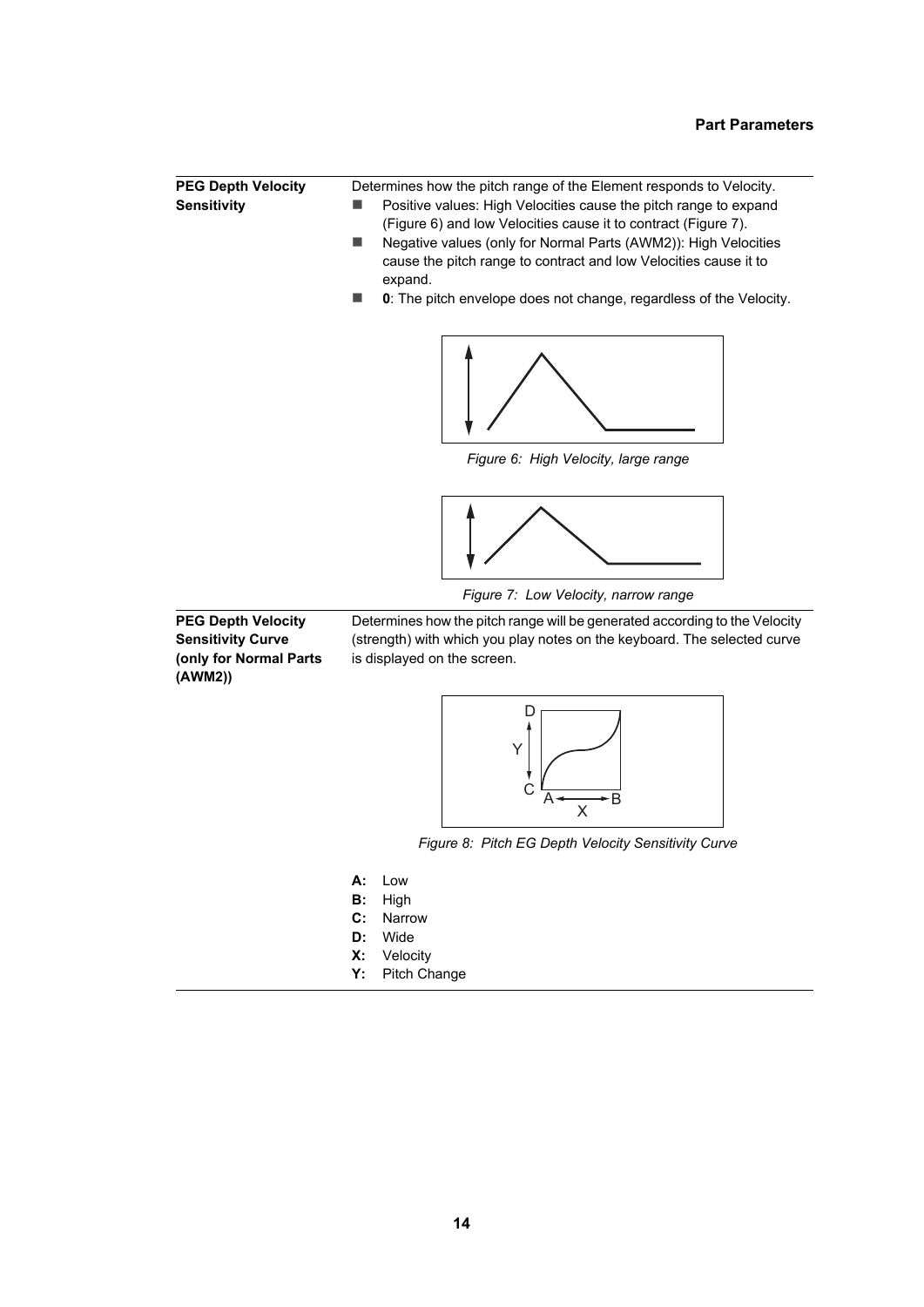**PEG Depth Velocity Sensitivity**

Determines how the pitch range of the Element responds to Velocity.

- Positive values: High Velocities cause the pitch range to expand (Figure 6) and low Velocities cause it to contract (Figure 7).
- Negative values (only for Normal Parts (AWM2)): High Velocities cause the pitch range to contract and low Velocities cause it to expand.
- **0**: The pitch envelope does not change, regardless of the Velocity.

*Figure 6: High Velocity, large range*

*Figure 7: Low Velocity, narrow range*

**PEG Depth Velocity Sensitivity Curve (only for Normal Parts (AWM2))**

Determines how the pitch range will be generated according to the Velocity (strength) with which you play notes on the keyboard. The selected curve is displayed on the screen.

D

Y

C

A

B

X

*Figure 8: Pitch EG Depth Velocity Sensitivity Curve*

**A:** Low
**B:** High
**C:** Narrow
**D:** Wide
**X:** Velocity
**Y:** Pitch Change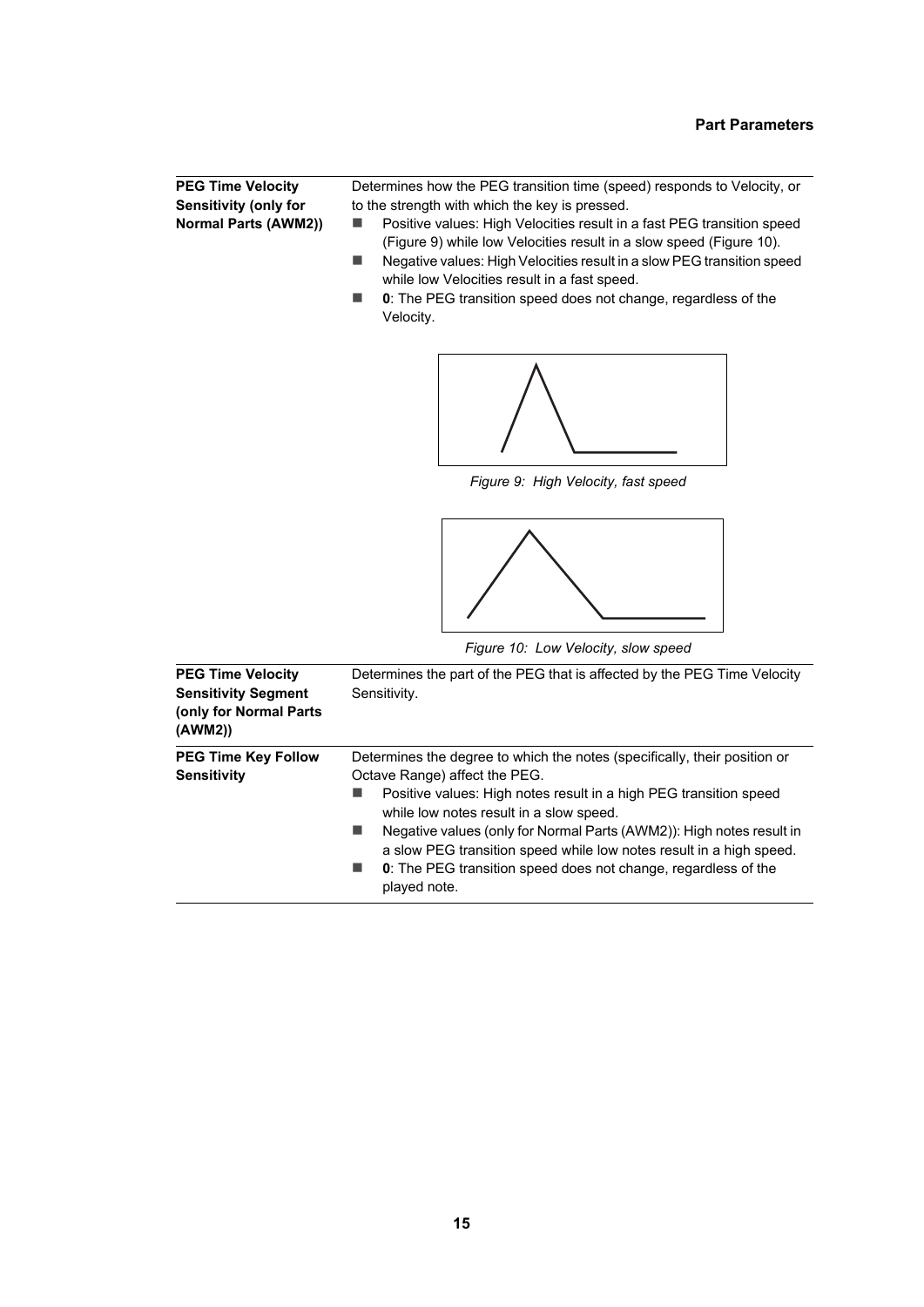| | |
|---|---|
| **PEG Time Velocity Sensitivity (only for Normal Parts (AWM2))** | Determines how the PEG transition time (speed) responds to Velocity, or to the strength with which the key is pressed.<br>■ Positive values: High Velocities result in a fast PEG transition speed (Figure 9) while low Velocities result in a slow speed (Figure 10).<br>■ Negative values: High Velocities result in a slow PEG transition speed while low Velocities result in a fast speed.<br>■ **0**: The PEG transition speed does not change, regardless of the Velocity.<br><br>*Figure 9: High Velocity, fast speed*<br><br>*Figure 10: Low Velocity, slow speed* |
| **PEG Time Velocity Sensitivity Segment (only for Normal Parts (AWM2))** | Determines the part of the PEG that is affected by the PEG Time Velocity Sensitivity. |
| **PEG Time Key Follow Sensitivity** | Determines the degree to which the notes (specifically, their position or Octave Range) affect the PEG.<br>■ Positive values: High notes result in a high PEG transition speed while low notes result in a slow speed.<br>■ Negative values (only for Normal Parts (AWM2)): High notes result in a slow PEG transition speed while low notes result in a high speed.<br>■ **0**: The PEG transition speed does not change, regardless of the played note. |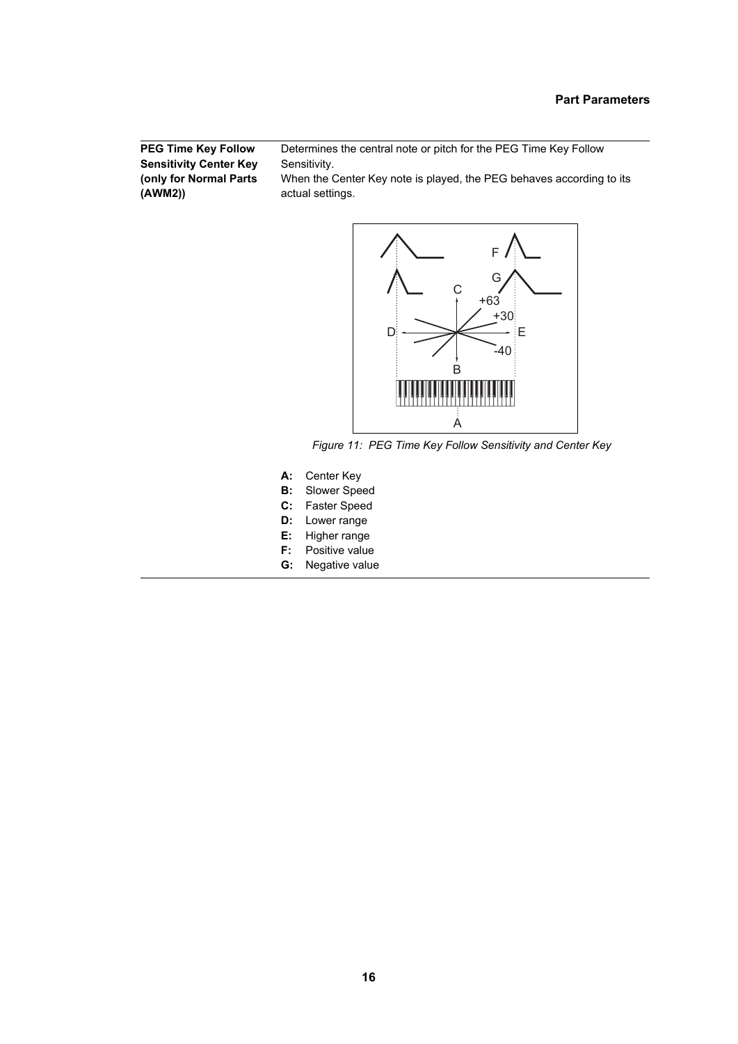**PEG Time Key Follow Sensitivity Center Key (only for Normal Parts (AWM2))**

Determines the central note or pitch for the PEG Time Key Follow Sensitivity.

When the Center Key note is played, the PEG behaves according to its actual settings.

F

G

C

+63

+30

D

E

-40

B

A

*Figure 11: PEG Time Key Follow Sensitivity and Center Key*

**A:** Center Key
**B:** Slower Speed
**C:** Faster Speed
**D:** Lower range
**E:** Higher range
**F:** Positive value
**G:** Negative value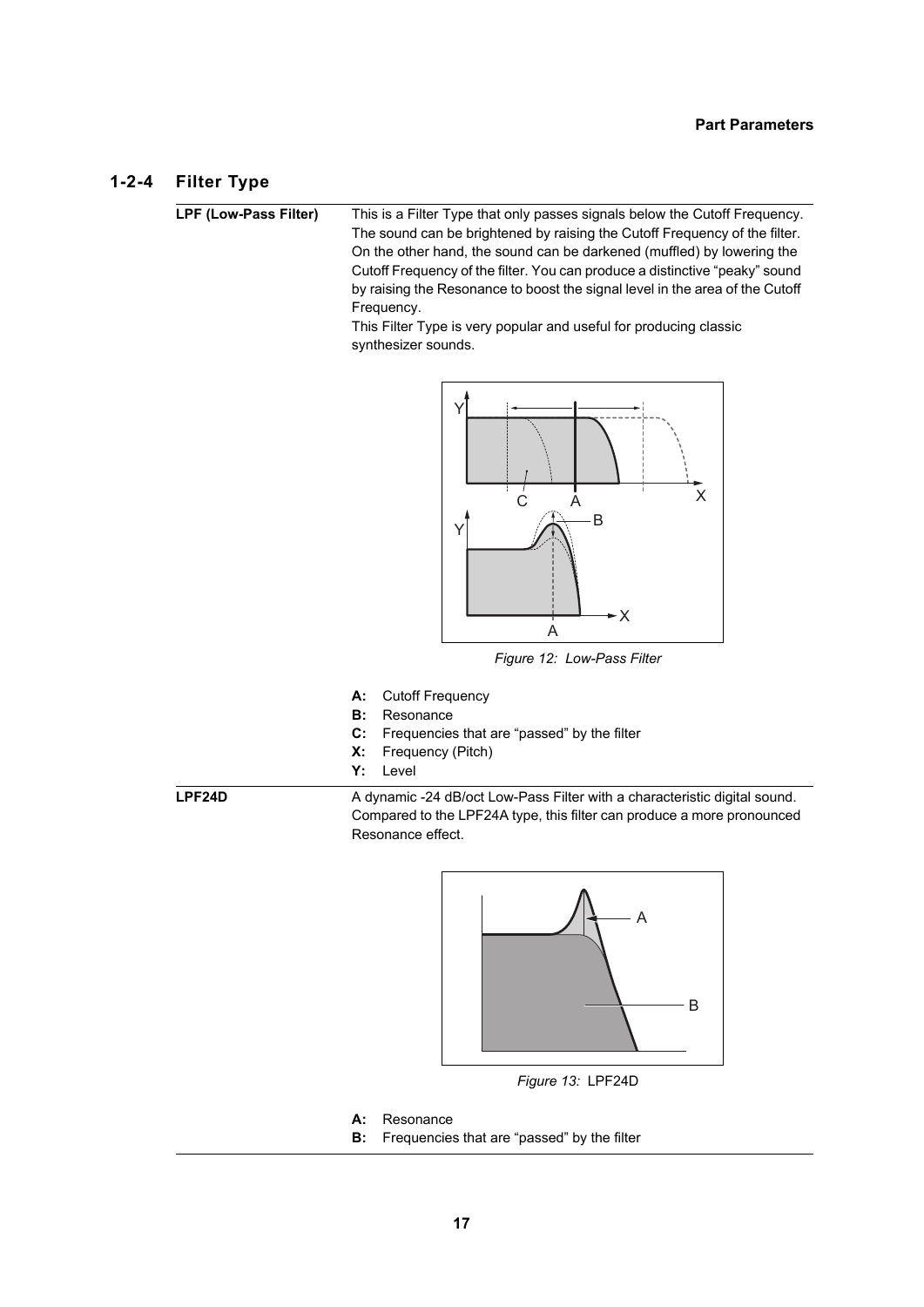### 1-2-4 Filter Type

**LPF (Low-Pass Filter)**

This is a Filter Type that only passes signals below the Cutoff Frequency. The sound can be brightened by raising the Cutoff Frequency of the filter. On the other hand, the sound can be darkened (muffled) by lowering the Cutoff Frequency of the filter. You can produce a distinctive "peaky" sound by raising the Resonance to boost the signal level in the area of the Cutoff Frequency.
This Filter Type is very popular and useful for producing classic synthesizer sounds.

Y
C A X
Y B
A X

*Figure 12: Low-Pass Filter*

- **A:** Cutoff Frequency
- **B:** Resonance
- **C:** Frequencies that are "passed" by the filter
- **X:** Frequency (Pitch)
- **Y:** Level

**LPF24D**

A dynamic -24 dB/oct Low-Pass Filter with a characteristic digital sound. Compared to the LPF24A type, this filter can produce a more pronounced Resonance effect.

A
B

*Figure 13:* LPF24D

- **A:** Resonance
- **B:** Frequencies that are "passed" by the filter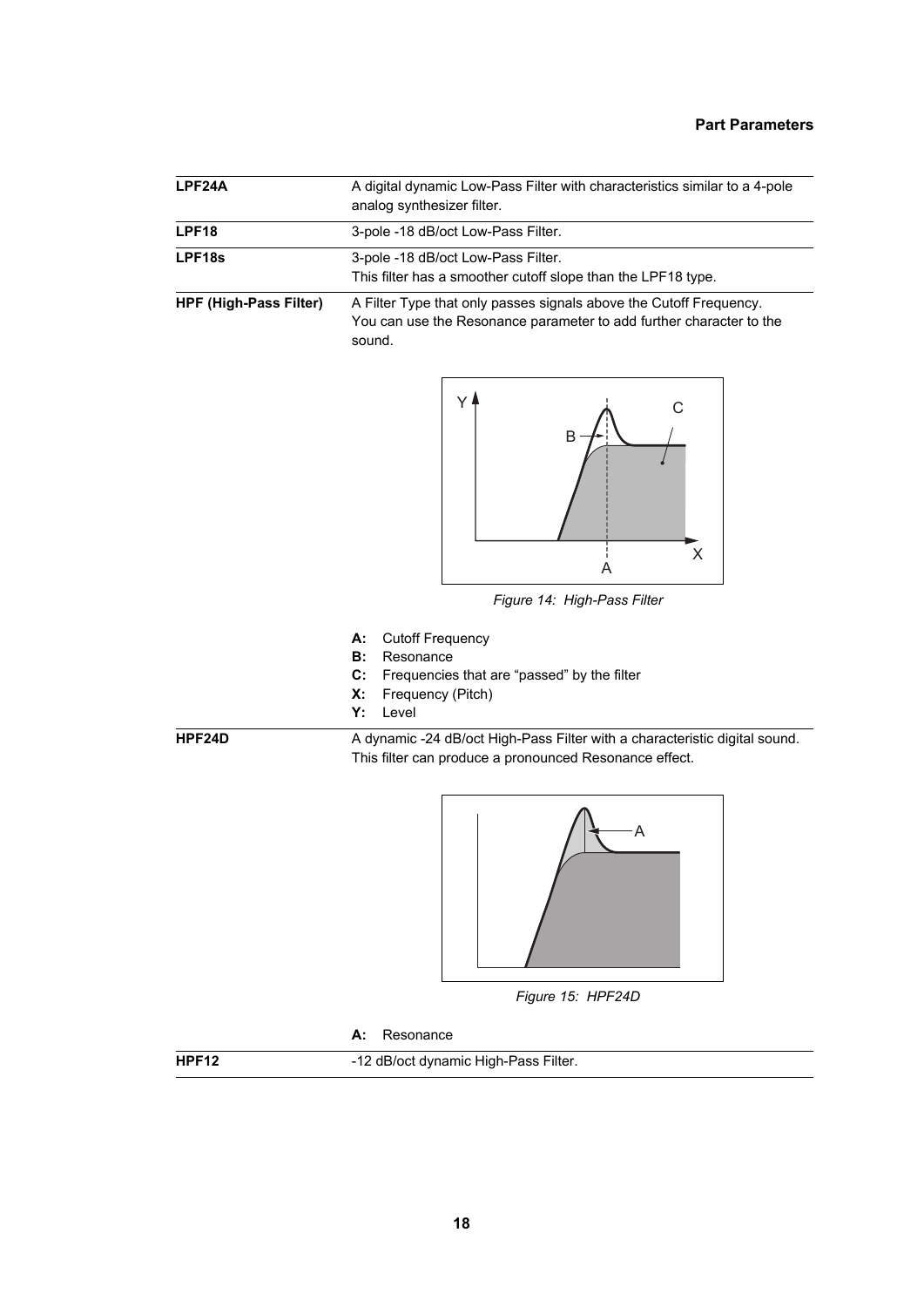| | |
|---|---|
| **LPF24A** | A digital dynamic Low-Pass Filter with characteristics similar to a 4-pole analog synthesizer filter. |
| **LPF18** | 3-pole -18 dB/oct Low-Pass Filter. |
| **LPF18s** | 3-pole -18 dB/oct Low-Pass Filter.<br>This filter has a smoother cutoff slope than the LPF18 type. |
| **HPF (High-Pass Filter)** | A Filter Type that only passes signals above the Cutoff Frequency.<br>You can use the Resonance parameter to add further character to the sound. |

Y
B
C
X
A

*Figure 14: High-Pass Filter*

- **A:** Cutoff Frequency
- **B:** Resonance
- **C:** Frequencies that are "passed" by the filter
- **X:** Frequency (Pitch)
- **Y:** Level

| | |
|---|---|
| **HPF24D** | A dynamic -24 dB/oct High-Pass Filter with a characteristic digital sound.<br>This filter can produce a pronounced Resonance effect. |

A

*Figure 15: HPF24D*

- **A:** Resonance

| | |
|---|---|
| **HPF12** | -12 dB/oct dynamic High-Pass Filter. |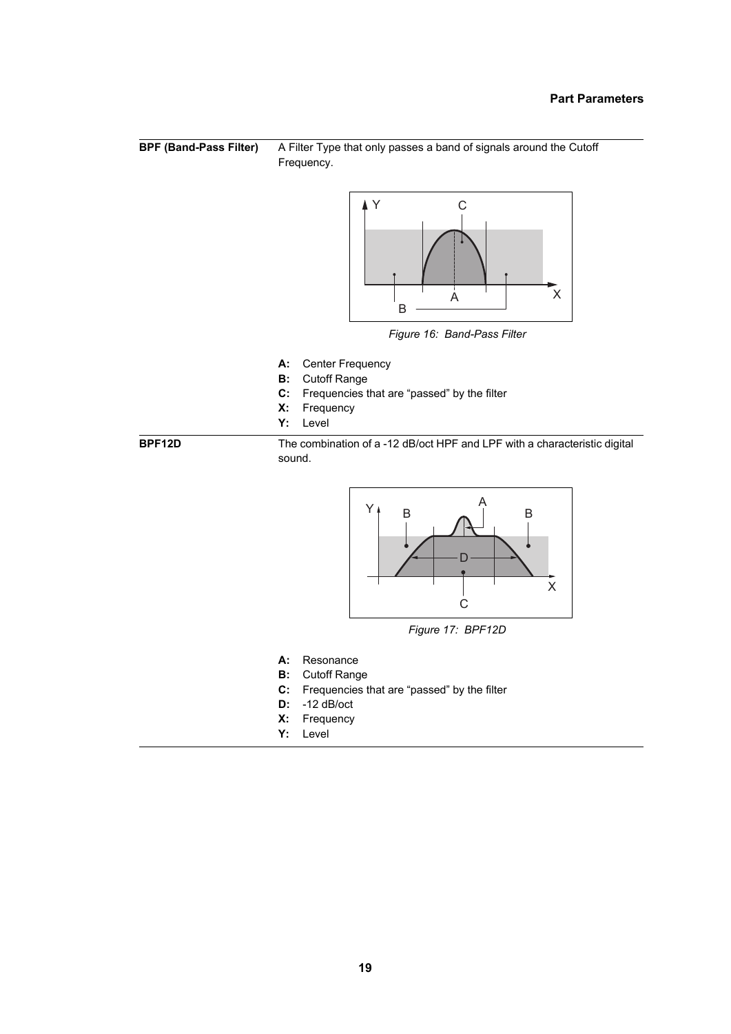**BPF (Band-Pass Filter)**

A Filter Type that only passes a band of signals around the Cutoff Frequency.

Y
C
A
X
B

*Figure 16: Band-Pass Filter*

**A:** Center Frequency
**B:** Cutoff Range
**C:** Frequencies that are “passed” by the filter
**X:** Frequency
**Y:** Level

**BPF12D**

The combination of a -12 dB/oct HPF and LPF with a characteristic digital sound.

A
Y
B
B
D
X
C

*Figure 17: BPF12D*

**A:** Resonance
**B:** Cutoff Range
**C:** Frequencies that are “passed” by the filter
**D:** -12 dB/oct
**X:** Frequency
**Y:** Level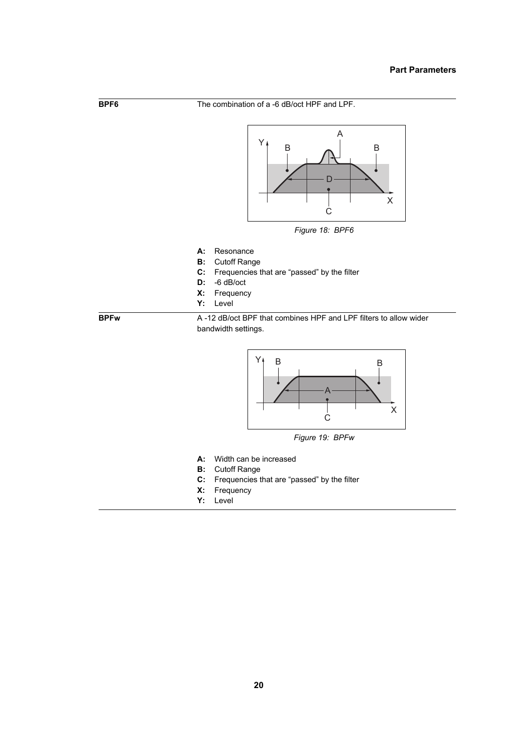**BPF6**

The combination of a -6 dB/oct HPF and LPF.

A
Y
B
B
D
X
C

*Figure 18: BPF6*

- **A:** Resonance
- **B:** Cutoff Range
- **C:** Frequencies that are “passed” by the filter
- **D:** -6 dB/oct
- **X:** Frequency
- **Y:** Level

**BPFw**

A -12 dB/oct BPF that combines HPF and LPF filters to allow wider bandwidth settings.

Y
B
B
A
X
C

*Figure 19: BPFw*

- **A:** Width can be increased
- **B:** Cutoff Range
- **C:** Frequencies that are “passed” by the filter
- **X:** Frequency
- **Y:** Level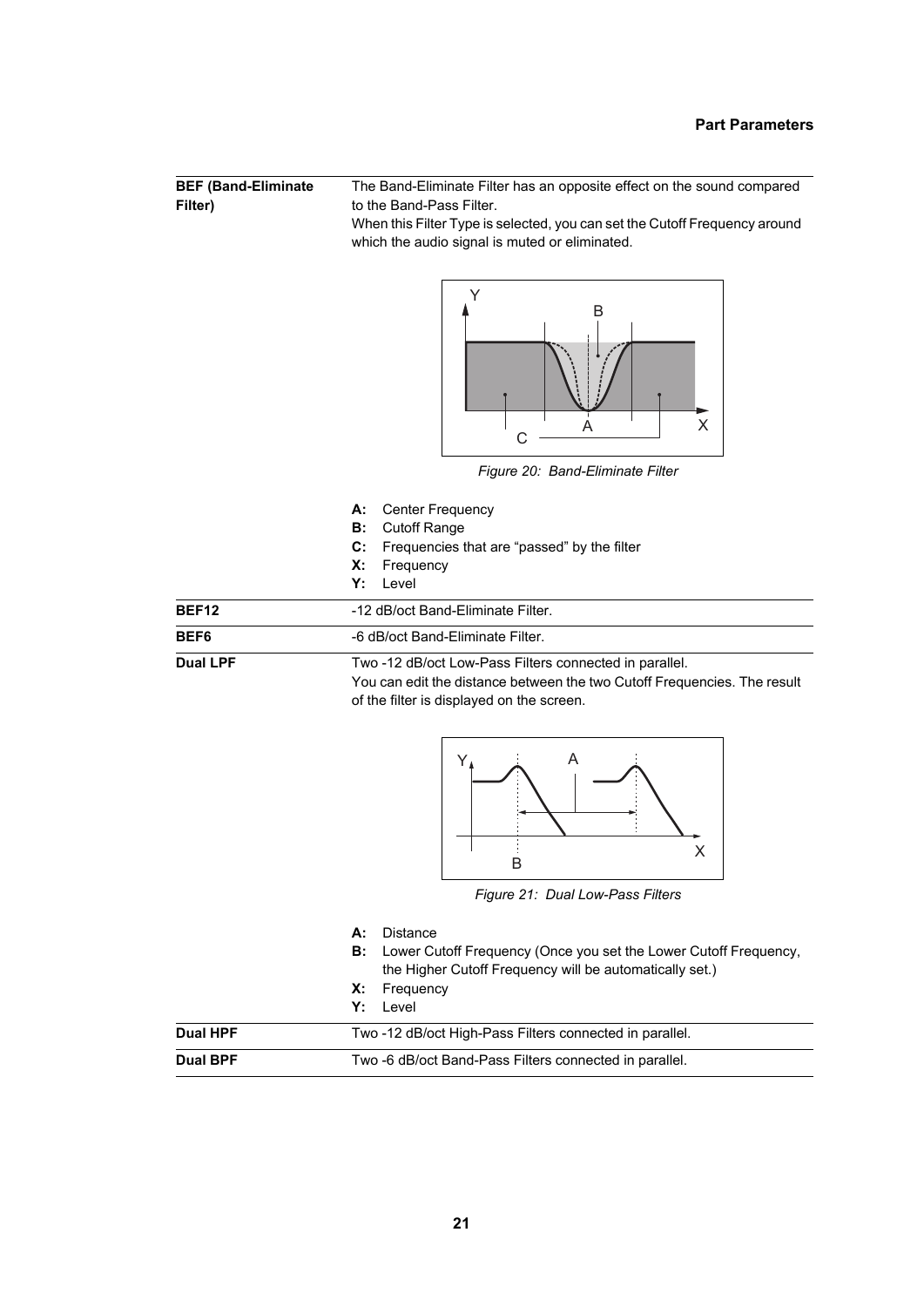| | |
|---|---|
| **BEF (Band-Eliminate Filter)** | The Band-Eliminate Filter has an opposite effect on the sound compared to the Band-Pass Filter.<br>When this Filter Type is selected, you can set the Cutoff Frequency around which the audio signal is muted or eliminated.<br><br>Y<br>B<br>A<br>X<br>C<br><br>*Figure 20: Band-Eliminate Filter*<br><br>**A:** Center Frequency<br>**B:** Cutoff Range<br>**C:** Frequencies that are "passed" by the filter<br>**X:** Frequency<br>**Y:** Level |
| **BEF12** | -12 dB/oct Band-Eliminate Filter. |
| **BEF6** | -6 dB/oct Band-Eliminate Filter. |
| **Dual LPF** | Two -12 dB/oct Low-Pass Filters connected in parallel.<br>You can edit the distance between the two Cutoff Frequencies. The result of the filter is displayed on the screen.<br><br>Y<br>A<br>X<br>B<br><br>*Figure 21: Dual Low-Pass Filters*<br><br>**A:** Distance<br>**B:** Lower Cutoff Frequency (Once you set the Lower Cutoff Frequency, the Higher Cutoff Frequency will be automatically set.)<br>**X:** Frequency<br>**Y:** Level |
| **Dual HPF** | Two -12 dB/oct High-Pass Filters connected in parallel. |
| **Dual BPF** | Two -6 dB/oct Band-Pass Filters connected in parallel. |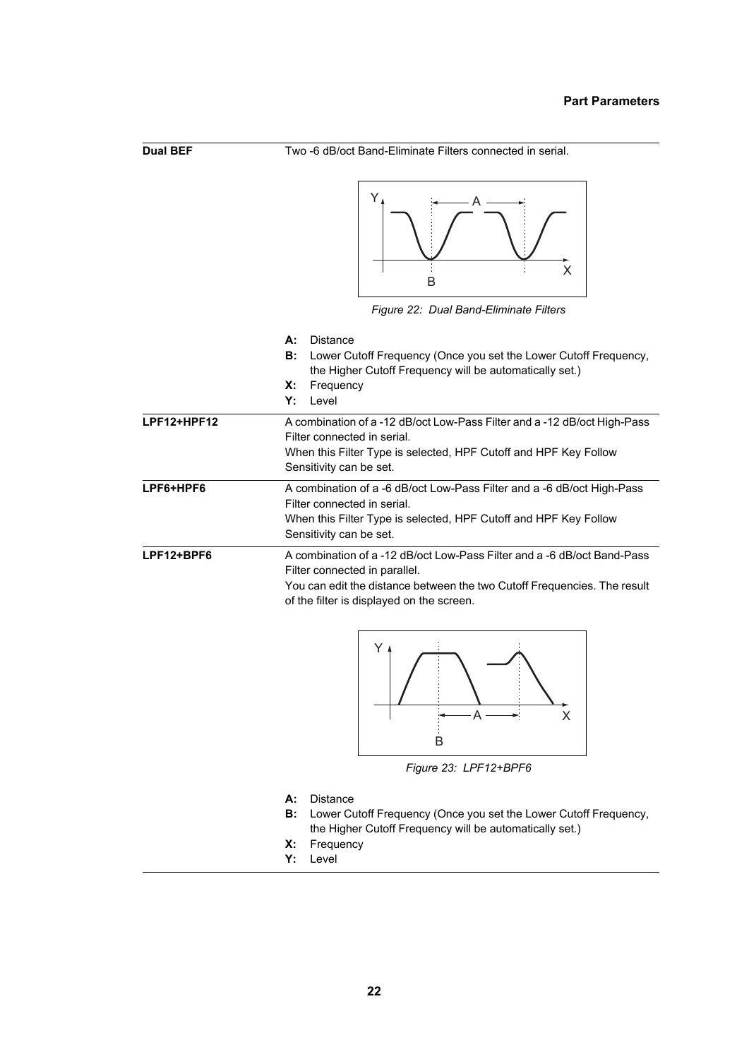**Dual BEF**

Two -6 dB/oct Band-Eliminate Filters connected in serial.

Y
A
X
B

*Figure 22: Dual Band-Eliminate Filters*

- **A:** Distance
- **B:** Lower Cutoff Frequency (Once you set the Lower Cutoff Frequency, the Higher Cutoff Frequency will be automatically set.)
- **X:** Frequency
- **Y:** Level

**LPF12+HPF12**

A combination of a -12 dB/oct Low-Pass Filter and a -12 dB/oct High-Pass Filter connected in serial.
When this Filter Type is selected, HPF Cutoff and HPF Key Follow Sensitivity can be set.

**LPF6+HPF6**

A combination of a -6 dB/oct Low-Pass Filter and a -6 dB/oct High-Pass Filter connected in serial.
When this Filter Type is selected, HPF Cutoff and HPF Key Follow Sensitivity can be set.

**LPF12+BPF6**

A combination of a -12 dB/oct Low-Pass Filter and a -6 dB/oct Band-Pass Filter connected in parallel.
You can edit the distance between the two Cutoff Frequencies. The result of the filter is displayed on the screen.

Y
A
X
B

*Figure 23: LPF12+BPF6*

- **A:** Distance
- **B:** Lower Cutoff Frequency (Once you set the Lower Cutoff Frequency, the Higher Cutoff Frequency will be automatically set.)
- **X:** Frequency
- **Y:** Level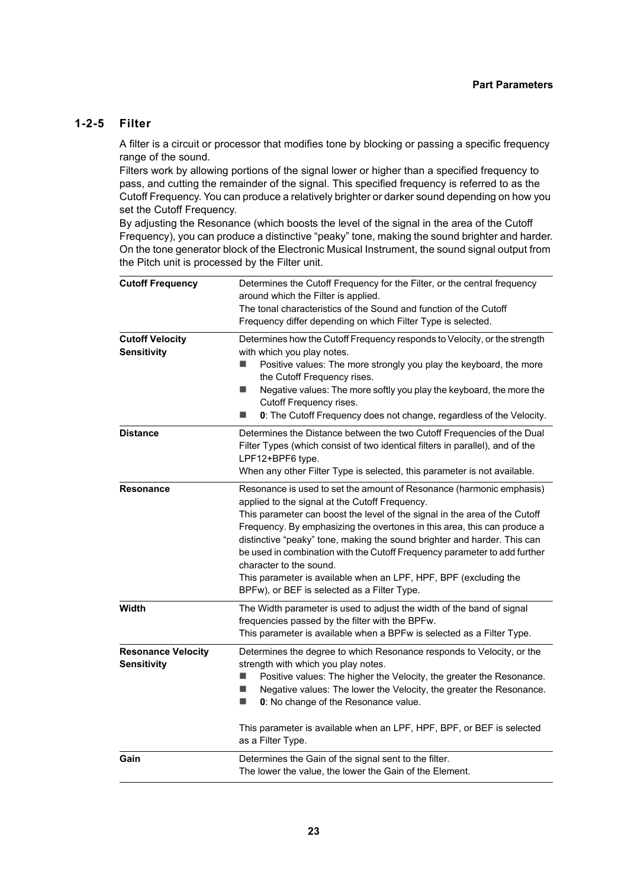### 1-2-5 Filter

A filter is a circuit or processor that modifies tone by blocking or passing a specific frequency range of the sound.
Filters work by allowing portions of the signal lower or higher than a specified frequency to pass, and cutting the remainder of the signal. This specified frequency is referred to as the Cutoff Frequency. You can produce a relatively brighter or darker sound depending on how you set the Cutoff Frequency.
By adjusting the Resonance (which boosts the level of the signal in the area of the Cutoff Frequency), you can produce a distinctive "peaky" tone, making the sound brighter and harder.
On the tone generator block of the Electronic Musical Instrument, the sound signal output from the Pitch unit is processed by the Filter unit.

| | |
|---|---|
| **Cutoff Frequency** | Determines the Cutoff Frequency for the Filter, or the central frequency around which the Filter is applied.<br>The tonal characteristics of the Sound and function of the Cutoff Frequency differ depending on which Filter Type is selected. |
| **Cutoff Velocity Sensitivity** | Determines how the Cutoff Frequency responds to Velocity, or the strength with which you play notes.<br>■ Positive values: The more strongly you play the keyboard, the more the Cutoff Frequency rises.<br>■ Negative values: The more softly you play the keyboard, the more the Cutoff Frequency rises.<br>■ **0**: The Cutoff Frequency does not change, regardless of the Velocity. |
| **Distance** | Determines the Distance between the two Cutoff Frequencies of the Dual Filter Types (which consist of two identical filters in parallel), and of the LPF12+BPF6 type.<br>When any other Filter Type is selected, this parameter is not available. |
| **Resonance** | Resonance is used to set the amount of Resonance (harmonic emphasis) applied to the signal at the Cutoff Frequency.<br>This parameter can boost the level of the signal in the area of the Cutoff Frequency. By emphasizing the overtones in this area, this can produce a distinctive "peaky" tone, making the sound brighter and harder. This can be used in combination with the Cutoff Frequency parameter to add further character to the sound.<br>This parameter is available when an LPF, HPF, BPF (excluding the BPFw), or BEF is selected as a Filter Type. |
| **Width** | The Width parameter is used to adjust the width of the band of signal frequencies passed by the filter with the BPFw.<br>This parameter is available when a BPFw is selected as a Filter Type. |
| **Resonance Velocity Sensitivity** | Determines the degree to which Resonance responds to Velocity, or the strength with which you play notes.<br>■ Positive values: The higher the Velocity, the greater the Resonance.<br>■ Negative values: The lower the Velocity, the greater the Resonance.<br>■ **0**: No change of the Resonance value.<br><br>This parameter is available when an LPF, HPF, BPF, or BEF is selected as a Filter Type. |
| **Gain** | Determines the Gain of the signal sent to the filter.<br>The lower the value, the lower the Gain of the Element. |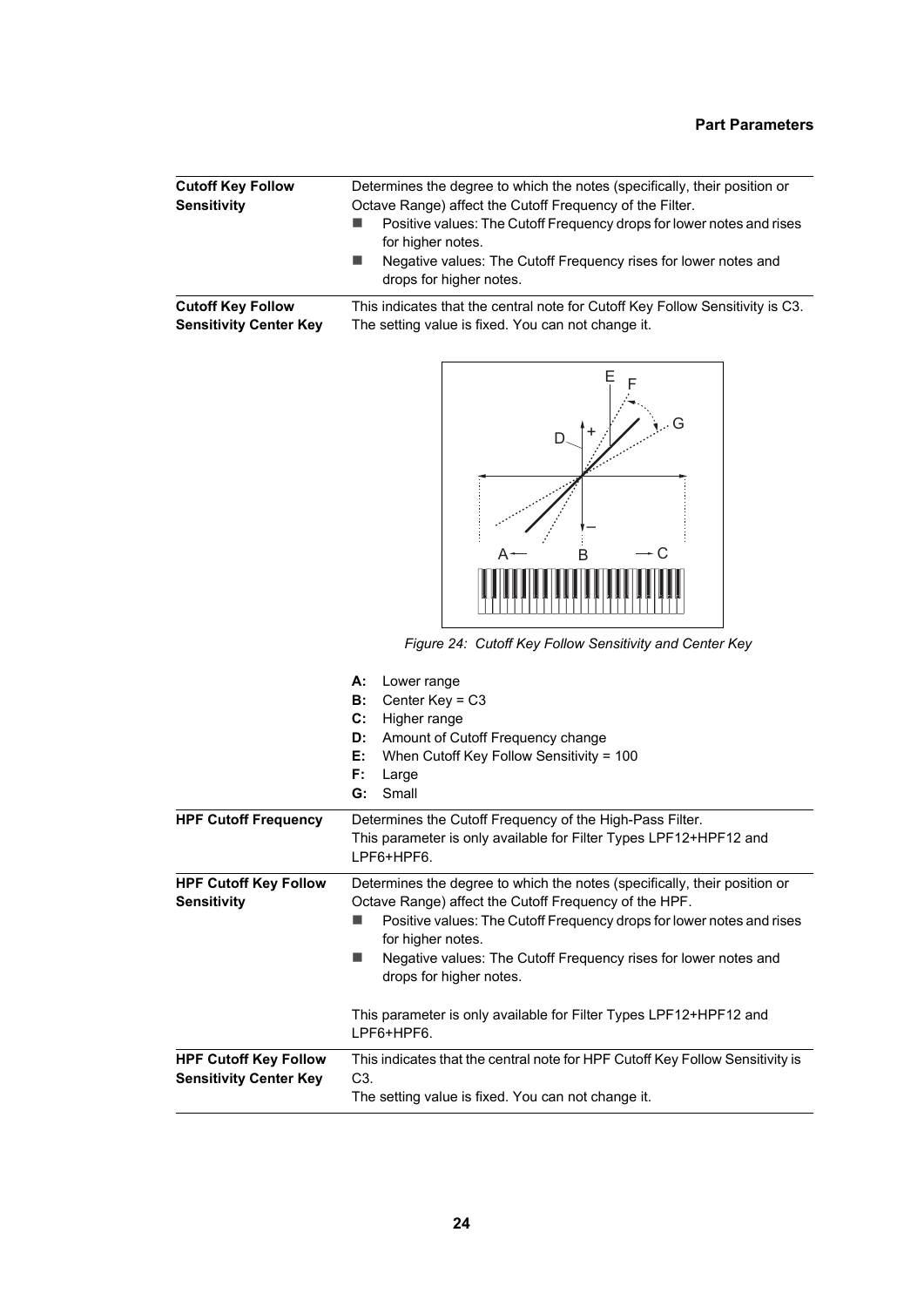| | |
|---|---|
| **Cutoff Key Follow Sensitivity** | Determines the degree to which the notes (specifically, their position or Octave Range) affect the Cutoff Frequency of the Filter.<br>■ Positive values: The Cutoff Frequency drops for lower notes and rises for higher notes.<br>■ Negative values: The Cutoff Frequency rises for lower notes and drops for higher notes. |
| **Cutoff Key Follow Sensitivity Center Key** | This indicates that the central note for Cutoff Key Follow Sensitivity is C3. The setting value is fixed. You can not change it. |

E F G D + – A B C

*Figure 24: Cutoff Key Follow Sensitivity and Center Key*

- **A:** Lower range
- **B:** Center Key = C3
- **C:** Higher range
- **D:** Amount of Cutoff Frequency change
- **E:** When Cutoff Key Follow Sensitivity = 100
- **F:** Large
- **G:** Small

| | |
|---|---|
| **HPF Cutoff Frequency** | Determines the Cutoff Frequency of the High-Pass Filter.<br>This parameter is only available for Filter Types LPF12+HPF12 and LPF6+HPF6. |
| **HPF Cutoff Key Follow Sensitivity** | Determines the degree to which the notes (specifically, their position or Octave Range) affect the Cutoff Frequency of the HPF.<br>■ Positive values: The Cutoff Frequency drops for lower notes and rises for higher notes.<br>■ Negative values: The Cutoff Frequency rises for lower notes and drops for higher notes.<br><br>This parameter is only available for Filter Types LPF12+HPF12 and LPF6+HPF6. |
| **HPF Cutoff Key Follow Sensitivity Center Key** | This indicates that the central note for HPF Cutoff Key Follow Sensitivity is C3.<br>The setting value is fixed. You can not change it. |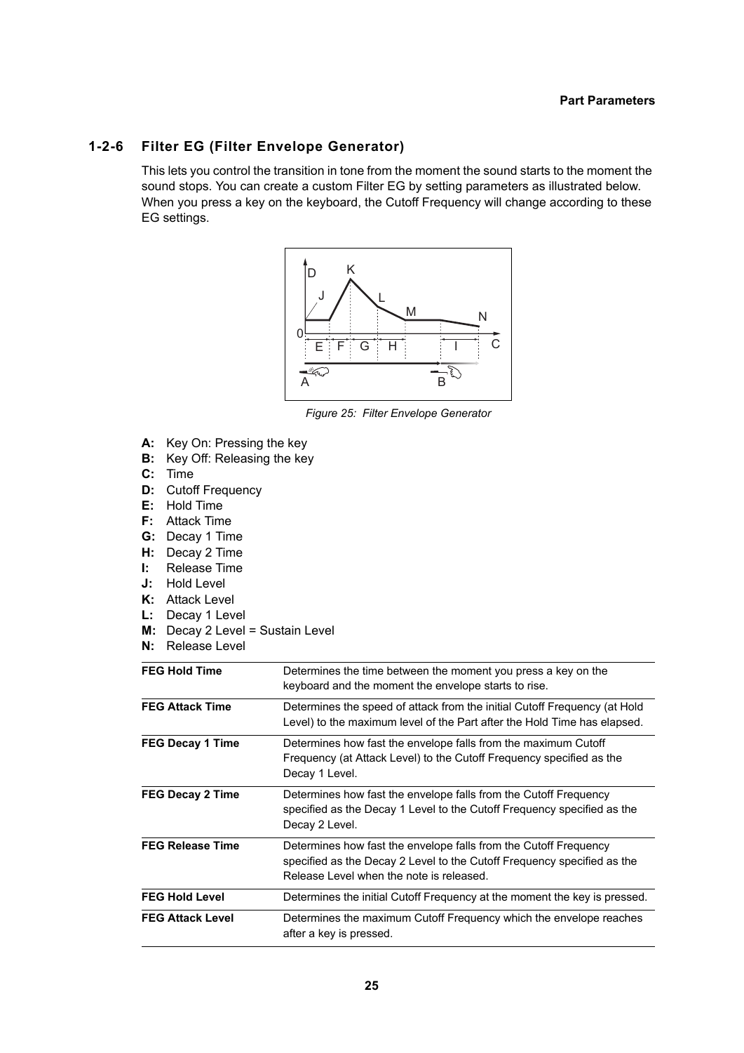### 1-2-6 Filter EG (Filter Envelope Generator)

This lets you control the transition in tone from the moment the sound starts to the moment the sound stops. You can create a custom Filter EG by setting parameters as illustrated below. When you press a key on the keyboard, the Cutoff Frequency will change according to these EG settings.

D K J L M N 0 E F G H I C A B

*Figure 25: Filter Envelope Generator*

- **A:** Key On: Pressing the key
- **B:** Key Off: Releasing the key
- **C:** Time
- **D:** Cutoff Frequency
- **E:** Hold Time
- **F:** Attack Time
- **G:** Decay 1 Time
- **H:** Decay 2 Time
- **I:** Release Time
- **J:** Hold Level
- **K:** Attack Level
- **L:** Decay 1 Level
- **M:** Decay 2 Level = Sustain Level
- **N:** Release Level

| | |
|---|---|
| **FEG Hold Time** | Determines the time between the moment you press a key on the keyboard and the moment the envelope starts to rise. |
| **FEG Attack Time** | Determines the speed of attack from the initial Cutoff Frequency (at Hold Level) to the maximum level of the Part after the Hold Time has elapsed. |
| **FEG Decay 1 Time** | Determines how fast the envelope falls from the maximum Cutoff Frequency (at Attack Level) to the Cutoff Frequency specified as the Decay 1 Level. |
| **FEG Decay 2 Time** | Determines how fast the envelope falls from the Cutoff Frequency specified as the Decay 1 Level to the Cutoff Frequency specified as the Decay 2 Level. |
| **FEG Release Time** | Determines how fast the envelope falls from the Cutoff Frequency specified as the Decay 2 Level to the Cutoff Frequency specified as the Release Level when the note is released. |
| **FEG Hold Level** | Determines the initial Cutoff Frequency at the moment the key is pressed. |
| **FEG Attack Level** | Determines the maximum Cutoff Frequency which the envelope reaches after a key is pressed. |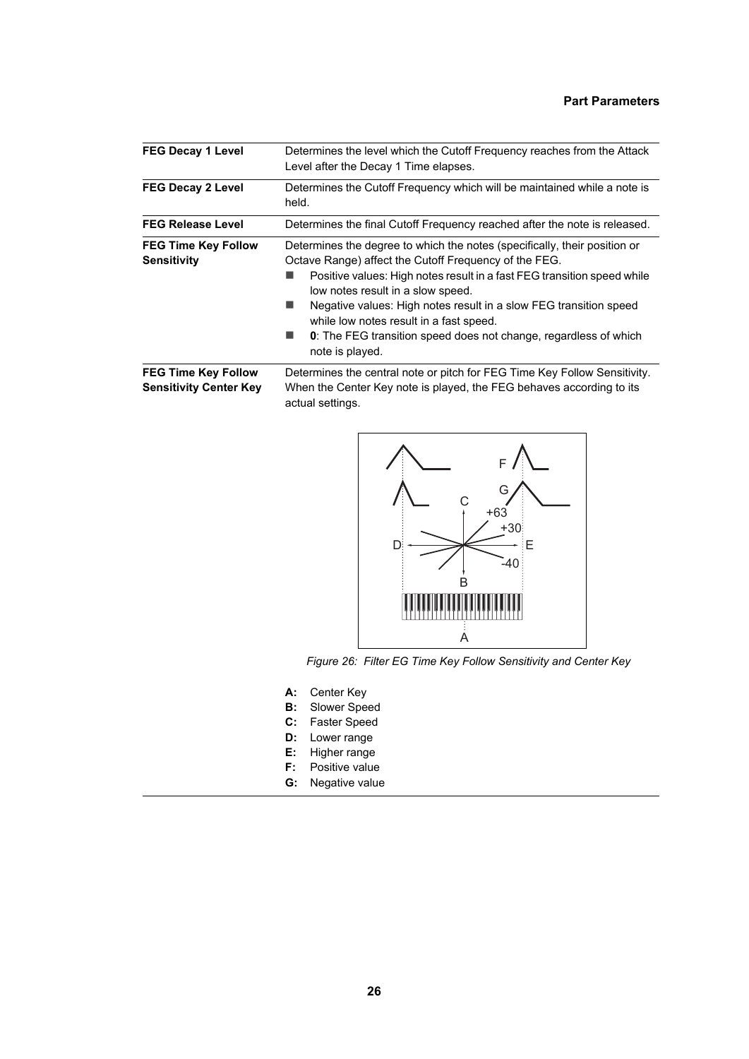| | |
|---|---|
| **FEG Decay 1 Level** | Determines the level which the Cutoff Frequency reaches from the Attack Level after the Decay 1 Time elapses. |
| **FEG Decay 2 Level** | Determines the Cutoff Frequency which will be maintained while a note is held. |
| **FEG Release Level** | Determines the final Cutoff Frequency reached after the note is released. |
| **FEG Time Key Follow Sensitivity** | Determines the degree to which the notes (specifically, their position or Octave Range) affect the Cutoff Frequency of the FEG.<br>■ Positive values: High notes result in a fast FEG transition speed while low notes result in a slow speed.<br>■ Negative values: High notes result in a slow FEG transition speed while low notes result in a fast speed.<br>■ **0**: The FEG transition speed does not change, regardless of which note is played. |
| **FEG Time Key Follow Sensitivity Center Key** | Determines the central note or pitch for FEG Time Key Follow Sensitivity. When the Center Key note is played, the FEG behaves according to its actual settings. |

F
G
C
+63
+30
D
E
-40
B
A

*Figure 26: Filter EG Time Key Follow Sensitivity and Center Key*

- **A:** Center Key
- **B:** Slower Speed
- **C:** Faster Speed
- **D:** Lower range
- **E:** Higher range
- **F:** Positive value
- **G:** Negative value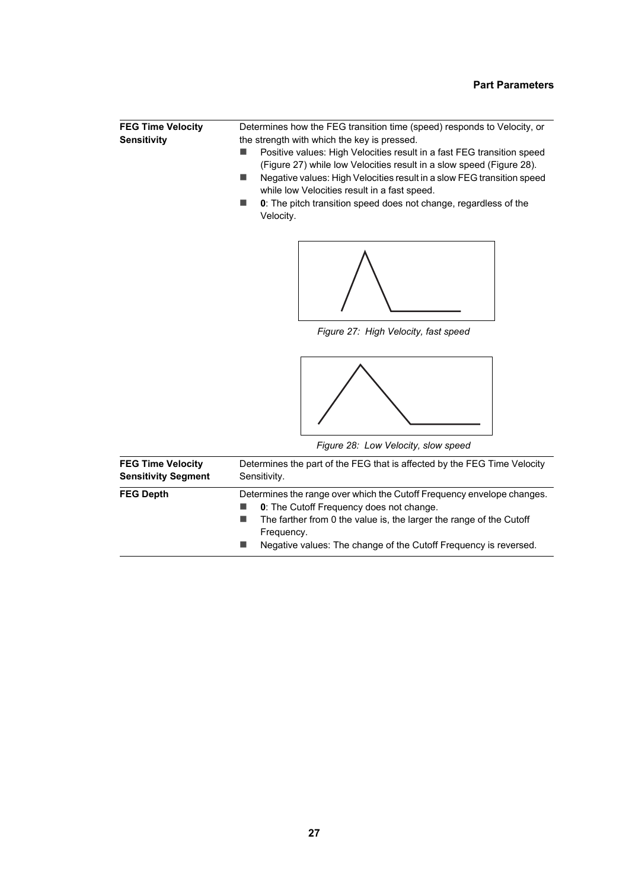| | |
|---|---|
| **FEG Time Velocity Sensitivity** | Determines how the FEG transition time (speed) responds to Velocity, or the strength with which the key is pressed.<br>■ Positive values: High Velocities result in a fast FEG transition speed (Figure 27) while low Velocities result in a slow speed (Figure 28).<br>■ Negative values: High Velocities result in a slow FEG transition speed while low Velocities result in a fast speed.<br>■ **0**: The pitch transition speed does not change, regardless of the Velocity.<br><br>*Figure 27: High Velocity, fast speed*<br><br>*Figure 28: Low Velocity, slow speed* |
| **FEG Time Velocity Sensitivity Segment** | Determines the part of the FEG that is affected by the FEG Time Velocity Sensitivity. |
| **FEG Depth** | Determines the range over which the Cutoff Frequency envelope changes.<br>■ **0**: The Cutoff Frequency does not change.<br>■ The farther from 0 the value is, the larger the range of the Cutoff Frequency.<br>■ Negative values: The change of the Cutoff Frequency is reversed. |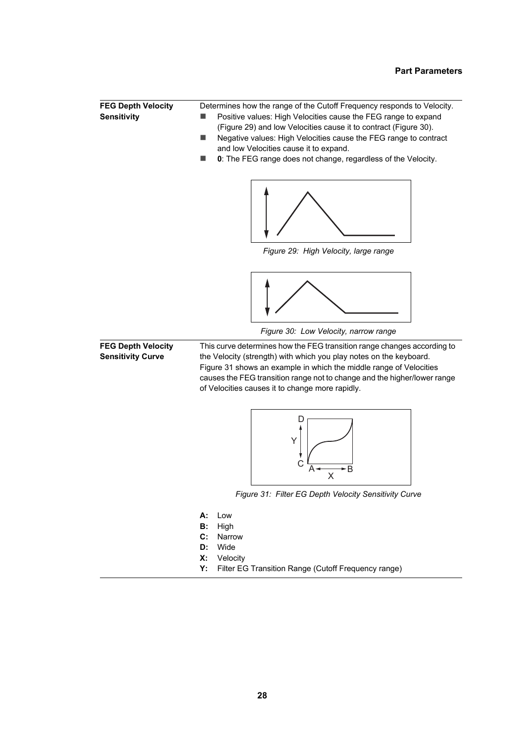**FEG Depth Velocity Sensitivity**

Determines how the range of the Cutoff Frequency responds to Velocity.

- Positive values: High Velocities cause the FEG range to expand (Figure 29) and low Velocities cause it to contract (Figure 30).
- Negative values: High Velocities cause the FEG range to contract and low Velocities cause it to expand.
- **0**: The FEG range does not change, regardless of the Velocity.

*Figure 29: High Velocity, large range*

*Figure 30: Low Velocity, narrow range*

**FEG Depth Velocity Sensitivity Curve**

This curve determines how the FEG transition range changes according to the Velocity (strength) with which you play notes on the keyboard. Figure 31 shows an example in which the middle range of Velocities causes the FEG transition range not to change and the higher/lower range of Velocities causes it to change more rapidly.

D

Y

C

A

B

X

*Figure 31: Filter EG Depth Velocity Sensitivity Curve*

**A:** Low
**B:** High
**C:** Narrow
**D:** Wide
**X:** Velocity
**Y:** Filter EG Transition Range (Cutoff Frequency range)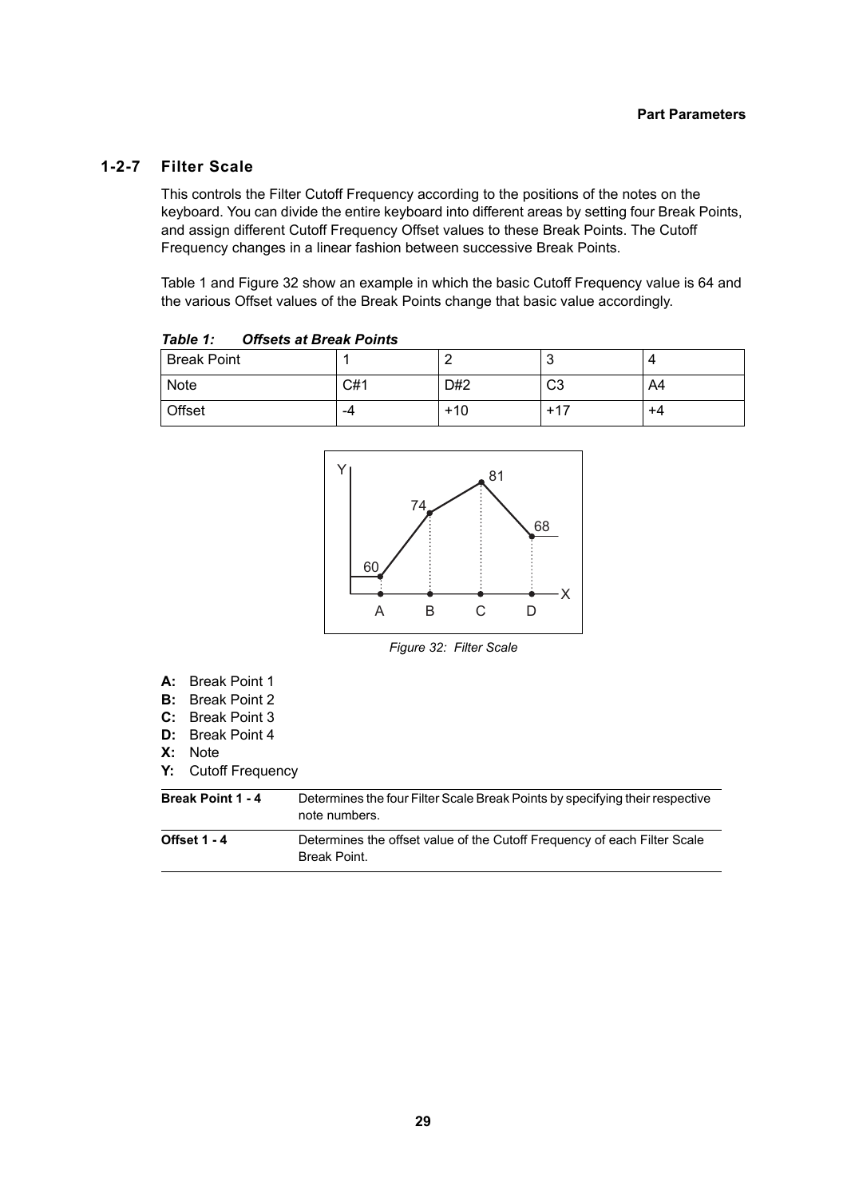### 1-2-7 Filter Scale

This controls the Filter Cutoff Frequency according to the positions of the notes on the keyboard. You can divide the entire keyboard into different areas by setting four Break Points, and assign different Cutoff Frequency Offset values to these Break Points. The Cutoff Frequency changes in a linear fashion between successive Break Points.

Table 1 and Figure 32 show an example in which the basic Cutoff Frequency value is 64 and the various Offset values of the Break Points change that basic value accordingly.

***Table 1: Offsets at Break Points***

| Break Point | 1 | 2 | 3 | 4 |
|---|---|---|---|---|
| Note | C#1 | D#2 | C3 | A4 |
| Offset | -4 | +10 | +17 | +4 |

Y
X
60
74
81
68
A
B
C
D

*Figure 32: Filter Scale*

**A:** Break Point 1
**B:** Break Point 2
**C:** Break Point 3
**D:** Break Point 4
**X:** Note
**Y:** Cutoff Frequency

| | |
|---|---|
| **Break Point 1 - 4** | Determines the four Filter Scale Break Points by specifying their respective note numbers. |
| **Offset 1 - 4** | Determines the offset value of the Cutoff Frequency of each Filter Scale Break Point. |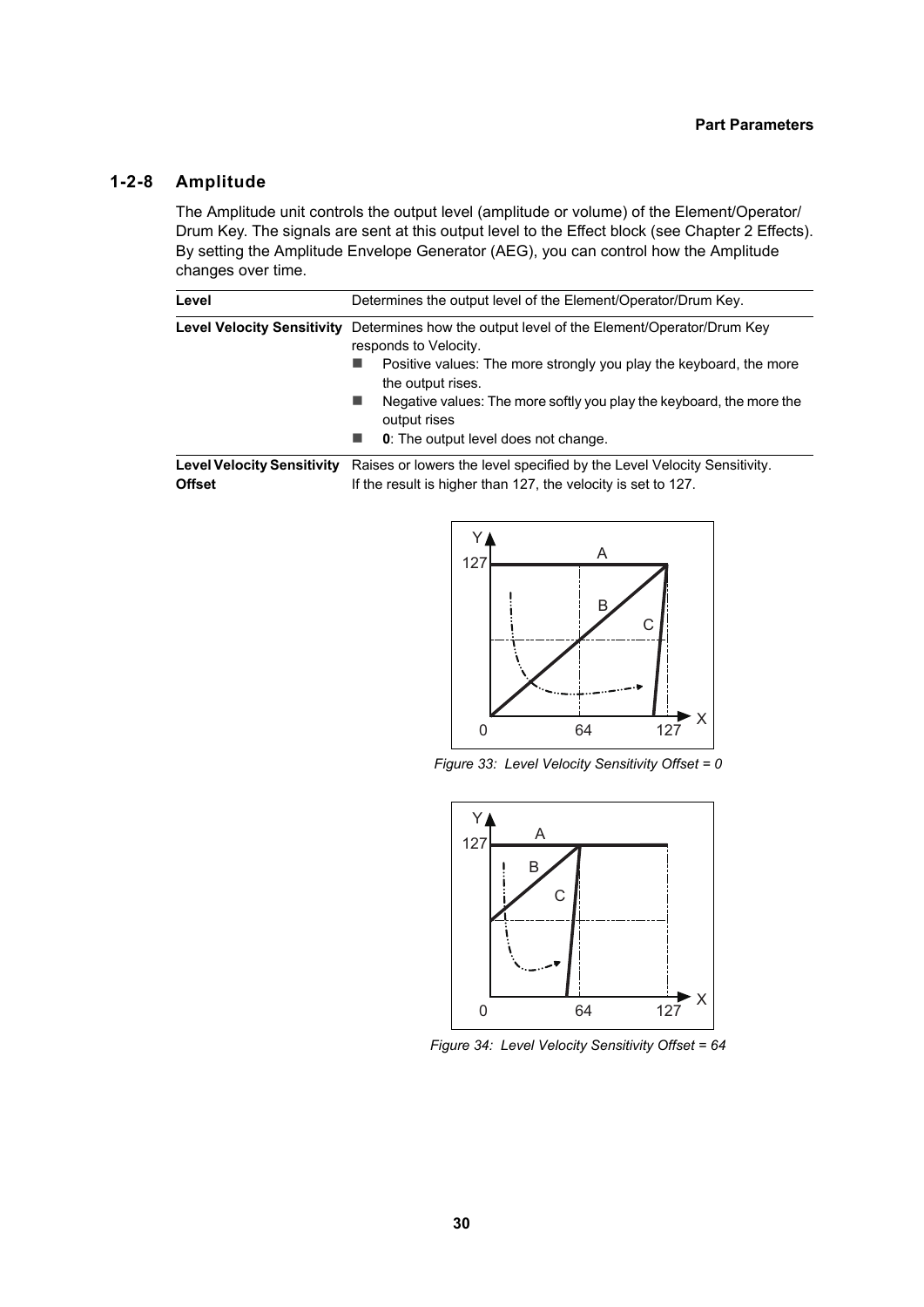### 1-2-8 Amplitude

The Amplitude unit controls the output level (amplitude or volume) of the Element/Operator/Drum Key. The signals are sent at this output level to the Effect block (see Chapter 2 Effects). By setting the Amplitude Envelope Generator (AEG), you can control how the Amplitude changes over time.

| | |
|---|---|
| **Level** | Determines the output level of the Element/Operator/Drum Key. |
| **Level Velocity Sensitivity** | Determines how the output level of the Element/Operator/Drum Key responds to Velocity.<br>■ Positive values: The more strongly you play the keyboard, the more the output rises.<br>■ Negative values: The more softly you play the keyboard, the more the output rises<br>■ **0**: The output level does not change. |
| **Level Velocity Sensitivity Offset** | Raises or lowers the level specified by the Level Velocity Sensitivity.<br>If the result is higher than 127, the velocity is set to 127. |

Y
127
A
B
C
0
64
127
X

*Figure 33: Level Velocity Sensitivity Offset = 0*

Y
127
A
B
C
0
64
127
X

*Figure 34: Level Velocity Sensitivity Offset = 64*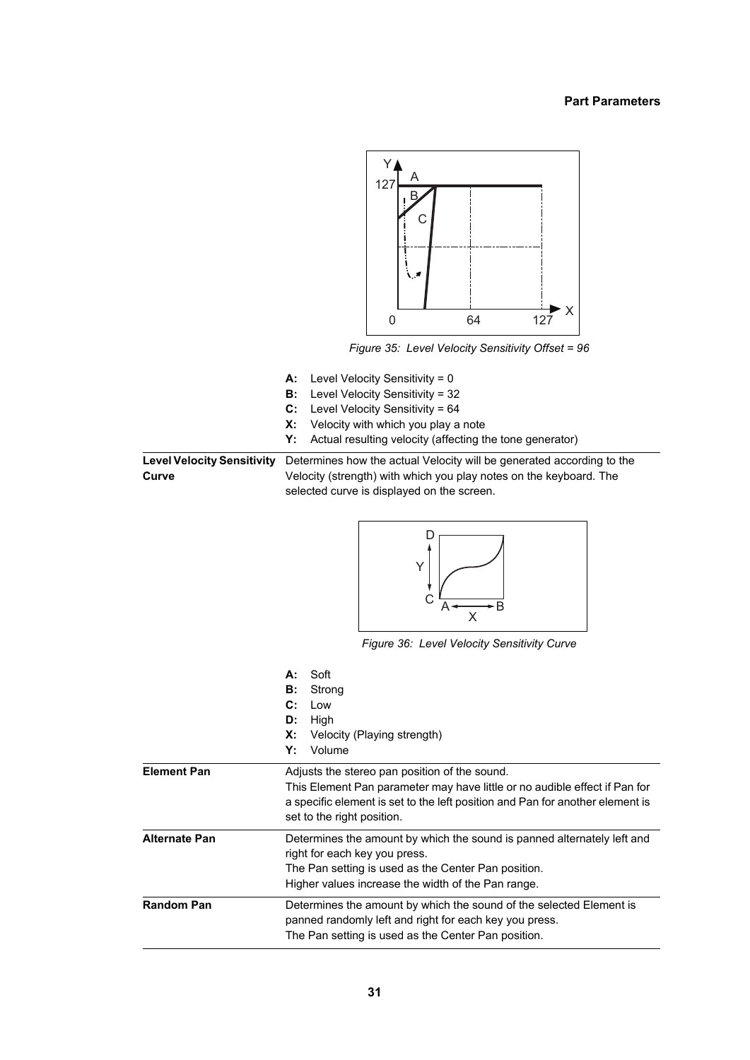Y
127
A
B
C
0
64
127
X

*Figure 35: Level Velocity Sensitivity Offset = 96*

- **A:** Level Velocity Sensitivity = 0
- **B:** Level Velocity Sensitivity = 32
- **C:** Level Velocity Sensitivity = 64
- **X:** Velocity with which you play a note
- **Y:** Actual resulting velocity (affecting the tone generator)

| | |
|---|---|
| **Level Velocity Sensitivity Curve** | Determines how the actual Velocity will be generated according to the Velocity (strength) with which you play notes on the keyboard. The selected curve is displayed on the screen. |

D
Y
C
A
B
X

*Figure 36: Level Velocity Sensitivity Curve*

- **A:** Soft
- **B:** Strong
- **C:** Low
- **D:** High
- **X:** Velocity (Playing strength)
- **Y:** Volume

| | |
|---|---|
| **Element Pan** | Adjusts the stereo pan position of the sound.<br>This Element Pan parameter may have little or no audible effect if Pan for a specific element is set to the left position and Pan for another element is set to the right position. |
| **Alternate Pan** | Determines the amount by which the sound is panned alternately left and right for each key you press.<br>The Pan setting is used as the Center Pan position.<br>Higher values increase the width of the Pan range. |
| **Random Pan** | Determines the amount by which the sound of the selected Element is panned randomly left and right for each key you press.<br>The Pan setting is used as the Center Pan position. |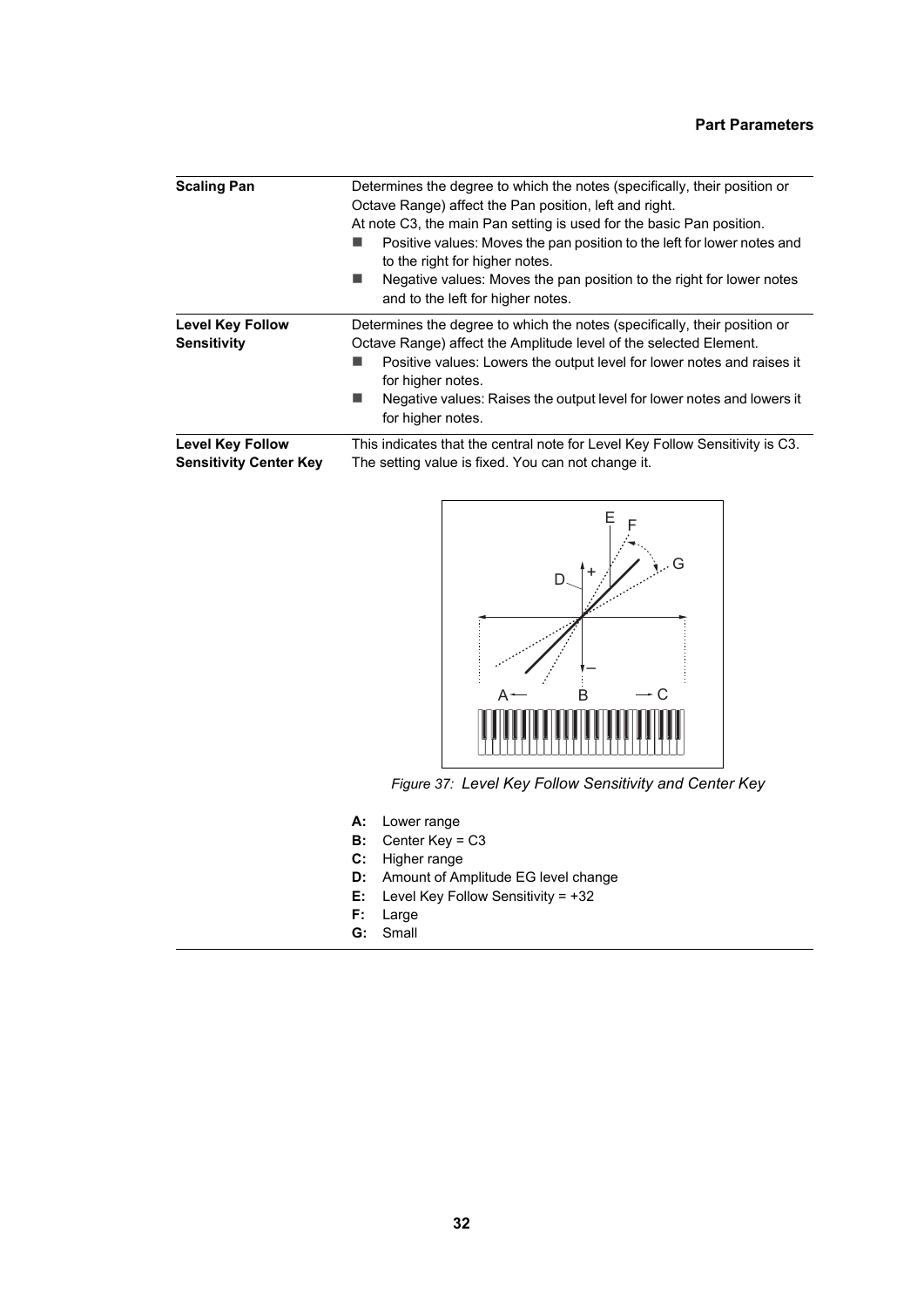| | |
|---|---|
| **Scaling Pan** | Determines the degree to which the notes (specifically, their position or Octave Range) affect the Pan position, left and right.<br>At note C3, the main Pan setting is used for the basic Pan position.<br>■ Positive values: Moves the pan position to the left for lower notes and to the right for higher notes.<br>■ Negative values: Moves the pan position to the right for lower notes and to the left for higher notes. |
| **Level Key Follow Sensitivity** | Determines the degree to which the notes (specifically, their position or Octave Range) affect the Amplitude level of the selected Element.<br>■ Positive values: Lowers the output level for lower notes and raises it for higher notes.<br>■ Negative values: Raises the output level for lower notes and lowers it for higher notes. |
| **Level Key Follow Sensitivity Center Key** | This indicates that the central note for Level Key Follow Sensitivity is C3. The setting value is fixed. You can not change it. |

E F G D + – A B C

*Figure 37: Level Key Follow Sensitivity and Center Key*

**A:** Lower range
**B:** Center Key = C3
**C:** Higher range
**D:** Amount of Amplitude EG level change
**E:** Level Key Follow Sensitivity = +32
**F:** Large
**G:** Small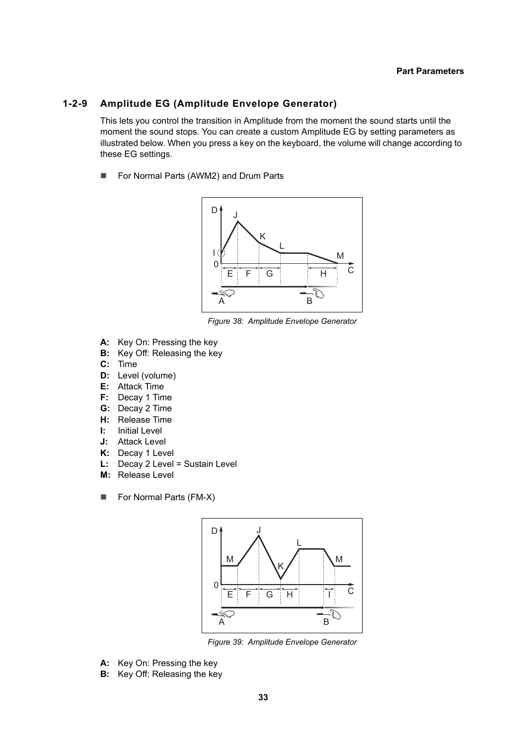### 1-2-9 Amplitude EG (Amplitude Envelope Generator)

This lets you control the transition in Amplitude from the moment the sound starts until the moment the sound stops. You can create a custom Amplitude EG by setting parameters as illustrated below. When you press a key on the keyboard, the volume will change according to these EG settings.

- For Normal Parts (AWM2) and Drum Parts

D
J
K
L
I
M
0
E F G H C
A B

*Figure 38: Amplitude Envelope Generator*

**A:** Key On: Pressing the key
**B:** Key Off: Releasing the key
**C:** Time
**D:** Level (volume)
**E:** Attack Time
**F:** Decay 1 Time
**G:** Decay 2 Time
**H:** Release Time
**I:** Initial Level
**J:** Attack Level
**K:** Decay 1 Level
**L:** Decay 2 Level = Sustain Level
**M:** Release Level

- For Normal Parts (FM-X)

D J
L
M M
K
0
E F G H I C
A B

*Figure 39: Amplitude Envelope Generator*

**A:** Key On: Pressing the key
**B:** Key Off: Releasing the key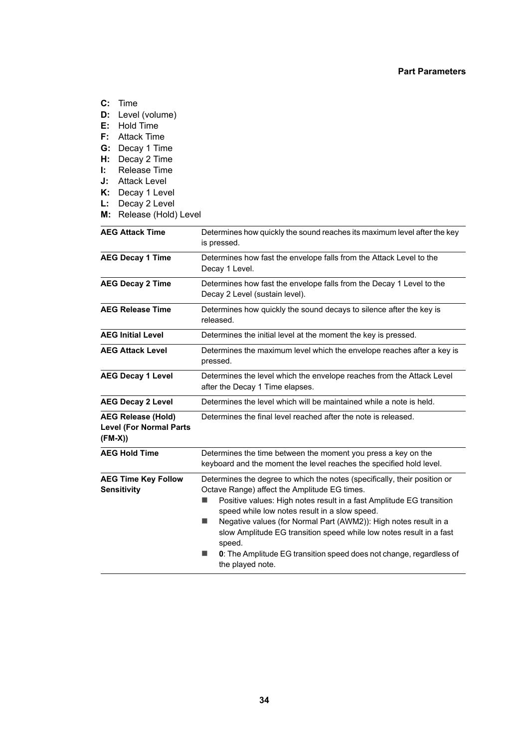**C:** Time
**D:** Level (volume)
**E:** Hold Time
**F:** Attack Time
**G:** Decay 1 Time
**H:** Decay 2 Time
**I:** Release Time
**J:** Attack Level
**K:** Decay 1 Level
**L:** Decay 2 Level
**M:** Release (Hold) Level

| | |
|---|---|
| **AEG Attack Time** | Determines how quickly the sound reaches its maximum level after the key is pressed. |
| **AEG Decay 1 Time** | Determines how fast the envelope falls from the Attack Level to the Decay 1 Level. |
| **AEG Decay 2 Time** | Determines how fast the envelope falls from the Decay 1 Level to the Decay 2 Level (sustain level). |
| **AEG Release Time** | Determines how quickly the sound decays to silence after the key is released. |
| **AEG Initial Level** | Determines the initial level at the moment the key is pressed. |
| **AEG Attack Level** | Determines the maximum level which the envelope reaches after a key is pressed. |
| **AEG Decay 1 Level** | Determines the level which the envelope reaches from the Attack Level after the Decay 1 Time elapses. |
| **AEG Decay 2 Level** | Determines the level which will be maintained while a note is held. |
| **AEG Release (Hold) Level (For Normal Parts (FM-X))** | Determines the final level reached after the note is released. |
| **AEG Hold Time** | Determines the time between the moment you press a key on the keyboard and the moment the level reaches the specified hold level. |
| **AEG Time Key Follow Sensitivity** | Determines the degree to which the notes (specifically, their position or Octave Range) affect the Amplitude EG times.<br>■ Positive values: High notes result in a fast Amplitude EG transition speed while low notes result in a slow speed.<br>■ Negative values (for Normal Part (AWM2)): High notes result in a slow Amplitude EG transition speed while low notes result in a fast speed.<br>■ **0**: The Amplitude EG transition speed does not change, regardless of the played note. |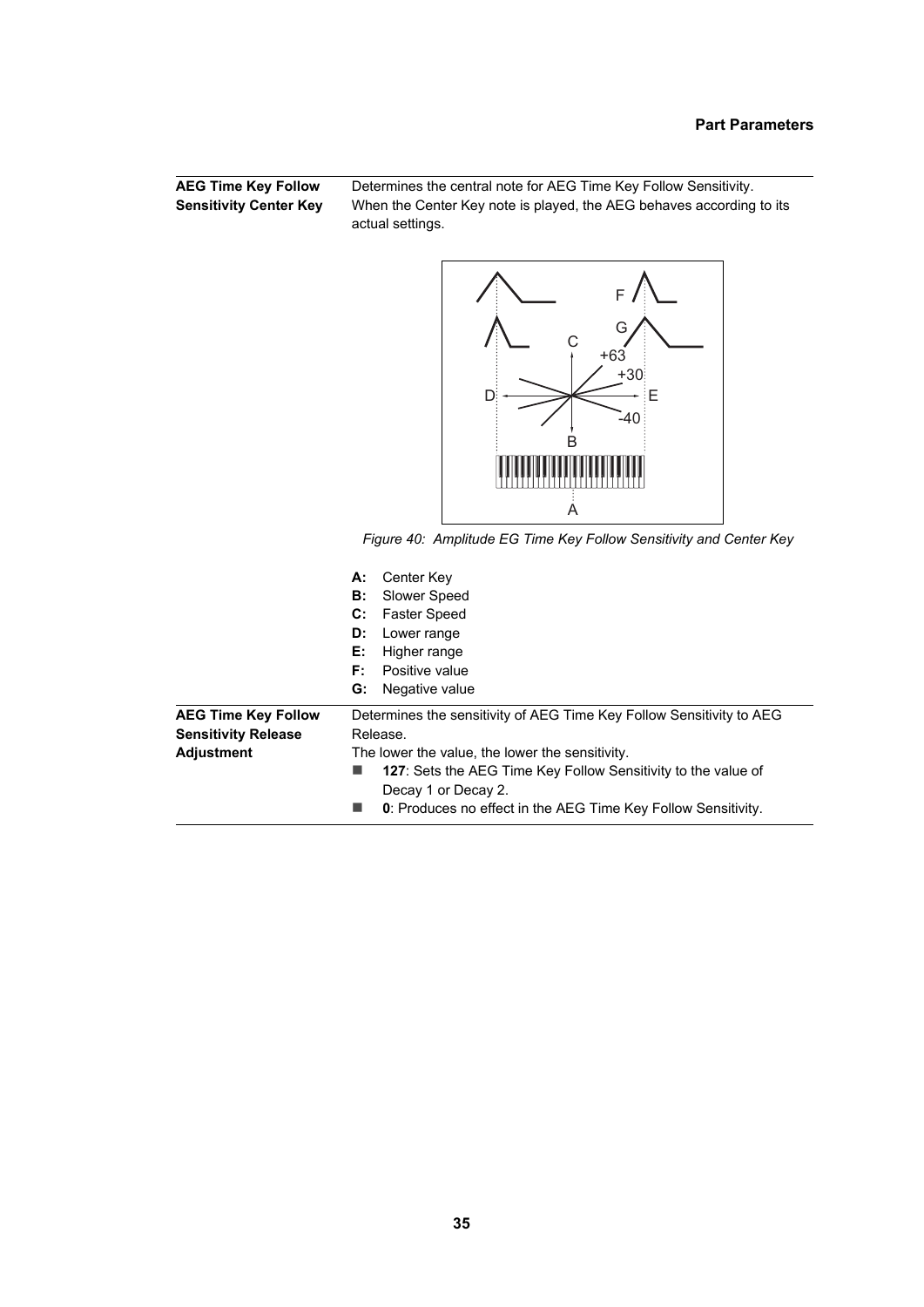| | |
|---|---|
| **AEG Time Key Follow Sensitivity Center Key** | Determines the central note for AEG Time Key Follow Sensitivity. When the Center Key note is played, the AEG behaves according to its actual settings. |

F

G

C

+63

+30

D

E

-40

B

A

*Figure 40: Amplitude EG Time Key Follow Sensitivity and Center Key*

- **A:** Center Key
- **B:** Slower Speed
- **C:** Faster Speed
- **D:** Lower range
- **E:** Higher range
- **F:** Positive value
- **G:** Negative value

| | |
|---|---|
| **AEG Time Key Follow Sensitivity Release Adjustment** | Determines the sensitivity of AEG Time Key Follow Sensitivity to AEG Release. The lower the value, the lower the sensitivity. ■ **127**: Sets the AEG Time Key Follow Sensitivity to the value of Decay 1 or Decay 2. ■ **0**: Produces no effect in the AEG Time Key Follow Sensitivity. |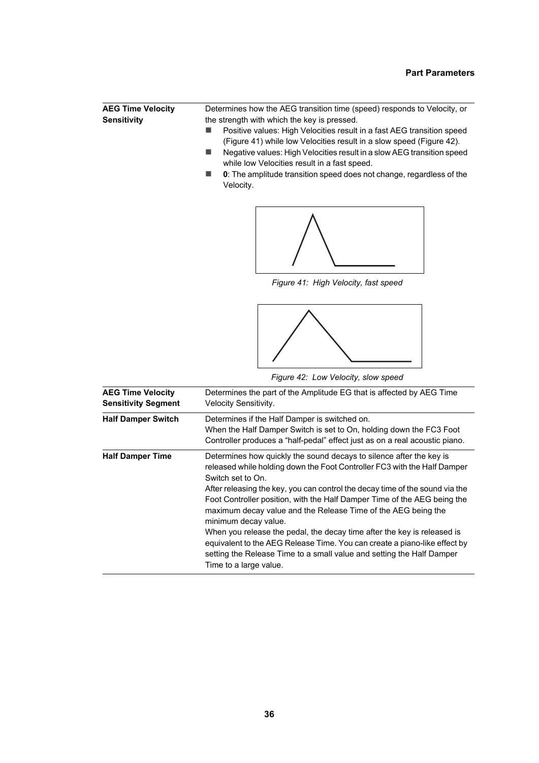| | |
|---|---|
| **AEG Time Velocity Sensitivity** | Determines how the AEG transition time (speed) responds to Velocity, or the strength with which the key is pressed.<br>■ Positive values: High Velocities result in a fast AEG transition speed (Figure 41) while low Velocities result in a slow speed (Figure 42).<br>■ Negative values: High Velocities result in a slow AEG transition speed while low Velocities result in a fast speed.<br>■ **0**: The amplitude transition speed does not change, regardless of the Velocity.<br><br>*Figure 41: High Velocity, fast speed*<br><br>*Figure 42: Low Velocity, slow speed* |
| **AEG Time Velocity Sensitivity Segment** | Determines the part of the Amplitude EG that is affected by AEG Time Velocity Sensitivity. |
| **Half Damper Switch** | Determines if the Half Damper is switched on.<br>When the Half Damper Switch is set to On, holding down the FC3 Foot Controller produces a "half-pedal" effect just as on a real acoustic piano. |
| **Half Damper Time** | Determines how quickly the sound decays to silence after the key is released while holding down the Foot Controller FC3 with the Half Damper Switch set to On.<br>After releasing the key, you can control the decay time of the sound via the Foot Controller position, with the Half Damper Time of the AEG being the maximum decay value and the Release Time of the AEG being the minimum decay value.<br>When you release the pedal, the decay time after the key is released is equivalent to the AEG Release Time. You can create a piano-like effect by setting the Release Time to a small value and setting the Half Damper Time to a large value. |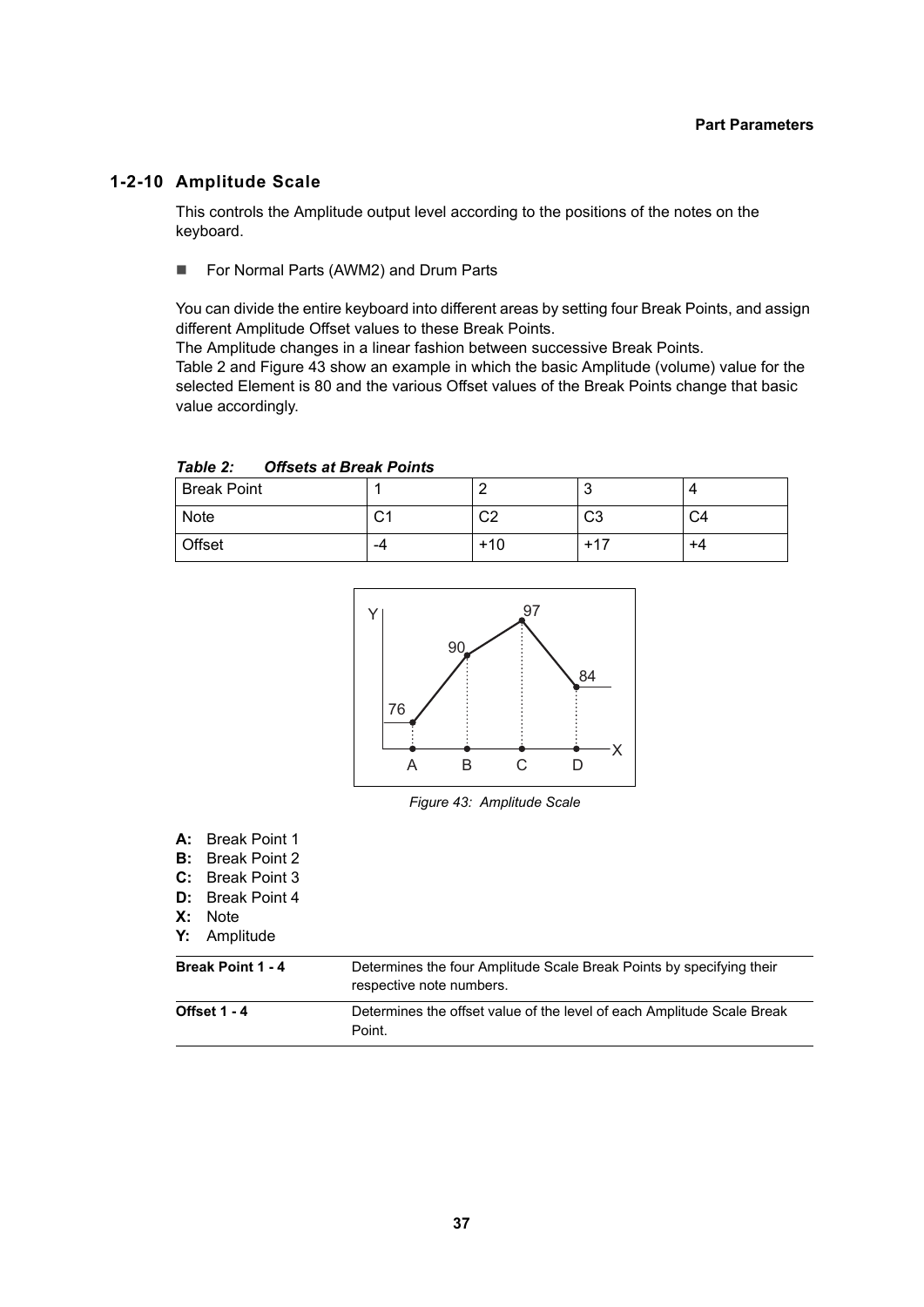### 1-2-10 Amplitude Scale

This controls the Amplitude output level according to the positions of the notes on the keyboard.

- For Normal Parts (AWM2) and Drum Parts

You can divide the entire keyboard into different areas by setting four Break Points, and assign different Amplitude Offset values to these Break Points.
The Amplitude changes in a linear fashion between successive Break Points.
Table 2 and Figure 43 show an example in which the basic Amplitude (volume) value for the selected Element is 80 and the various Offset values of the Break Points change that basic value accordingly.

***Table 2: Offsets at Break Points***

| | | | | |
|---|---|---|---|---|
| Break Point | 1 | 2 | 3 | 4 |
| Note | C1 | C2 | C3 | C4 |
| Offset | -4 | +10 | +17 | +4 |

Y
97
90
84
76
X
A B C D

*Figure 43: Amplitude Scale*

**A:** Break Point 1
**B:** Break Point 2
**C:** Break Point 3
**D:** Break Point 4
**X:** Note
**Y:** Amplitude

| | |
|---|---|
| **Break Point 1 - 4** | Determines the four Amplitude Scale Break Points by specifying their respective note numbers. |
| **Offset 1 - 4** | Determines the offset value of the level of each Amplitude Scale Break Point. |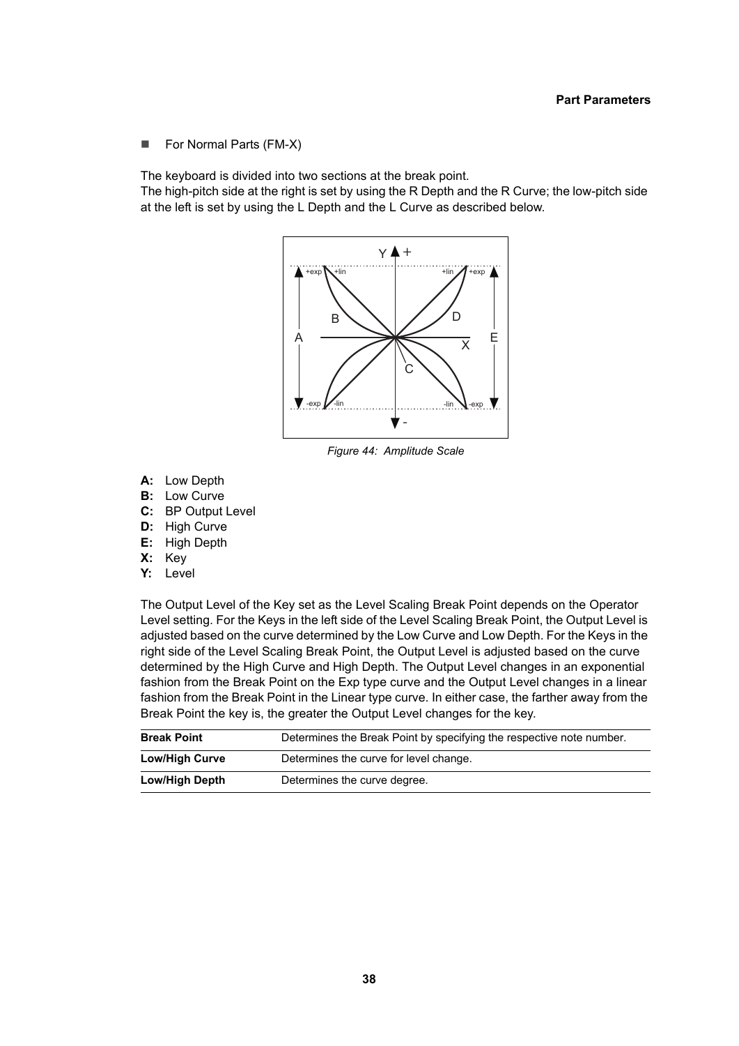- For Normal Parts (FM-X)

The keyboard is divided into two sections at the break point.
The high-pitch side at the right is set by using the R Depth and the R Curve; the low-pitch side at the left is set by using the L Depth and the L Curve as described below.

Y +
+exp +lin
+lin +exp
B
D
A
X
E
C
-exp -lin
-lin -exp
-

*Figure 44: Amplitude Scale*

**A:** Low Depth
**B:** Low Curve
**C:** BP Output Level
**D:** High Curve
**E:** High Depth
**X:** Key
**Y:** Level

The Output Level of the Key set as the Level Scaling Break Point depends on the Operator Level setting. For the Keys in the left side of the Level Scaling Break Point, the Output Level is adjusted based on the curve determined by the Low Curve and Low Depth. For the Keys in the right side of the Level Scaling Break Point, the Output Level is adjusted based on the curve determined by the High Curve and High Depth. The Output Level changes in an exponential fashion from the Break Point on the Exp type curve and the Output Level changes in a linear fashion from the Break Point in the Linear type curve. In either case, the farther away from the Break Point the key is, the greater the Output Level changes for the key.

| | |
|---|---|
| **Break Point** | Determines the Break Point by specifying the respective note number. |
| **Low/High Curve** | Determines the curve for level change. |
| **Low/High Depth** | Determines the curve degree. |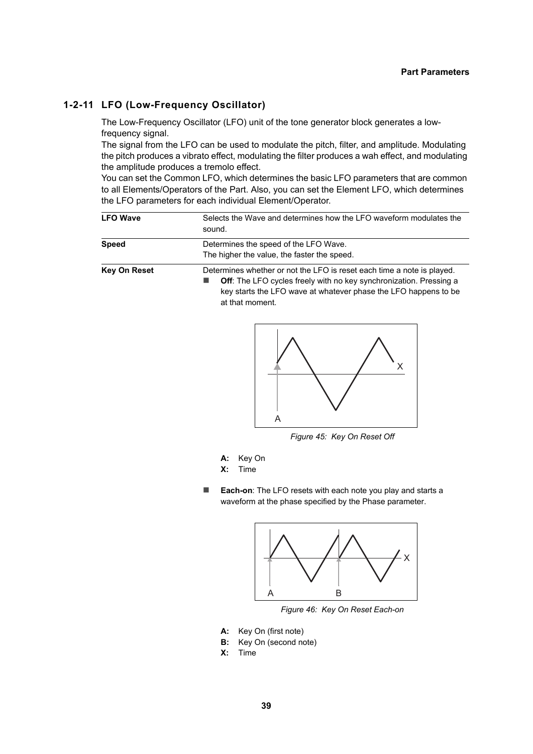## 1-2-11 LFO (Low-Frequency Oscillator)

The Low-Frequency Oscillator (LFO) unit of the tone generator block generates a low-frequency signal.
The signal from the LFO can be used to modulate the pitch, filter, and amplitude. Modulating the pitch produces a vibrato effect, modulating the filter produces a wah effect, and modulating the amplitude produces a tremolo effect.
You can set the Common LFO, which determines the basic LFO parameters that are common to all Elements/Operators of the Part. Also, you can set the Element LFO, which determines the LFO parameters for each individual Element/Operator.

| | |
|---|---|
| **LFO Wave** | Selects the Wave and determines how the LFO waveform modulates the sound. |
| **Speed** | Determines the speed of the LFO Wave.<br>The higher the value, the faster the speed. |
| **Key On Reset** | Determines whether or not the LFO is reset each time a note is played.<br>■ **Off**: The LFO cycles freely with no key synchronization. Pressing a key starts the LFO wave at whatever phase the LFO happens to be at that moment. |

X

A

*Figure 45: Key On Reset Off*

**A:** Key On
**X:** Time

- **Each-on**: The LFO resets with each note you play and starts a waveform at the phase specified by the Phase parameter.

X

A B

*Figure 46: Key On Reset Each-on*

**A:** Key On (first note)
**B:** Key On (second note)
**X:** Time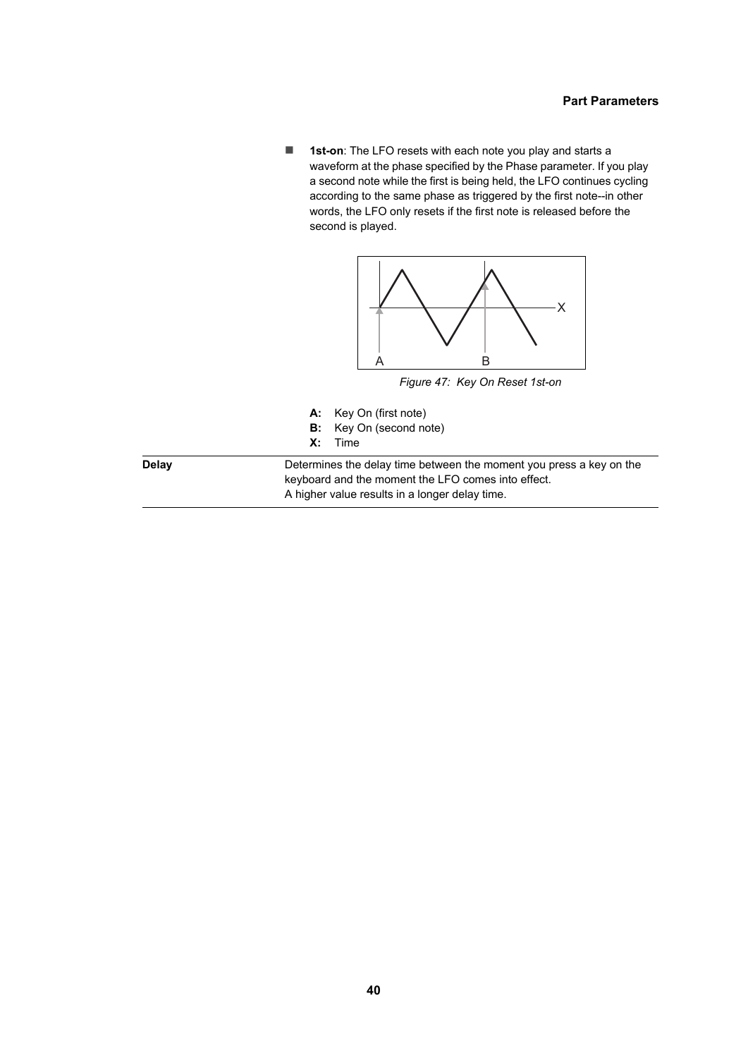- **1st-on**: The LFO resets with each note you play and starts a waveform at the phase specified by the Phase parameter. If you play a second note while the first is being held, the LFO continues cycling according to the same phase as triggered by the first note--in other words, the LFO only resets if the first note is released before the second is played.

X

A B

*Figure 47: Key On Reset 1st-on*

**A:** Key On (first note)
**B:** Key On (second note)
**X:** Time

| | |
|---|---|
| **Delay** | Determines the delay time between the moment you press a key on the keyboard and the moment the LFO comes into effect.<br>A higher value results in a longer delay time. |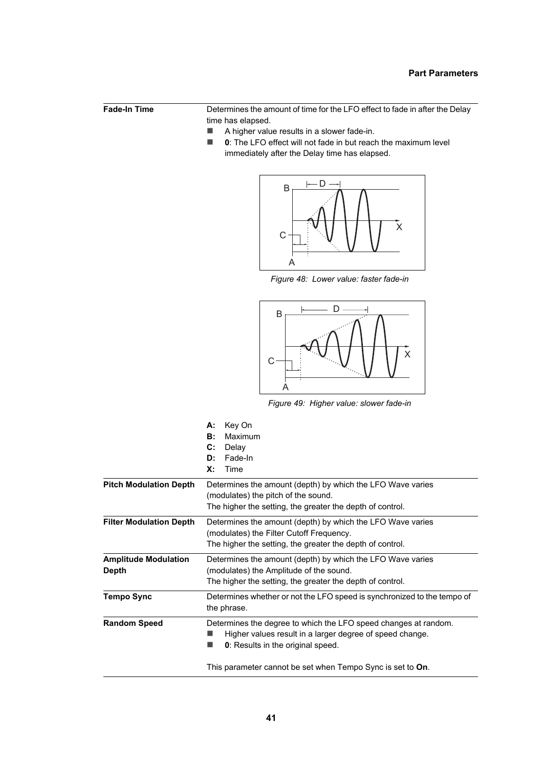| | |
|---|---|
| **Fade-In Time** | Determines the amount of time for the LFO effect to fade in after the Delay time has elapsed.<br>■ A higher value results in a slower fade-in.<br>■ **0**: The LFO effect will not fade in but reach the maximum level immediately after the Delay time has elapsed. |

B
D
C
X
A

*Figure 48: Lower value: faster fade-in*

B
D
C
X
A

*Figure 49: Higher value: slower fade-in*

**A:** Key On
**B:** Maximum
**C:** Delay
**D:** Fade-In
**X:** Time

| | |
|---|---|
| **Pitch Modulation Depth** | Determines the amount (depth) by which the LFO Wave varies (modulates) the pitch of the sound.<br>The higher the setting, the greater the depth of control. |
| **Filter Modulation Depth** | Determines the amount (depth) by which the LFO Wave varies (modulates) the Filter Cutoff Frequency.<br>The higher the setting, the greater the depth of control. |
| **Amplitude Modulation Depth** | Determines the amount (depth) by which the LFO Wave varies (modulates) the Amplitude of the sound.<br>The higher the setting, the greater the depth of control. |
| **Tempo Sync** | Determines whether or not the LFO speed is synchronized to the tempo of the phrase. |
| **Random Speed** | Determines the degree to which the LFO speed changes at random.<br>■ Higher values result in a larger degree of speed change.<br>■ **0**: Results in the original speed.<br><br>This parameter cannot be set when Tempo Sync is set to **On**. |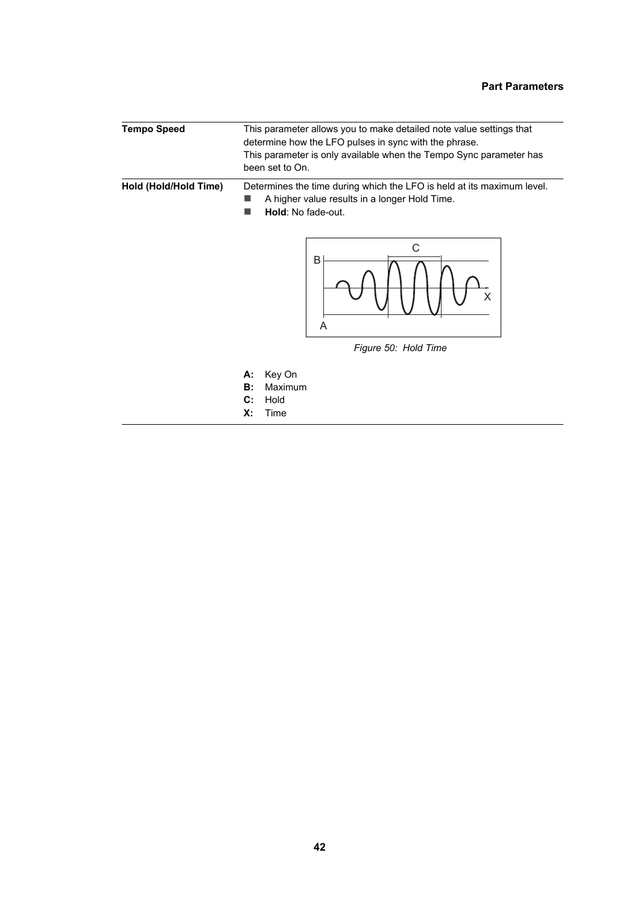| | |
|---|---|
| **Tempo Speed** | This parameter allows you to make detailed note value settings that determine how the LFO pulses in sync with the phrase.<br>This parameter is only available when the Tempo Sync parameter has been set to On. |
| **Hold (Hold/Hold Time)** | Determines the time during which the LFO is held at its maximum level.<br>■ A higher value results in a longer Hold Time.<br>■ **Hold**: No fade-out.<br><br>*Figure 50: Hold Time*<br><br>**A:** Key On<br>**B:** Maximum<br>**C:** Hold<br>**X:** Time |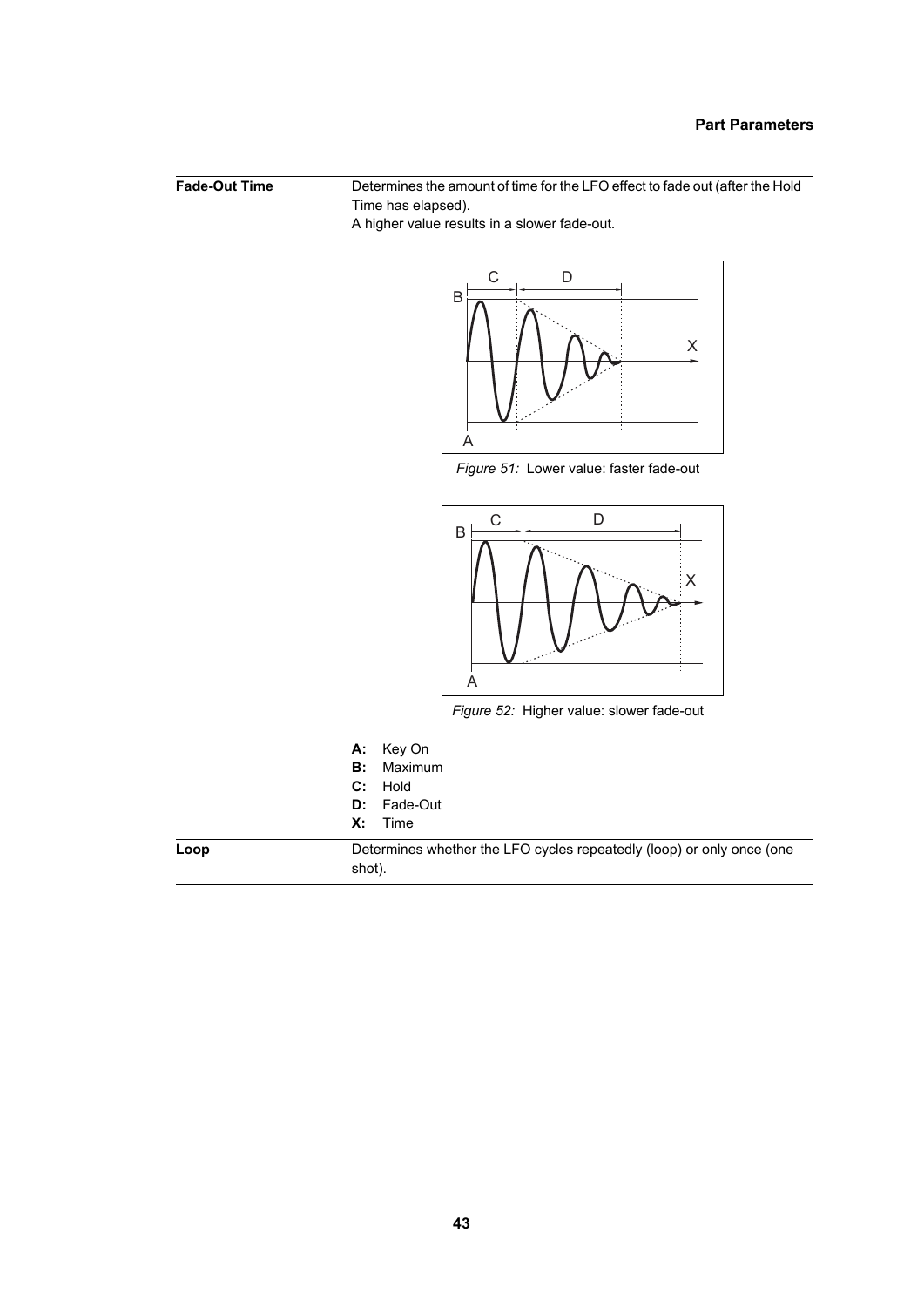**Fade-Out Time**

Determines the amount of time for the LFO effect to fade out (after the Hold Time has elapsed).
A higher value results in a slower fade-out.

C
D
B
X
A

*Figure 51:* Lower value: faster fade-out

C
D
B
X
A

*Figure 52:* Higher value: slower fade-out

**A:** Key On
**B:** Maximum
**C:** Hold
**D:** Fade-Out
**X:** Time

**Loop**

Determines whether the LFO cycles repeatedly (loop) or only once (one shot).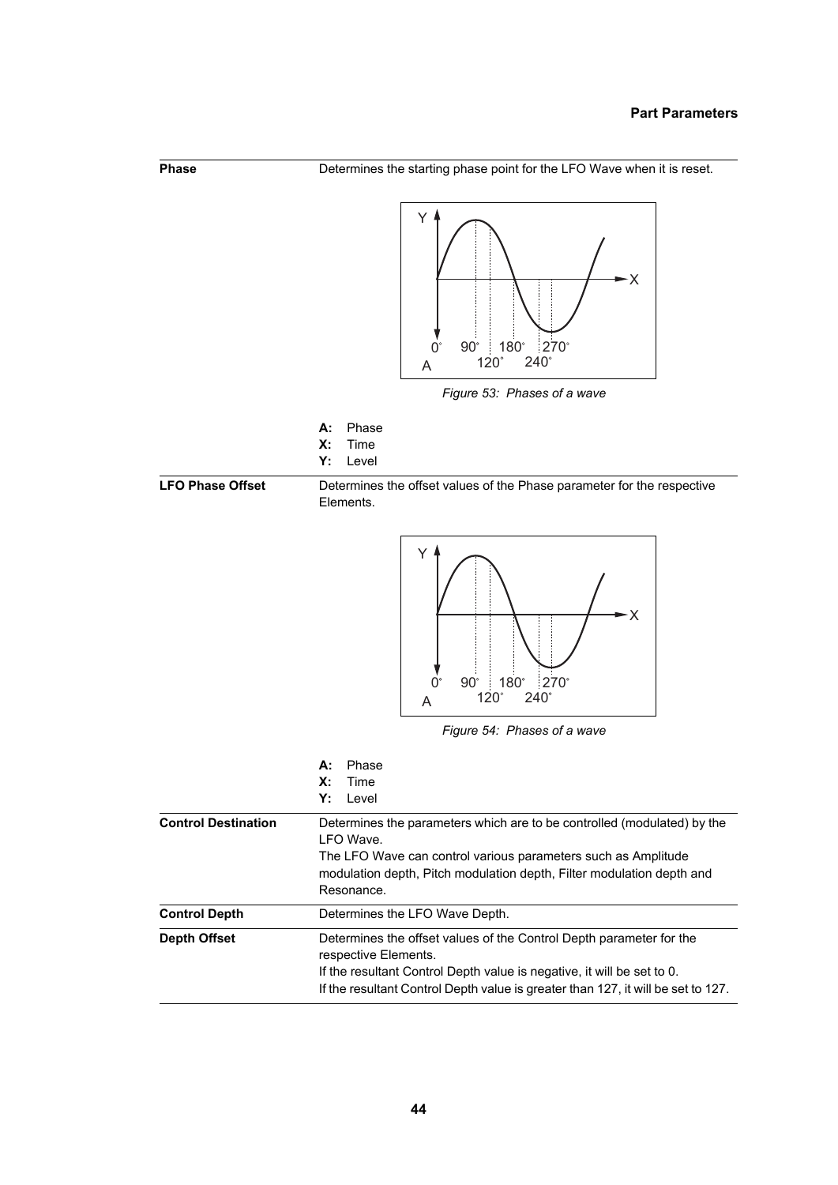**Phase**

Determines the starting phase point for the LFO Wave when it is reset.

Y

X

0° 90° 180° 270°

A 120° 240°

*Figure 53: Phases of a wave*

- **A:** Phase
- **X:** Time
- **Y:** Level

**LFO Phase Offset**

Determines the offset values of the Phase parameter for the respective Elements.

Y

X

0° 90° 180° 270°

A 120° 240°

*Figure 54: Phases of a wave*

- **A:** Phase
- **X:** Time
- **Y:** Level

**Control Destination**

Determines the parameters which are to be controlled (modulated) by the LFO Wave.

The LFO Wave can control various parameters such as Amplitude modulation depth, Pitch modulation depth, Filter modulation depth and Resonance.

**Control Depth**

Determines the LFO Wave Depth.

**Depth Offset**

Determines the offset values of the Control Depth parameter for the respective Elements.

If the resultant Control Depth value is negative, it will be set to 0.

If the resultant Control Depth value is greater than 127, it will be set to 127.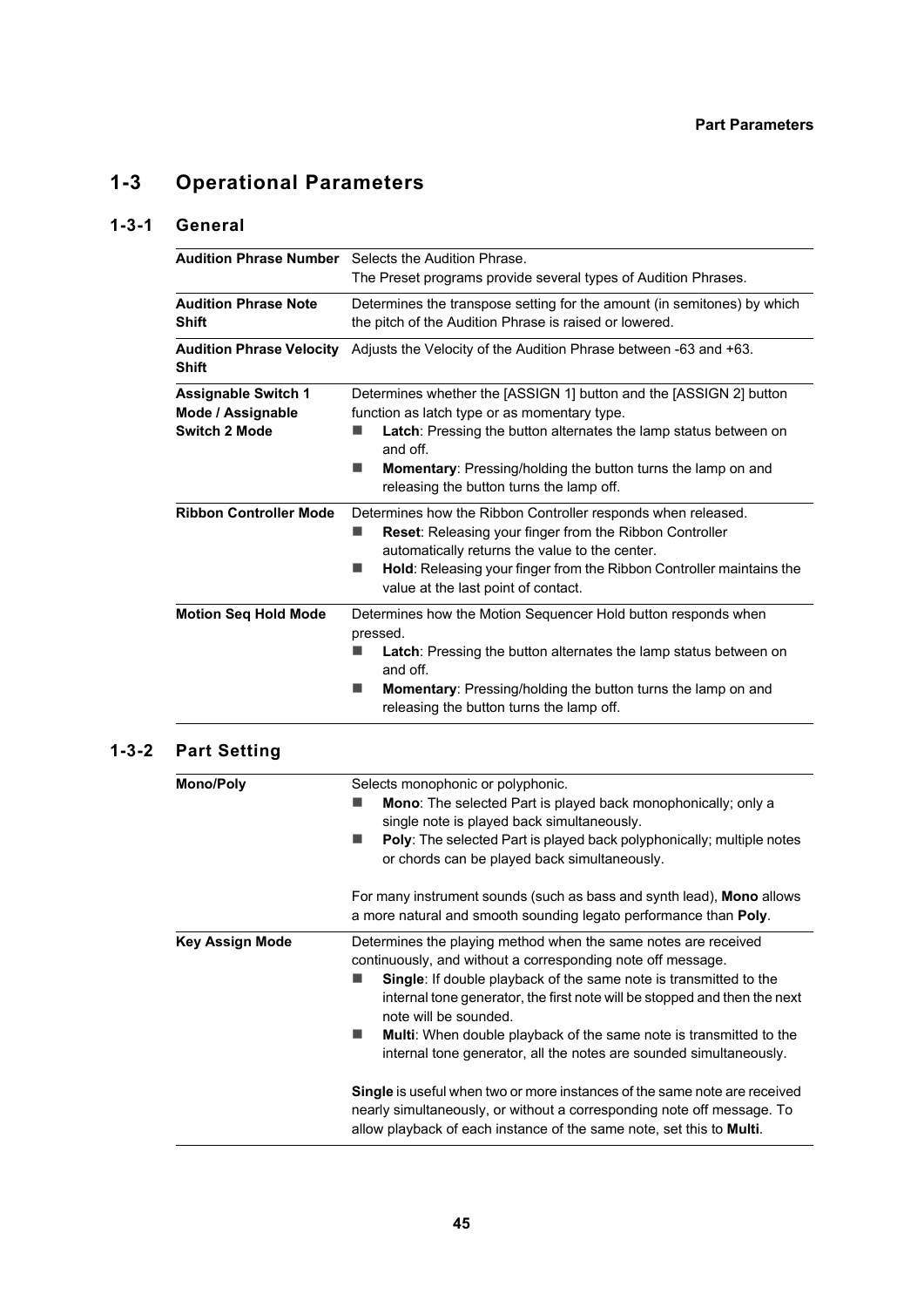## 1-3 Operational Parameters

### 1-3-1 General

| | |
|---|---|
| **Audition Phrase Number** | Selects the Audition Phrase.<br>The Preset programs provide several types of Audition Phrases. |
| **Audition Phrase Note Shift** | Determines the transpose setting for the amount (in semitones) by which the pitch of the Audition Phrase is raised or lowered. |
| **Audition Phrase Velocity Shift** | Adjusts the Velocity of the Audition Phrase between -63 and +63. |
| **Assignable Switch 1 Mode / Assignable Switch 2 Mode** | Determines whether the [ASSIGN 1] button and the [ASSIGN 2] button function as latch type or as momentary type.<br>■ **Latch**: Pressing the button alternates the lamp status between on and off.<br>■ **Momentary**: Pressing/holding the button turns the lamp on and releasing the button turns the lamp off. |
| **Ribbon Controller Mode** | Determines how the Ribbon Controller responds when released.<br>■ **Reset**: Releasing your finger from the Ribbon Controller automatically returns the value to the center.<br>■ **Hold**: Releasing your finger from the Ribbon Controller maintains the value at the last point of contact. |
| **Motion Seq Hold Mode** | Determines how the Motion Sequencer Hold button responds when pressed.<br>■ **Latch**: Pressing the button alternates the lamp status between on and off.<br>■ **Momentary**: Pressing/holding the button turns the lamp on and releasing the button turns the lamp off. |

### 1-3-2 Part Setting

| | |
|---|---|
| **Mono/Poly** | Selects monophonic or polyphonic.<br>■ **Mono**: The selected Part is played back monophonically; only a single note is played back simultaneously.<br>■ **Poly**: The selected Part is played back polyphonically; multiple notes or chords can be played back simultaneously.<br><br>For many instrument sounds (such as bass and synth lead), **Mono** allows a more natural and smooth sounding legato performance than **Poly**. |
| **Key Assign Mode** | Determines the playing method when the same notes are received continuously, and without a corresponding note off message.<br>■ **Single**: If double playback of the same note is transmitted to the internal tone generator, the first note will be stopped and then the next note will be sounded.<br>■ **Multi**: When double playback of the same note is transmitted to the internal tone generator, all the notes are sounded simultaneously.<br><br>**Single** is useful when two or more instances of the same note are received nearly simultaneously, or without a corresponding note off message. To allow playback of each instance of the same note, set this to **Multi**. |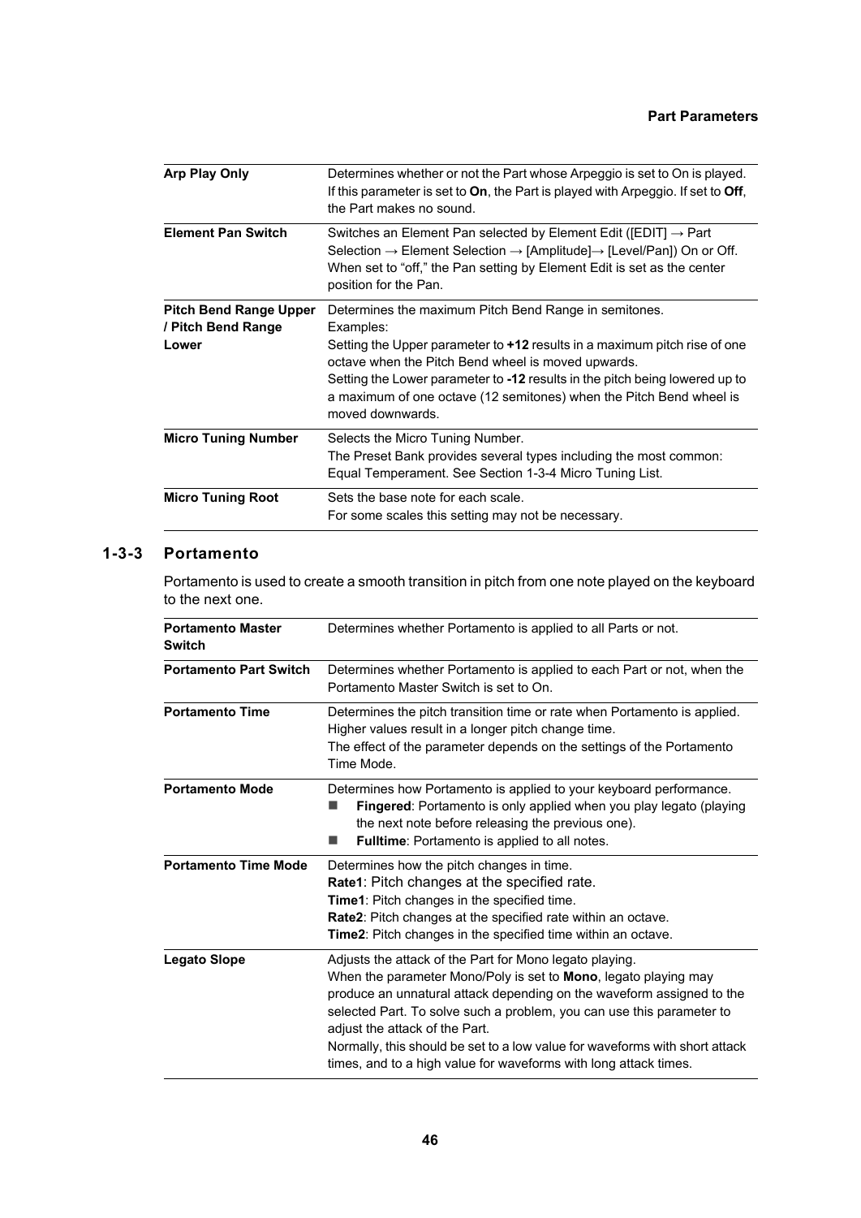| | |
|---|---|
| **Arp Play Only** | Determines whether or not the Part whose Arpeggio is set to On is played. If this parameter is set to **On**, the Part is played with Arpeggio. If set to **Off**, the Part makes no sound. |
| **Element Pan Switch** | Switches an Element Pan selected by Element Edit ([EDIT] → Part Selection → Element Selection → [Amplitude]→ [Level/Pan]) On or Off. When set to "off," the Pan setting by Element Edit is set as the center position for the Pan. |
| **Pitch Bend Range Upper / Pitch Bend Range Lower** | Determines the maximum Pitch Bend Range in semitones.<br>Examples:<br>Setting the Upper parameter to **+12** results in a maximum pitch rise of one octave when the Pitch Bend wheel is moved upwards.<br>Setting the Lower parameter to **-12** results in the pitch being lowered up to a maximum of one octave (12 semitones) when the Pitch Bend wheel is moved downwards. |
| **Micro Tuning Number** | Selects the Micro Tuning Number.<br>The Preset Bank provides several types including the most common: Equal Temperament. See Section 1-3-4 Micro Tuning List. |
| **Micro Tuning Root** | Sets the base note for each scale.<br>For some scales this setting may not be necessary. |

### 1-3-3 Portamento

Portamento is used to create a smooth transition in pitch from one note played on the keyboard to the next one.

| | |
|---|---|
| **Portamento Master Switch** | Determines whether Portamento is applied to all Parts or not. |
| **Portamento Part Switch** | Determines whether Portamento is applied to each Part or not, when the Portamento Master Switch is set to On. |
| **Portamento Time** | Determines the pitch transition time or rate when Portamento is applied. Higher values result in a longer pitch change time.<br>The effect of the parameter depends on the settings of the Portamento Time Mode. |
| **Portamento Mode** | Determines how Portamento is applied to your keyboard performance.<br>■ **Fingered**: Portamento is only applied when you play legato (playing the next note before releasing the previous one).<br>■ **Fulltime**: Portamento is applied to all notes. |
| **Portamento Time Mode** | Determines how the pitch changes in time.<br>**Rate1**: Pitch changes at the specified rate.<br>**Time1**: Pitch changes in the specified time.<br>**Rate2**: Pitch changes at the specified rate within an octave.<br>**Time2**: Pitch changes in the specified time within an octave. |
| **Legato Slope** | Adjusts the attack of the Part for Mono legato playing.<br>When the parameter Mono/Poly is set to **Mono**, legato playing may produce an unnatural attack depending on the waveform assigned to the selected Part. To solve such a problem, you can use this parameter to adjust the attack of the Part.<br>Normally, this should be set to a low value for waveforms with short attack times, and to a high value for waveforms with long attack times. |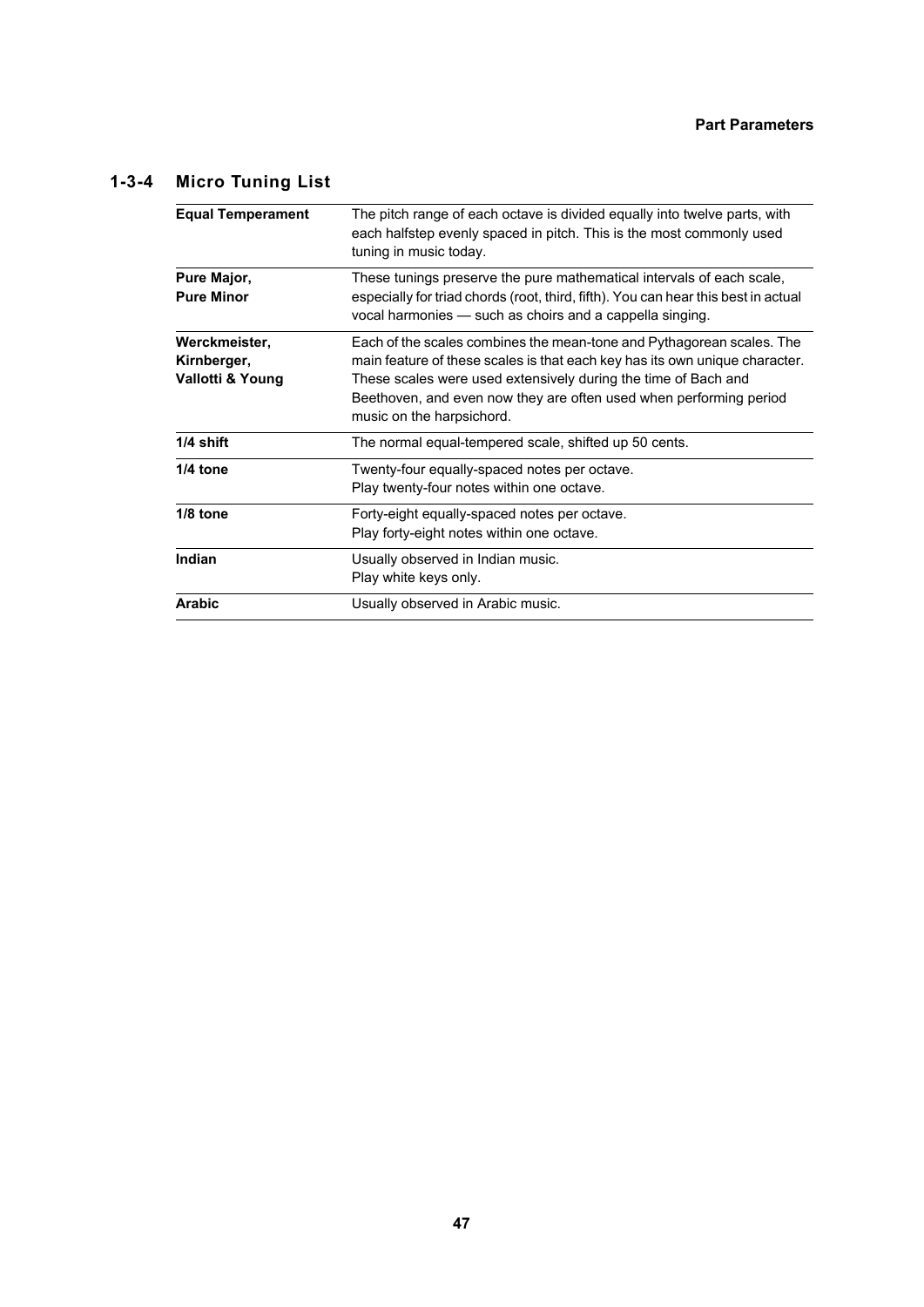### 1-3-4 Micro Tuning List

| | |
|---|---|
| **Equal Temperament** | The pitch range of each octave is divided equally into twelve parts, with each halfstep evenly spaced in pitch. This is the most commonly used tuning in music today. |
| **Pure Major,**<br>**Pure Minor** | These tunings preserve the pure mathematical intervals of each scale, especially for triad chords (root, third, fifth). You can hear this best in actual vocal harmonies — such as choirs and a cappella singing. |
| **Werckmeister,**<br>**Kirnberger,**<br>**Vallotti & Young** | Each of the scales combines the mean-tone and Pythagorean scales. The main feature of these scales is that each key has its own unique character. These scales were used extensively during the time of Bach and Beethoven, and even now they are often used when performing period music on the harpsichord. |
| **1/4 shift** | The normal equal-tempered scale, shifted up 50 cents. |
| **1/4 tone** | Twenty-four equally-spaced notes per octave.<br>Play twenty-four notes within one octave. |
| **1/8 tone** | Forty-eight equally-spaced notes per octave.<br>Play forty-eight notes within one octave. |
| **Indian** | Usually observed in Indian music.<br>Play white keys only. |
| **Arabic** | Usually observed in Arabic music. |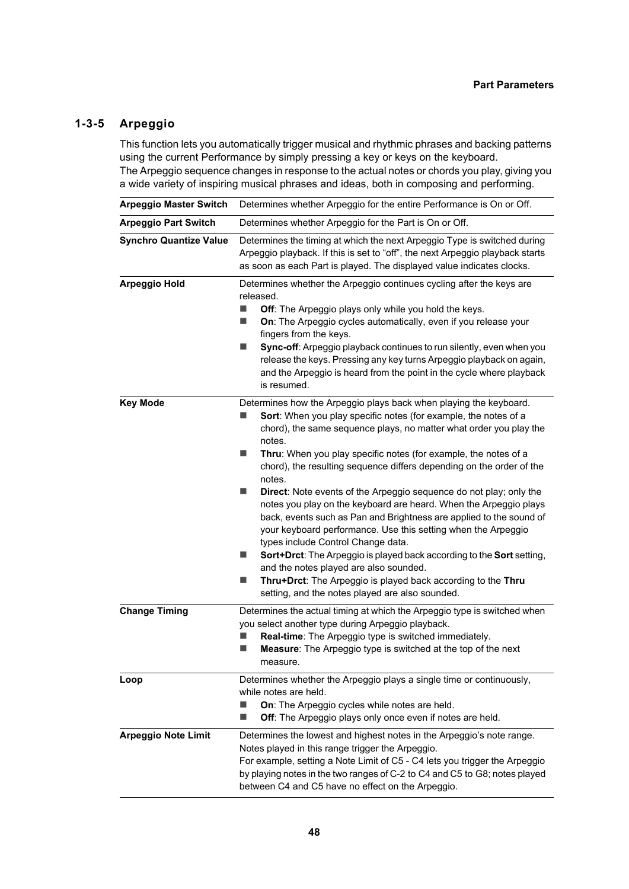## 1-3-5 Arpeggio

This function lets you automatically trigger musical and rhythmic phrases and backing patterns using the current Performance by simply pressing a key or keys on the keyboard.
The Arpeggio sequence changes in response to the actual notes or chords you play, giving you a wide variety of inspiring musical phrases and ideas, both in composing and performing.

| | |
|---|---|
| **Arpeggio Master Switch** | Determines whether Arpeggio for the entire Performance is On or Off. |
| **Arpeggio Part Switch** | Determines whether Arpeggio for the Part is On or Off. |
| **Synchro Quantize Value** | Determines the timing at which the next Arpeggio Type is switched during Arpeggio playback. If this is set to "off", the next Arpeggio playback starts as soon as each Part is played. The displayed value indicates clocks. |
| **Arpeggio Hold** | Determines whether the Arpeggio continues cycling after the keys are released.<br>■ **Off**: The Arpeggio plays only while you hold the keys.<br>■ **On**: The Arpeggio cycles automatically, even if you release your fingers from the keys.<br>■ **Sync-off**: Arpeggio playback continues to run silently, even when you release the keys. Pressing any key turns Arpeggio playback on again, and the Arpeggio is heard from the point in the cycle where playback is resumed. |
| **Key Mode** | Determines how the Arpeggio plays back when playing the keyboard.<br>■ **Sort**: When you play specific notes (for example, the notes of a chord), the same sequence plays, no matter what order you play the notes.<br>■ **Thru**: When you play specific notes (for example, the notes of a chord), the resulting sequence differs depending on the order of the notes.<br>■ **Direct**: Note events of the Arpeggio sequence do not play; only the notes you play on the keyboard are heard. When the Arpeggio plays back, events such as Pan and Brightness are applied to the sound of your keyboard performance. Use this setting when the Arpeggio types include Control Change data.<br>■ **Sort+Drct**: The Arpeggio is played back according to the **Sort** setting, and the notes played are also sounded.<br>■ **Thru+Drct**: The Arpeggio is played back according to the **Thru** setting, and the notes played are also sounded. |
| **Change Timing** | Determines the actual timing at which the Arpeggio type is switched when you select another type during Arpeggio playback.<br>■ **Real-time**: The Arpeggio type is switched immediately.<br>■ **Measure**: The Arpeggio type is switched at the top of the next measure. |
| **Loop** | Determines whether the Arpeggio plays a single time or continuously, while notes are held.<br>■ **On**: The Arpeggio cycles while notes are held.<br>■ **Off**: The Arpeggio plays only once even if notes are held. |
| **Arpeggio Note Limit** | Determines the lowest and highest notes in the Arpeggio's note range. Notes played in this range trigger the Arpeggio.<br>For example, setting a Note Limit of C5 - C4 lets you trigger the Arpeggio by playing notes in the two ranges of C-2 to C4 and C5 to G8; notes played between C4 and C5 have no effect on the Arpeggio. |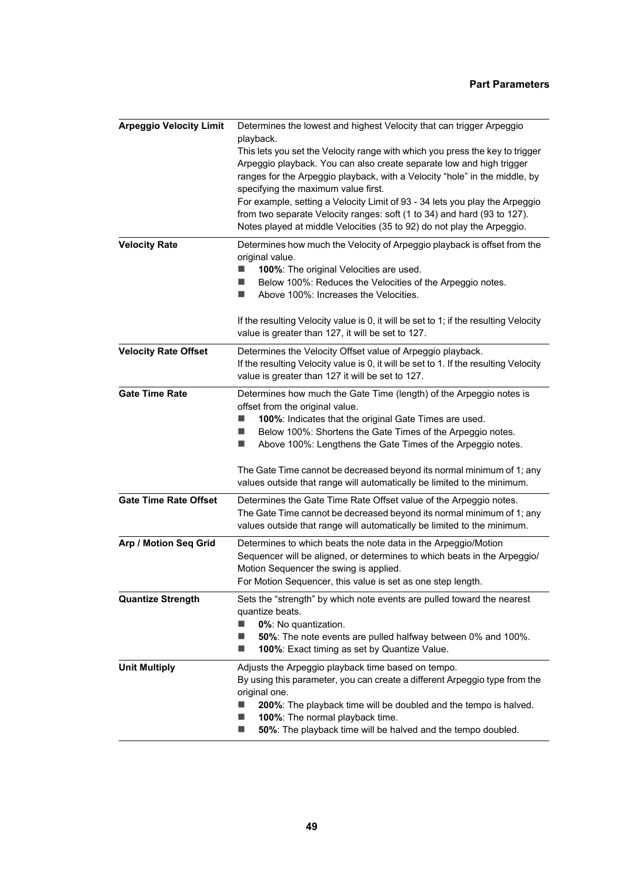| | |
|---|---|
| **Arpeggio Velocity Limit** | Determines the lowest and highest Velocity that can trigger Arpeggio playback.<br>This lets you set the Velocity range with which you press the key to trigger Arpeggio playback. You can also create separate low and high trigger ranges for the Arpeggio playback, with a Velocity "hole" in the middle, by specifying the maximum value first.<br>For example, setting a Velocity Limit of 93 - 34 lets you play the Arpeggio from two separate Velocity ranges: soft (1 to 34) and hard (93 to 127). Notes played at middle Velocities (35 to 92) do not play the Arpeggio. |
| **Velocity Rate** | Determines how much the Velocity of Arpeggio playback is offset from the original value.<br>■ **100%**: The original Velocities are used.<br>■ Below 100%: Reduces the Velocities of the Arpeggio notes.<br>■ Above 100%: Increases the Velocities.<br><br>If the resulting Velocity value is 0, it will be set to 1; if the resulting Velocity value is greater than 127, it will be set to 127. |
| **Velocity Rate Offset** | Determines the Velocity Offset value of Arpeggio playback.<br>If the resulting Velocity value is 0, it will be set to 1. If the resulting Velocity value is greater than 127 it will be set to 127. |
| **Gate Time Rate** | Determines how much the Gate Time (length) of the Arpeggio notes is offset from the original value.<br>■ **100%**: Indicates that the original Gate Times are used.<br>■ Below 100%: Shortens the Gate Times of the Arpeggio notes.<br>■ Above 100%: Lengthens the Gate Times of the Arpeggio notes.<br><br>The Gate Time cannot be decreased beyond its normal minimum of 1; any values outside that range will automatically be limited to the minimum. |
| **Gate Time Rate Offset** | Determines the Gate Time Rate Offset value of the Arpeggio notes.<br>The Gate Time cannot be decreased beyond its normal minimum of 1; any values outside that range will automatically be limited to the minimum. |
| **Arp / Motion Seq Grid** | Determines to which beats the note data in the Arpeggio/Motion Sequencer will be aligned, or determines to which beats in the Arpeggio/ Motion Sequencer the swing is applied.<br>For Motion Sequencer, this value is set as one step length. |
| **Quantize Strength** | Sets the "strength" by which note events are pulled toward the nearest quantize beats.<br>■ **0%**: No quantization.<br>■ **50%**: The note events are pulled halfway between 0% and 100%.<br>■ **100%**: Exact timing as set by Quantize Value. |
| **Unit Multiply** | Adjusts the Arpeggio playback time based on tempo.<br>By using this parameter, you can create a different Arpeggio type from the original one.<br>■ **200%**: The playback time will be doubled and the tempo is halved.<br>■ **100%**: The normal playback time.<br>■ **50%**: The playback time will be halved and the tempo doubled. |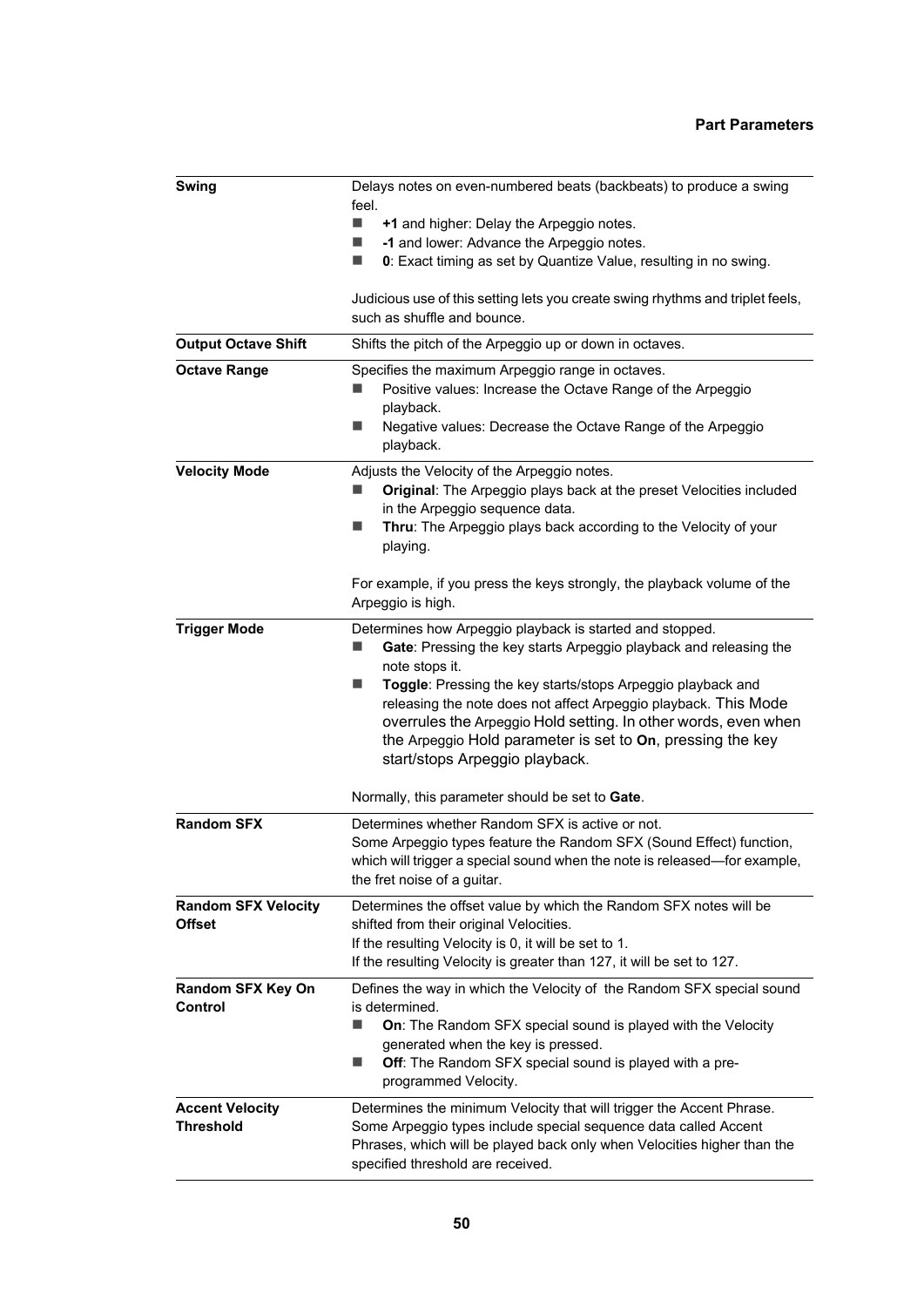| | |
|---|---|
| **Swing** | Delays notes on even-numbered beats (backbeats) to produce a swing feel.<br>■ **+1** and higher: Delay the Arpeggio notes.<br>■ **-1** and lower: Advance the Arpeggio notes.<br>■ **0**: Exact timing as set by Quantize Value, resulting in no swing.<br><br>Judicious use of this setting lets you create swing rhythms and triplet feels, such as shuffle and bounce. |
| **Output Octave Shift** | Shifts the pitch of the Arpeggio up or down in octaves. |
| **Octave Range** | Specifies the maximum Arpeggio range in octaves.<br>■ Positive values: Increase the Octave Range of the Arpeggio playback.<br>■ Negative values: Decrease the Octave Range of the Arpeggio playback. |
| **Velocity Mode** | Adjusts the Velocity of the Arpeggio notes.<br>■ **Original**: The Arpeggio plays back at the preset Velocities included in the Arpeggio sequence data.<br>■ **Thru**: The Arpeggio plays back according to the Velocity of your playing.<br><br>For example, if you press the keys strongly, the playback volume of the Arpeggio is high. |
| **Trigger Mode** | Determines how Arpeggio playback is started and stopped.<br>■ **Gate**: Pressing the key starts Arpeggio playback and releasing the note stops it.<br>■ **Toggle**: Pressing the key starts/stops Arpeggio playback and releasing the note does not affect Arpeggio playback. This Mode overrules the Arpeggio Hold setting. In other words, even when the Arpeggio Hold parameter is set to **On**, pressing the key start/stops Arpeggio playback.<br><br>Normally, this parameter should be set to **Gate**. |
| **Random SFX** | Determines whether Random SFX is active or not.<br>Some Arpeggio types feature the Random SFX (Sound Effect) function, which will trigger a special sound when the note is released—for example, the fret noise of a guitar. |
| **Random SFX Velocity Offset** | Determines the offset value by which the Random SFX notes will be shifted from their original Velocities.<br>If the resulting Velocity is 0, it will be set to 1.<br>If the resulting Velocity is greater than 127, it will be set to 127. |
| **Random SFX Key On Control** | Defines the way in which the Velocity of the Random SFX special sound is determined.<br>■ **On**: The Random SFX special sound is played with the Velocity generated when the key is pressed.<br>■ **Off**: The Random SFX special sound is played with a pre-programmed Velocity. |
| **Accent Velocity Threshold** | Determines the minimum Velocity that will trigger the Accent Phrase.<br>Some Arpeggio types include special sequence data called Accent Phrases, which will be played back only when Velocities higher than the specified threshold are received. |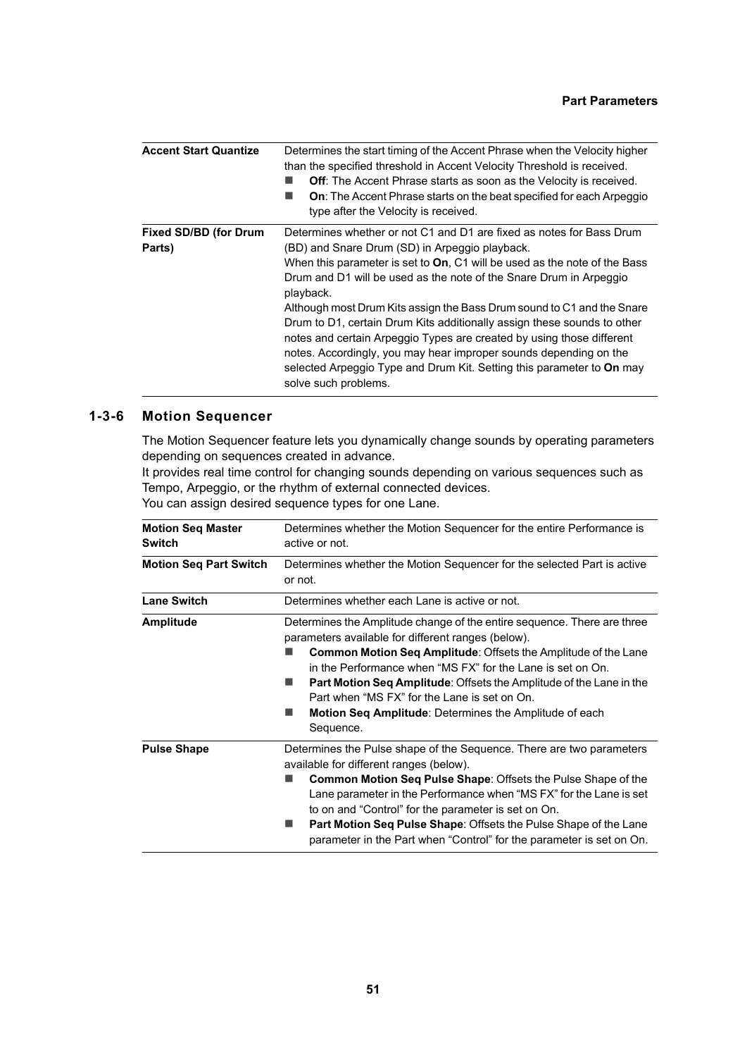| | |
|---|---|
| **Accent Start Quantize** | Determines the start timing of the Accent Phrase when the Velocity higher than the specified threshold in Accent Velocity Threshold is received.<br>■ **Off**: The Accent Phrase starts as soon as the Velocity is received.<br>■ **On**: The Accent Phrase starts on the beat specified for each Arpeggio type after the Velocity is received. |
| **Fixed SD/BD (for Drum Parts)** | Determines whether or not C1 and D1 are fixed as notes for Bass Drum (BD) and Snare Drum (SD) in Arpeggio playback.<br>When this parameter is set to **On**, C1 will be used as the note of the Bass Drum and D1 will be used as the note of the Snare Drum in Arpeggio playback.<br>Although most Drum Kits assign the Bass Drum sound to C1 and the Snare Drum to D1, certain Drum Kits additionally assign these sounds to other notes and certain Arpeggio Types are created by using those different notes. Accordingly, you may hear improper sounds depending on the selected Arpeggio Type and Drum Kit. Setting this parameter to **On** may solve such problems. |

### 1-3-6 Motion Sequencer

The Motion Sequencer feature lets you dynamically change sounds by operating parameters depending on sequences created in advance.
It provides real time control for changing sounds depending on various sequences such as Tempo, Arpeggio, or the rhythm of external connected devices.
You can assign desired sequence types for one Lane.

| | |
|---|---|
| **Motion Seq Master Switch** | Determines whether the Motion Sequencer for the entire Performance is active or not. |
| **Motion Seq Part Switch** | Determines whether the Motion Sequencer for the selected Part is active or not. |
| **Lane Switch** | Determines whether each Lane is active or not. |
| **Amplitude** | Determines the Amplitude change of the entire sequence. There are three parameters available for different ranges (below).<br>■ **Common Motion Seq Amplitude**: Offsets the Amplitude of the Lane in the Performance when "MS FX" for the Lane is set on On.<br>■ **Part Motion Seq Amplitude**: Offsets the Amplitude of the Lane in the Part when "MS FX" for the Lane is set on On.<br>■ **Motion Seq Amplitude**: Determines the Amplitude of each Sequence. |
| **Pulse Shape** | Determines the Pulse shape of the Sequence. There are two parameters available for different ranges (below).<br>■ **Common Motion Seq Pulse Shape**: Offsets the Pulse Shape of the Lane parameter in the Performance when "MS FX" for the Lane is set to on and "Control" for the parameter is set on On.<br>■ **Part Motion Seq Pulse Shape**: Offsets the Pulse Shape of the Lane parameter in the Part when "Control" for the parameter is set on On. |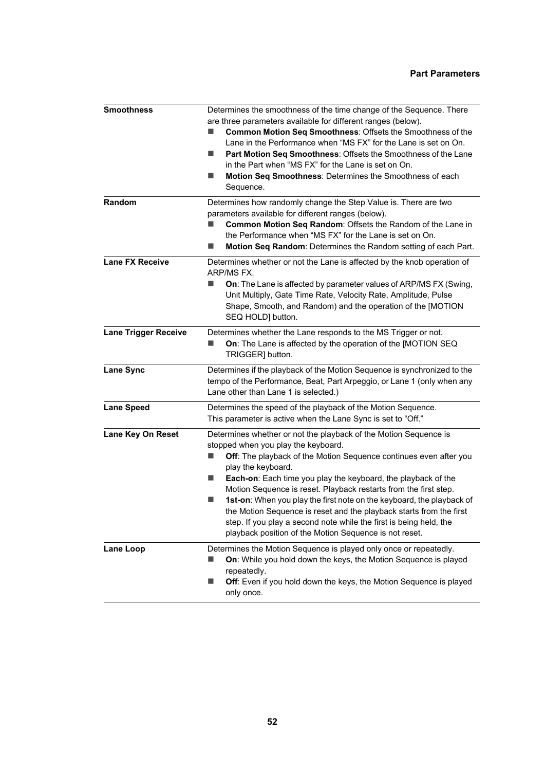| | |
|---|---|
| **Smoothness** | Determines the smoothness of the time change of the Sequence. There are three parameters available for different ranges (below).<br>■ **Common Motion Seq Smoothness**: Offsets the Smoothness of the Lane in the Performance when "MS FX" for the Lane is set on On.<br>■ **Part Motion Seq Smoothness**: Offsets the Smoothness of the Lane in the Part when "MS FX" for the Lane is set on On.<br>■ **Motion Seq Smoothness**: Determines the Smoothness of each Sequence. |
| **Random** | Determines how randomly change the Step Value is. There are two parameters available for different ranges (below).<br>■ **Common Motion Seq Random**: Offsets the Random of the Lane in the Performance when "MS FX" for the Lane is set on On.<br>■ **Motion Seq Random**: Determines the Random setting of each Part. |
| **Lane FX Receive** | Determines whether or not the Lane is affected by the knob operation of ARP/MS FX.<br>■ **On**: The Lane is affected by parameter values of ARP/MS FX (Swing, Unit Multiply, Gate Time Rate, Velocity Rate, Amplitude, Pulse Shape, Smooth, and Random) and the operation of the [MOTION SEQ HOLD] button. |
| **Lane Trigger Receive** | Determines whether the Lane responds to the MS Trigger or not.<br>■ **On**: The Lane is affected by the operation of the [MOTION SEQ TRIGGER] button. |
| **Lane Sync** | Determines if the playback of the Motion Sequence is synchronized to the tempo of the Performance, Beat, Part Arpeggio, or Lane 1 (only when any Lane other than Lane 1 is selected.) |
| **Lane Speed** | Determines the speed of the playback of the Motion Sequence.<br>This parameter is active when the Lane Sync is set to "Off." |
| **Lane Key On Reset** | Determines whether or not the playback of the Motion Sequence is stopped when you play the keyboard.<br>■ **Off**: The playback of the Motion Sequence continues even after you play the keyboard.<br>■ **Each-on**: Each time you play the keyboard, the playback of the Motion Sequence is reset. Playback restarts from the first step.<br>■ **1st-on**: When you play the first note on the keyboard, the playback of the Motion Sequence is reset and the playback starts from the first step. If you play a second note while the first is being held, the playback position of the Motion Sequence is not reset. |
| **Lane Loop** | Determines the Motion Sequence is played only once or repeatedly.<br>■ **On**: While you hold down the keys, the Motion Sequence is played repeatedly.<br>■ **Off**: Even if you hold down the keys, the Motion Sequence is played only once. |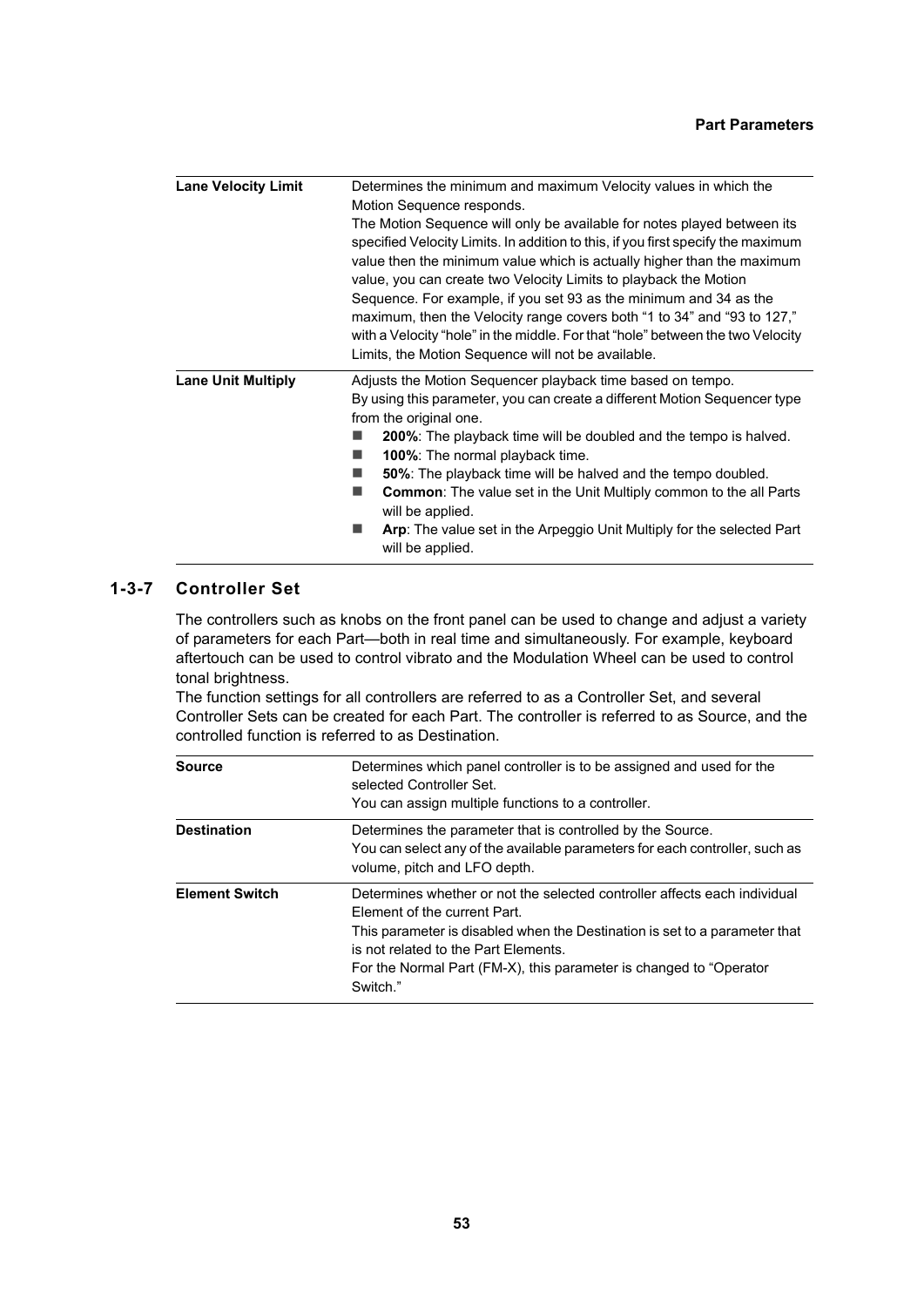| | |
|---|---|
| **Lane Velocity Limit** | Determines the minimum and maximum Velocity values in which the Motion Sequence responds.<br>The Motion Sequence will only be available for notes played between its specified Velocity Limits. In addition to this, if you first specify the maximum value then the minimum value which is actually higher than the maximum value, you can create two Velocity Limits to playback the Motion Sequence. For example, if you set 93 as the minimum and 34 as the maximum, then the Velocity range covers both "1 to 34" and "93 to 127," with a Velocity "hole" in the middle. For that "hole" between the two Velocity Limits, the Motion Sequence will not be available. |
| **Lane Unit Multiply** | Adjusts the Motion Sequencer playback time based on tempo.<br>By using this parameter, you can create a different Motion Sequencer type from the original one.<br>■ **200%**: The playback time will be doubled and the tempo is halved.<br>■ **100%**: The normal playback time.<br>■ **50%**: The playback time will be halved and the tempo doubled.<br>■ **Common**: The value set in the Unit Multiply common to the all Parts will be applied.<br>■ **Arp**: The value set in the Arpeggio Unit Multiply for the selected Part will be applied. |

### 1-3-7 Controller Set

The controllers such as knobs on the front panel can be used to change and adjust a variety of parameters for each Part—both in real time and simultaneously. For example, keyboard aftertouch can be used to control vibrato and the Modulation Wheel can be used to control tonal brightness.
The function settings for all controllers are referred to as a Controller Set, and several Controller Sets can be created for each Part. The controller is referred to as Source, and the controlled function is referred to as Destination.

| | |
|---|---|
| **Source** | Determines which panel controller is to be assigned and used for the selected Controller Set.<br>You can assign multiple functions to a controller. |
| **Destination** | Determines the parameter that is controlled by the Source.<br>You can select any of the available parameters for each controller, such as volume, pitch and LFO depth. |
| **Element Switch** | Determines whether or not the selected controller affects each individual Element of the current Part.<br>This parameter is disabled when the Destination is set to a parameter that is not related to the Part Elements.<br>For the Normal Part (FM-X), this parameter is changed to "Operator Switch." |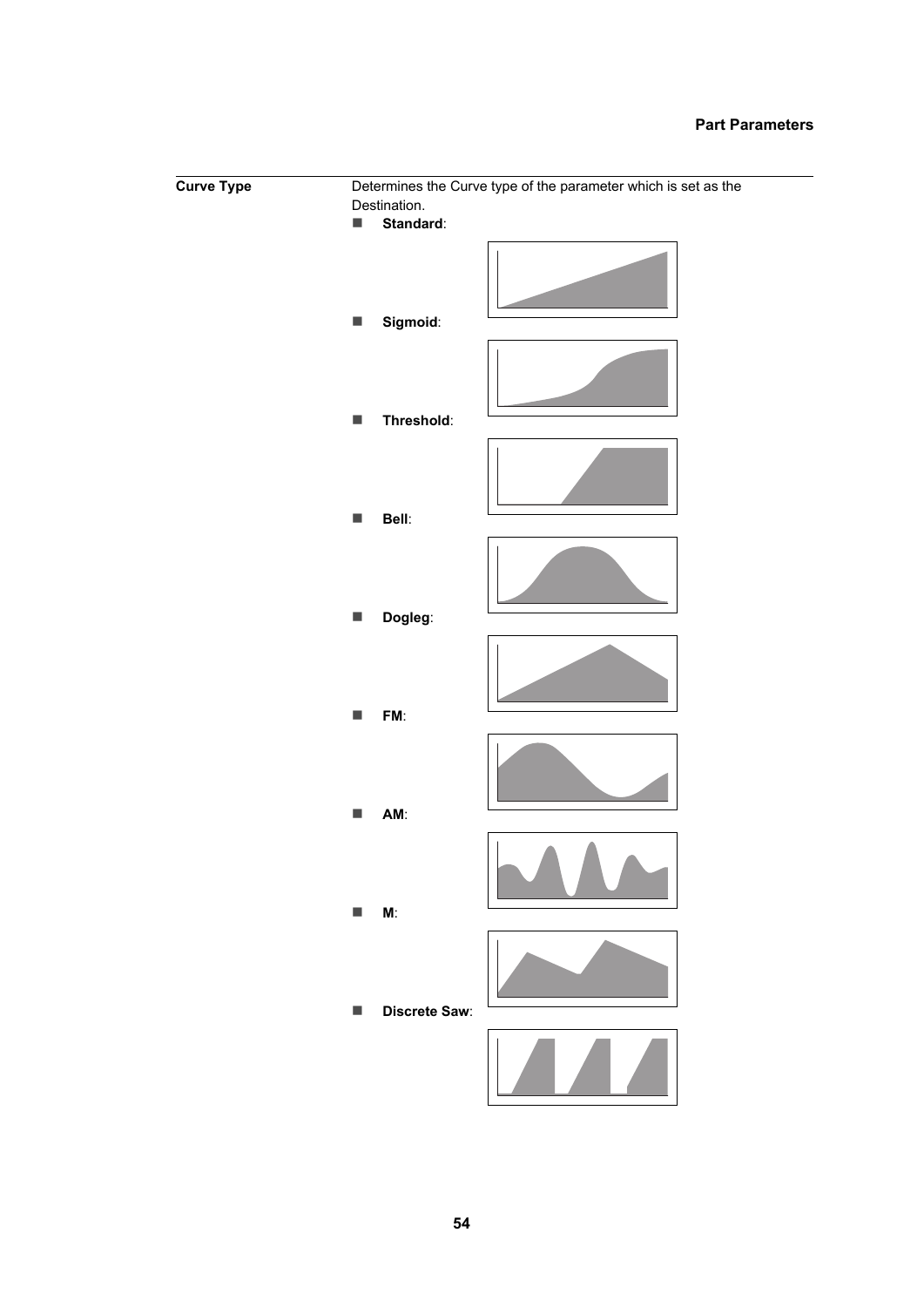**Curve Type**

Determines the Curve type of the parameter which is set as the Destination.

- **Standard**:
- **Sigmoid**:
- **Threshold**:
- **Bell**:
- **Dogleg**:
- **FM**:
- **AM**:
- **M**:
- **Discrete Saw**: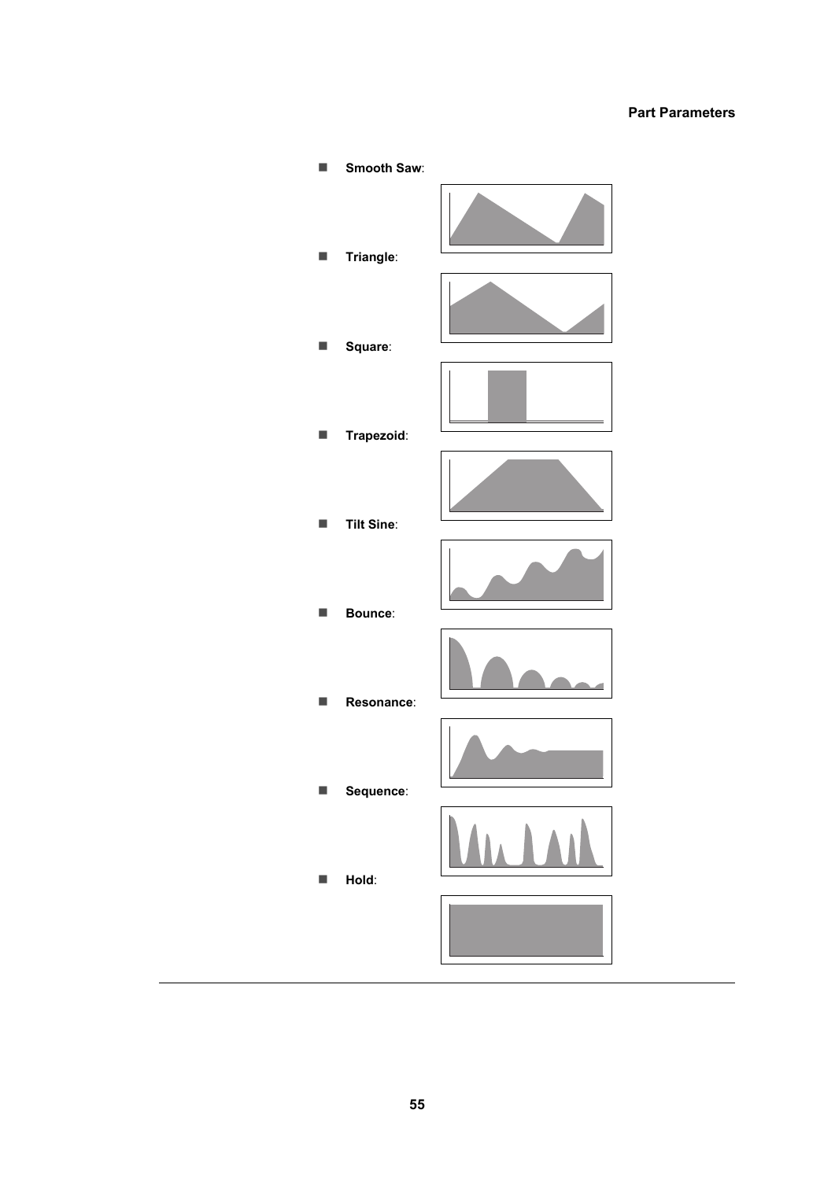- **Smooth Saw**:
- **Triangle**:
- **Square**:
- **Trapezoid**:
- **Tilt Sine**:
- **Bounce**:
- **Resonance**:
- **Sequence**:
- **Hold**: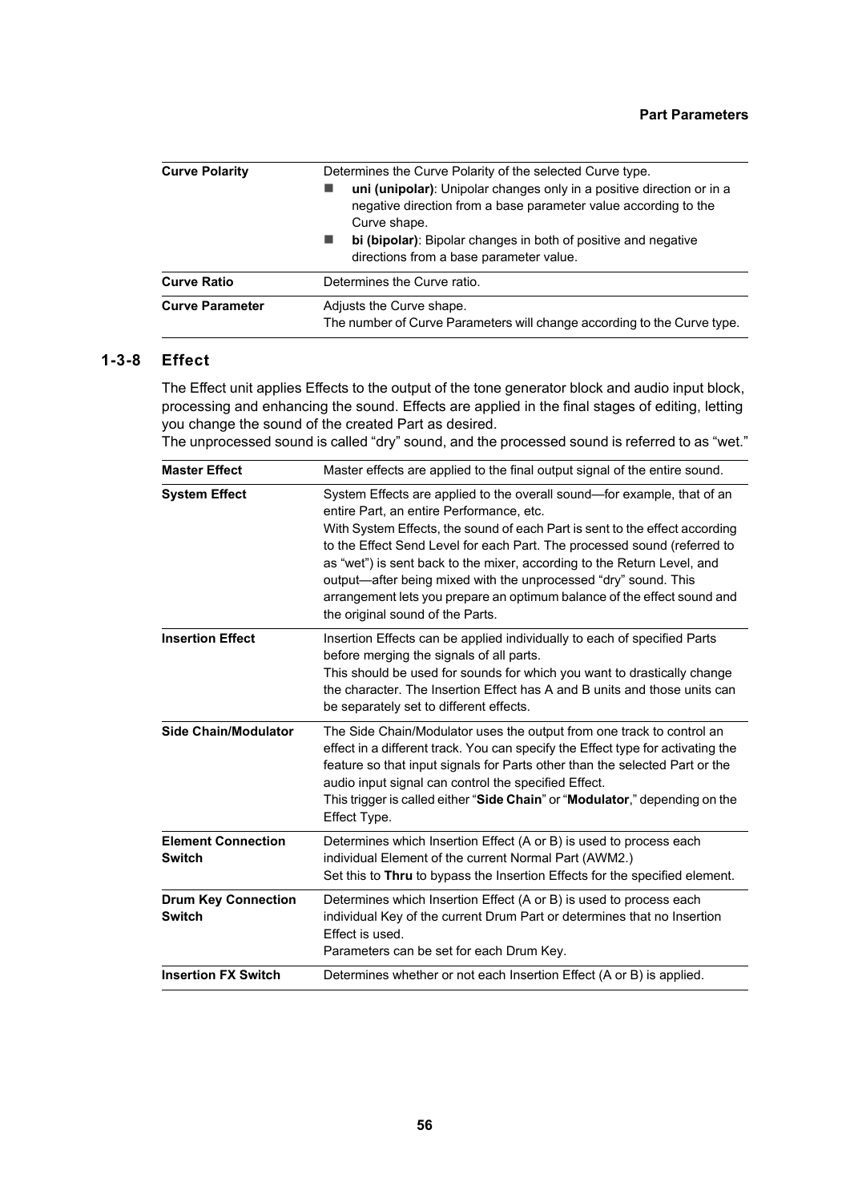| | |
|---|---|
| **Curve Polarity** | Determines the Curve Polarity of the selected Curve type.<br>■ **uni (unipolar)**: Unipolar changes only in a positive direction or in a negative direction from a base parameter value according to the Curve shape.<br>■ **bi (bipolar)**: Bipolar changes in both of positive and negative directions from a base parameter value. |
| **Curve Ratio** | Determines the Curve ratio. |
| **Curve Parameter** | Adjusts the Curve shape.<br>The number of Curve Parameters will change according to the Curve type. |

### 1-3-8 Effect

The Effect unit applies Effects to the output of the tone generator block and audio input block, processing and enhancing the sound. Effects are applied in the final stages of editing, letting you change the sound of the created Part as desired.
The unprocessed sound is called “dry” sound, and the processed sound is referred to as “wet.”

| | |
|---|---|
| **Master Effect** | Master effects are applied to the final output signal of the entire sound. |
| **System Effect** | System Effects are applied to the overall sound—for example, that of an entire Part, an entire Performance, etc.<br>With System Effects, the sound of each Part is sent to the effect according to the Effect Send Level for each Part. The processed sound (referred to as “wet”) is sent back to the mixer, according to the Return Level, and output—after being mixed with the unprocessed “dry” sound. This arrangement lets you prepare an optimum balance of the effect sound and the original sound of the Parts. |
| **Insertion Effect** | Insertion Effects can be applied individually to each of specified Parts before merging the signals of all parts.<br>This should be used for sounds for which you want to drastically change the character. The Insertion Effect has A and B units and those units can be separately set to different effects. |
| **Side Chain/Modulator** | The Side Chain/Modulator uses the output from one track to control an effect in a different track. You can specify the Effect type for activating the feature so that input signals for Parts other than the selected Part or the audio input signal can control the specified Effect.<br>This trigger is called either “**Side Chain**” or “**Modulator**,” depending on the Effect Type. |
| **Element Connection Switch** | Determines which Insertion Effect (A or B) is used to process each individual Element of the current Normal Part (AWM2.)<br>Set this to **Thru** to bypass the Insertion Effects for the specified element. |
| **Drum Key Connection Switch** | Determines which Insertion Effect (A or B) is used to process each individual Key of the current Drum Part or determines that no Insertion Effect is used.<br>Parameters can be set for each Drum Key. |
| **Insertion FX Switch** | Determines whether or not each Insertion Effect (A or B) is applied. |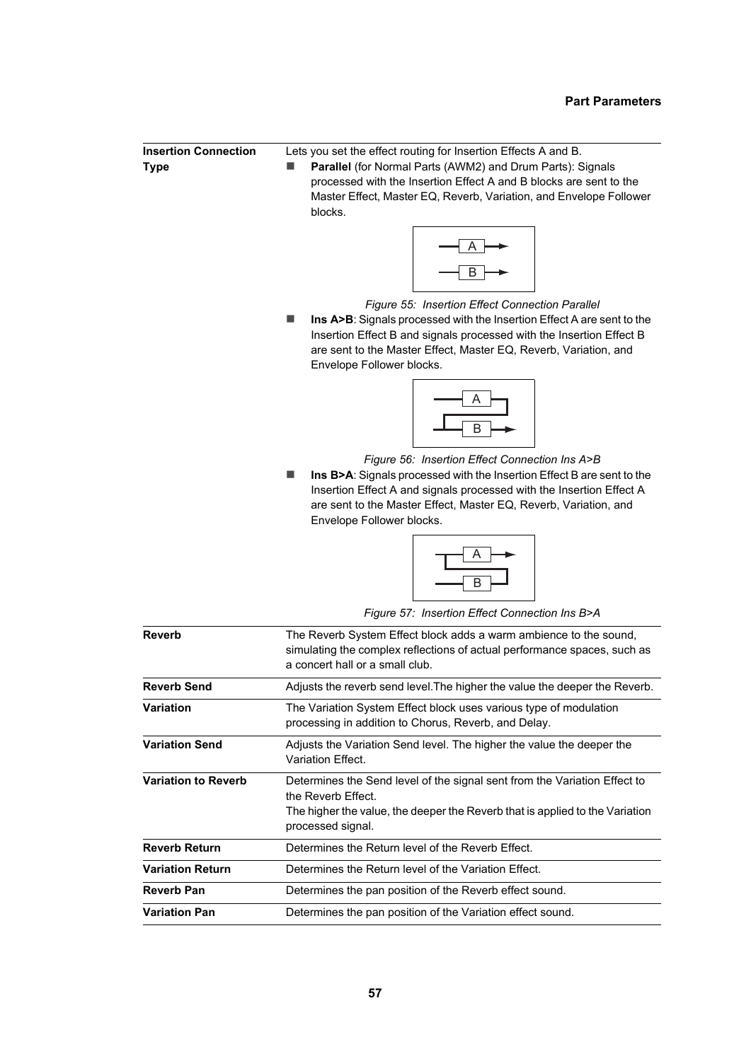| | |
|---|---|
| **Insertion Connection Type** | Lets you set the effect routing for Insertion Effects A and B.<br>■ **Parallel** (for Normal Parts (AWM2) and Drum Parts): Signals processed with the Insertion Effect A and B blocks are sent to the Master Effect, Master EQ, Reverb, Variation, and Envelope Follower blocks.<br>A<br>B<br>*Figure 55: Insertion Effect Connection Parallel*<br>■ **Ins A>B**: Signals processed with the Insertion Effect A are sent to the Insertion Effect B and signals processed with the Insertion Effect B are sent to the Master Effect, Master EQ, Reverb, Variation, and Envelope Follower blocks.<br>A<br>B<br>*Figure 56: Insertion Effect Connection Ins A>B*<br>■ **Ins B>A**: Signals processed with the Insertion Effect B are sent to the Insertion Effect A and signals processed with the Insertion Effect A are sent to the Master Effect, Master EQ, Reverb, Variation, and Envelope Follower blocks.<br>A<br>B<br>*Figure 57: Insertion Effect Connection Ins B>A* |
| **Reverb** | The Reverb System Effect block adds a warm ambience to the sound, simulating the complex reflections of actual performance spaces, such as a concert hall or a small club. |
| **Reverb Send** | Adjusts the reverb send level.The higher the value the deeper the Reverb. |
| **Variation** | The Variation System Effect block uses various type of modulation processing in addition to Chorus, Reverb, and Delay. |
| **Variation Send** | Adjusts the Variation Send level. The higher the value the deeper the Variation Effect. |
| **Variation to Reverb** | Determines the Send level of the signal sent from the Variation Effect to the Reverb Effect.<br>The higher the value, the deeper the Reverb that is applied to the Variation processed signal. |
| **Reverb Return** | Determines the Return level of the Reverb Effect. |
| **Variation Return** | Determines the Return level of the Variation Effect. |
| **Reverb Pan** | Determines the pan position of the Reverb effect sound. |
| **Variation Pan** | Determines the pan position of the Variation effect sound. |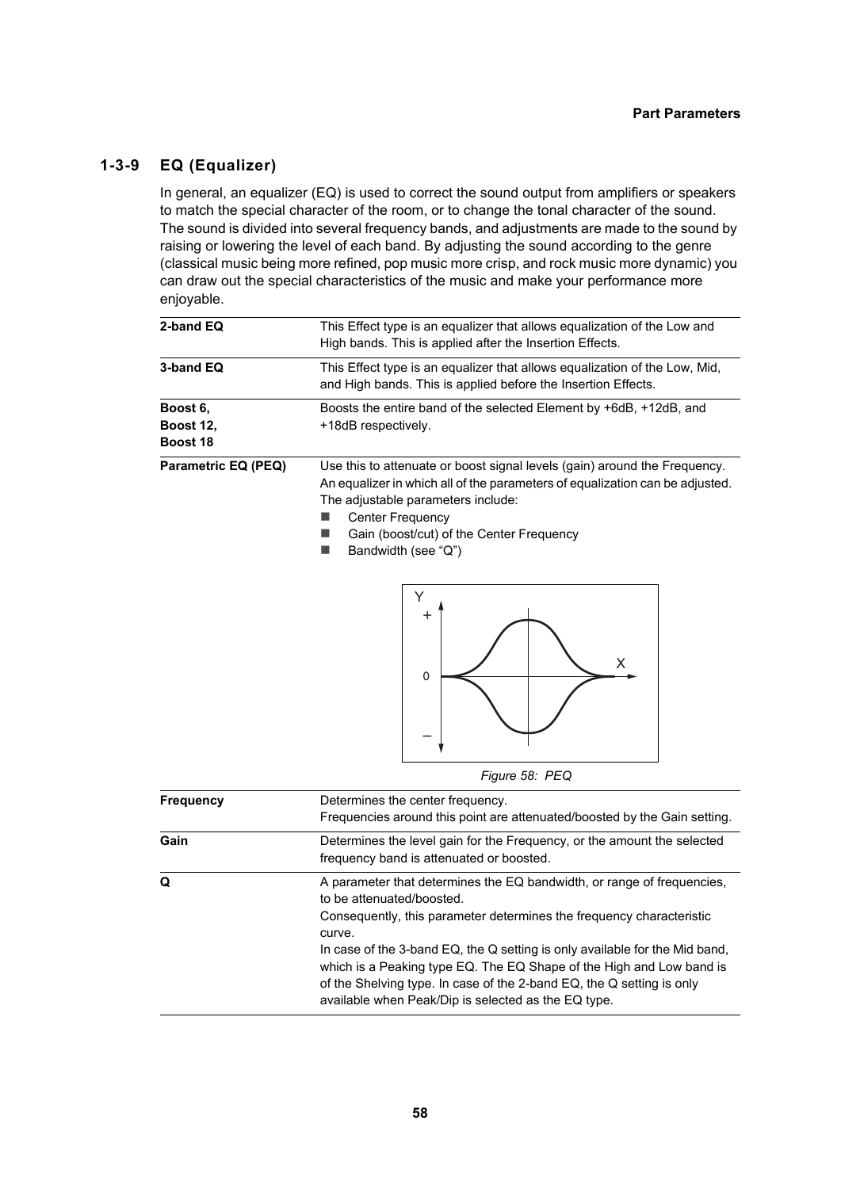## 1-3-9 EQ (Equalizer)

In general, an equalizer (EQ) is used to correct the sound output from amplifiers or speakers to match the special character of the room, or to change the tonal character of the sound. The sound is divided into several frequency bands, and adjustments are made to the sound by raising or lowering the level of each band. By adjusting the sound according to the genre (classical music being more refined, pop music more crisp, and rock music more dynamic) you can draw out the special characteristics of the music and make your performance more enjoyable.

| | |
|---|---|
| **2-band EQ** | This Effect type is an equalizer that allows equalization of the Low and High bands. This is applied after the Insertion Effects. |
| **3-band EQ** | This Effect type is an equalizer that allows equalization of the Low, Mid, and High bands. This is applied before the Insertion Effects. |
| **Boost 6, Boost 12, Boost 18** | Boosts the entire band of the selected Element by +6dB, +12dB, and +18dB respectively. |
| **Parametric EQ (PEQ)** | Use this to attenuate or boost signal levels (gain) around the Frequency. An equalizer in which all of the parameters of equalization can be adjusted. The adjustable parameters include: ■ Center Frequency ■ Gain (boost/cut) of the Center Frequency ■ Bandwidth (see "Q") |

Y
+
0
X
–

*Figure 58: PEQ*

| | |
|---|---|
| **Frequency** | Determines the center frequency. Frequencies around this point are attenuated/boosted by the Gain setting. |
| **Gain** | Determines the level gain for the Frequency, or the amount the selected frequency band is attenuated or boosted. |
| **Q** | A parameter that determines the EQ bandwidth, or range of frequencies, to be attenuated/boosted. Consequently, this parameter determines the frequency characteristic curve. In case of the 3-band EQ, the Q setting is only available for the Mid band, which is a Peaking type EQ. The EQ Shape of the High and Low band is of the Shelving type. In case of the 2-band EQ, the Q setting is only available when Peak/Dip is selected as the EQ type. |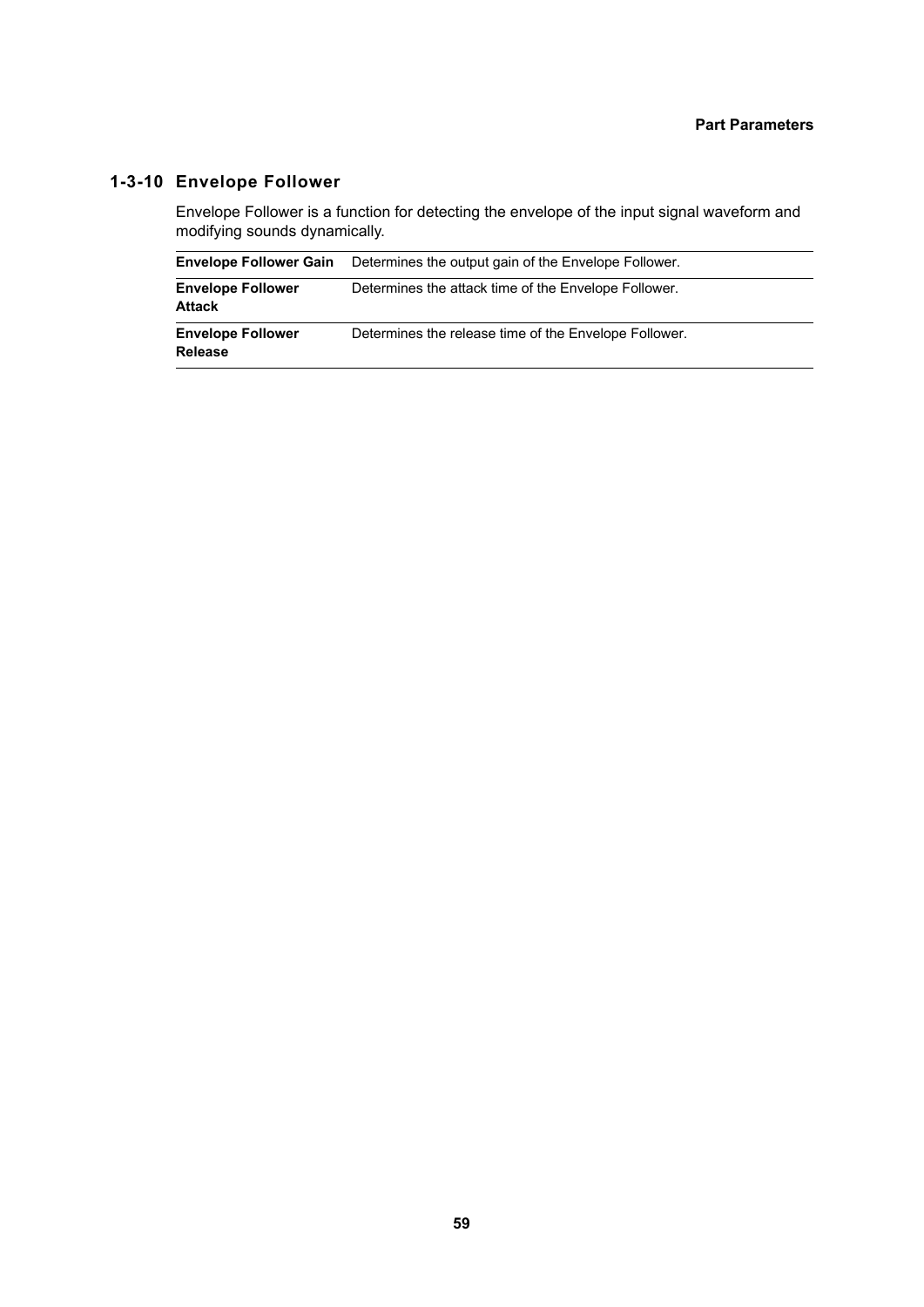### 1-3-10 Envelope Follower

Envelope Follower is a function for detecting the envelope of the input signal waveform and modifying sounds dynamically.

| | |
|---|---|
| **Envelope Follower Gain** | Determines the output gain of the Envelope Follower. |
| **Envelope Follower Attack** | Determines the attack time of the Envelope Follower. |
| **Envelope Follower Release** | Determines the release time of the Envelope Follower. |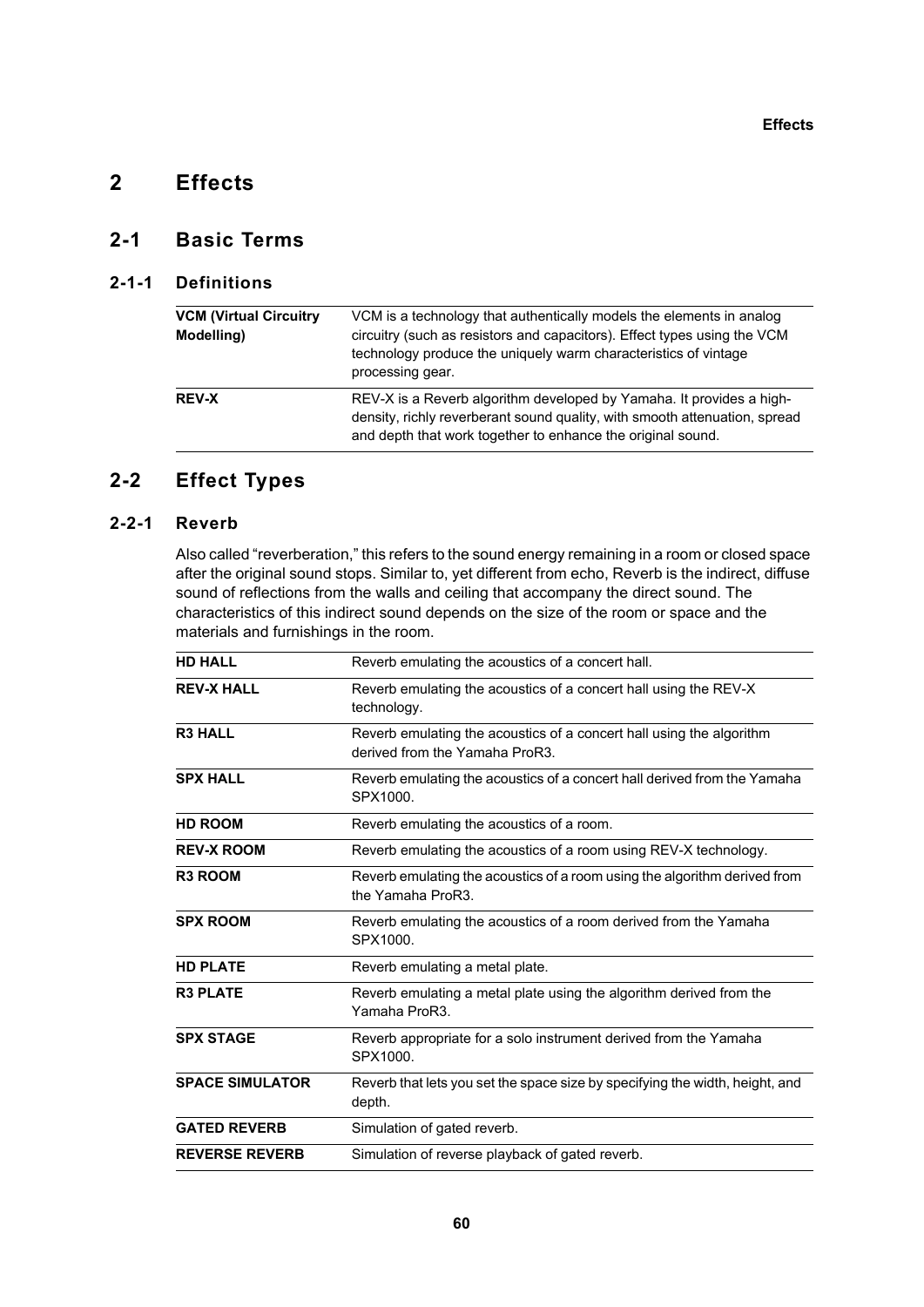# 2 Effects

## 2-1 Basic Terms

### 2-1-1 Definitions

| | |
|---|---|
| **VCM (Virtual Circuitry Modelling)** | VCM is a technology that authentically models the elements in analog circuitry (such as resistors and capacitors). Effect types using the VCM technology produce the uniquely warm characteristics of vintage processing gear. |
| **REV-X** | REV-X is a Reverb algorithm developed by Yamaha. It provides a high-density, richly reverberant sound quality, with smooth attenuation, spread and depth that work together to enhance the original sound. |

## 2-2 Effect Types

### 2-2-1 Reverb

Also called "reverberation," this refers to the sound energy remaining in a room or closed space after the original sound stops. Similar to, yet different from echo, Reverb is the indirect, diffuse sound of reflections from the walls and ceiling that accompany the direct sound. The characteristics of this indirect sound depends on the size of the room or space and the materials and furnishings in the room.

| | |
|---|---|
| **HD HALL** | Reverb emulating the acoustics of a concert hall. |
| **REV-X HALL** | Reverb emulating the acoustics of a concert hall using the REV-X technology. |
| **R3 HALL** | Reverb emulating the acoustics of a concert hall using the algorithm derived from the Yamaha ProR3. |
| **SPX HALL** | Reverb emulating the acoustics of a concert hall derived from the Yamaha SPX1000. |
| **HD ROOM** | Reverb emulating the acoustics of a room. |
| **REV-X ROOM** | Reverb emulating the acoustics of a room using REV-X technology. |
| **R3 ROOM** | Reverb emulating the acoustics of a room using the algorithm derived from the Yamaha ProR3. |
| **SPX ROOM** | Reverb emulating the acoustics of a room derived from the Yamaha SPX1000. |
| **HD PLATE** | Reverb emulating a metal plate. |
| **R3 PLATE** | Reverb emulating a metal plate using the algorithm derived from the Yamaha ProR3. |
| **SPX STAGE** | Reverb appropriate for a solo instrument derived from the Yamaha SPX1000. |
| **SPACE SIMULATOR** | Reverb that lets you set the space size by specifying the width, height, and depth. |
| **GATED REVERB** | Simulation of gated reverb. |
| **REVERSE REVERB** | Simulation of reverse playback of gated reverb. |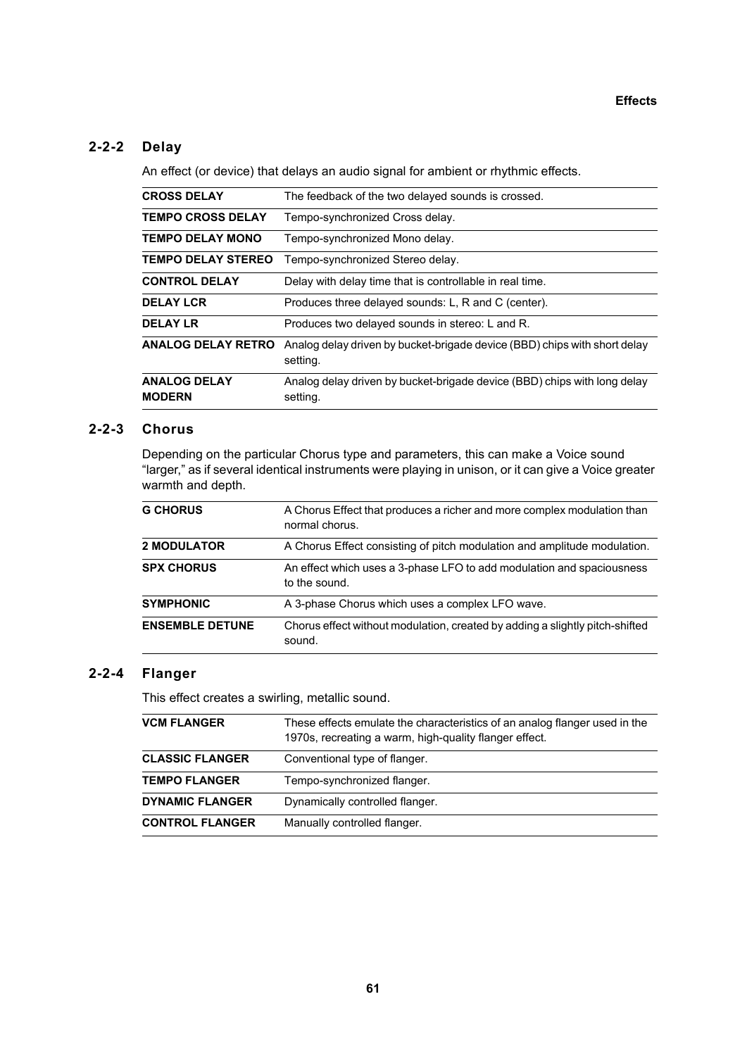### 2-2-2 Delay

An effect (or device) that delays an audio signal for ambient or rhythmic effects.

| | |
|---|---|
| **CROSS DELAY** | The feedback of the two delayed sounds is crossed. |
| **TEMPO CROSS DELAY** | Tempo-synchronized Cross delay. |
| **TEMPO DELAY MONO** | Tempo-synchronized Mono delay. |
| **TEMPO DELAY STEREO** | Tempo-synchronized Stereo delay. |
| **CONTROL DELAY** | Delay with delay time that is controllable in real time. |
| **DELAY LCR** | Produces three delayed sounds: L, R and C (center). |
| **DELAY LR** | Produces two delayed sounds in stereo: L and R. |
| **ANALOG DELAY RETRO** | Analog delay driven by bucket-brigade device (BBD) chips with short delay setting. |
| **ANALOG DELAY MODERN** | Analog delay driven by bucket-brigade device (BBD) chips with long delay setting. |

### 2-2-3 Chorus

Depending on the particular Chorus type and parameters, this can make a Voice sound "larger," as if several identical instruments were playing in unison, or it can give a Voice greater warmth and depth.

| | |
|---|---|
| **G CHORUS** | A Chorus Effect that produces a richer and more complex modulation than normal chorus. |
| **2 MODULATOR** | A Chorus Effect consisting of pitch modulation and amplitude modulation. |
| **SPX CHORUS** | An effect which uses a 3-phase LFO to add modulation and spaciousness to the sound. |
| **SYMPHONIC** | A 3-phase Chorus which uses a complex LFO wave. |
| **ENSEMBLE DETUNE** | Chorus effect without modulation, created by adding a slightly pitch-shifted sound. |

### 2-2-4 Flanger

This effect creates a swirling, metallic sound.

| | |
|---|---|
| **VCM FLANGER** | These effects emulate the characteristics of an analog flanger used in the 1970s, recreating a warm, high-quality flanger effect. |
| **CLASSIC FLANGER** | Conventional type of flanger. |
| **TEMPO FLANGER** | Tempo-synchronized flanger. |
| **DYNAMIC FLANGER** | Dynamically controlled flanger. |
| **CONTROL FLANGER** | Manually controlled flanger. |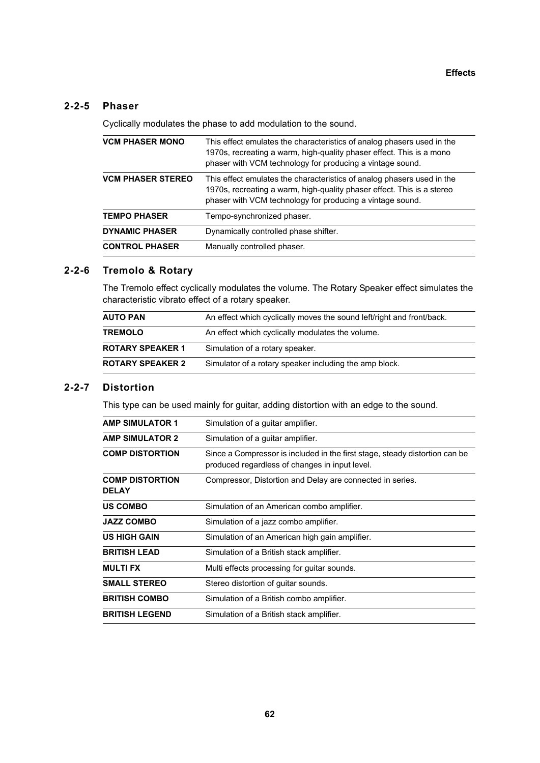### 2-2-5 Phaser

Cyclically modulates the phase to add modulation to the sound.

| | |
|---|---|
| **VCM PHASER MONO** | This effect emulates the characteristics of analog phasers used in the 1970s, recreating a warm, high-quality phaser effect. This is a mono phaser with VCM technology for producing a vintage sound. |
| **VCM PHASER STEREO** | This effect emulates the characteristics of analog phasers used in the 1970s, recreating a warm, high-quality phaser effect. This is a stereo phaser with VCM technology for producing a vintage sound. |
| **TEMPO PHASER** | Tempo-synchronized phaser. |
| **DYNAMIC PHASER** | Dynamically controlled phase shifter. |
| **CONTROL PHASER** | Manually controlled phaser. |

### 2-2-6 Tremolo & Rotary

The Tremolo effect cyclically modulates the volume. The Rotary Speaker effect simulates the characteristic vibrato effect of a rotary speaker.

| | |
|---|---|
| **AUTO PAN** | An effect which cyclically moves the sound left/right and front/back. |
| **TREMOLO** | An effect which cyclically modulates the volume. |
| **ROTARY SPEAKER 1** | Simulation of a rotary speaker. |
| **ROTARY SPEAKER 2** | Simulator of a rotary speaker including the amp block. |

### 2-2-7 Distortion

This type can be used mainly for guitar, adding distortion with an edge to the sound.

| | |
|---|---|
| **AMP SIMULATOR 1** | Simulation of a guitar amplifier. |
| **AMP SIMULATOR 2** | Simulation of a guitar amplifier. |
| **COMP DISTORTION** | Since a Compressor is included in the first stage, steady distortion can be produced regardless of changes in input level. |
| **COMP DISTORTION DELAY** | Compressor, Distortion and Delay are connected in series. |
| **US COMBO** | Simulation of an American combo amplifier. |
| **JAZZ COMBO** | Simulation of a jazz combo amplifier. |
| **US HIGH GAIN** | Simulation of an American high gain amplifier. |
| **BRITISH LEAD** | Simulation of a British stack amplifier. |
| **MULTI FX** | Multi effects processing for guitar sounds. |
| **SMALL STEREO** | Stereo distortion of guitar sounds. |
| **BRITISH COMBO** | Simulation of a British combo amplifier. |
| **BRITISH LEGEND** | Simulation of a British stack amplifier. |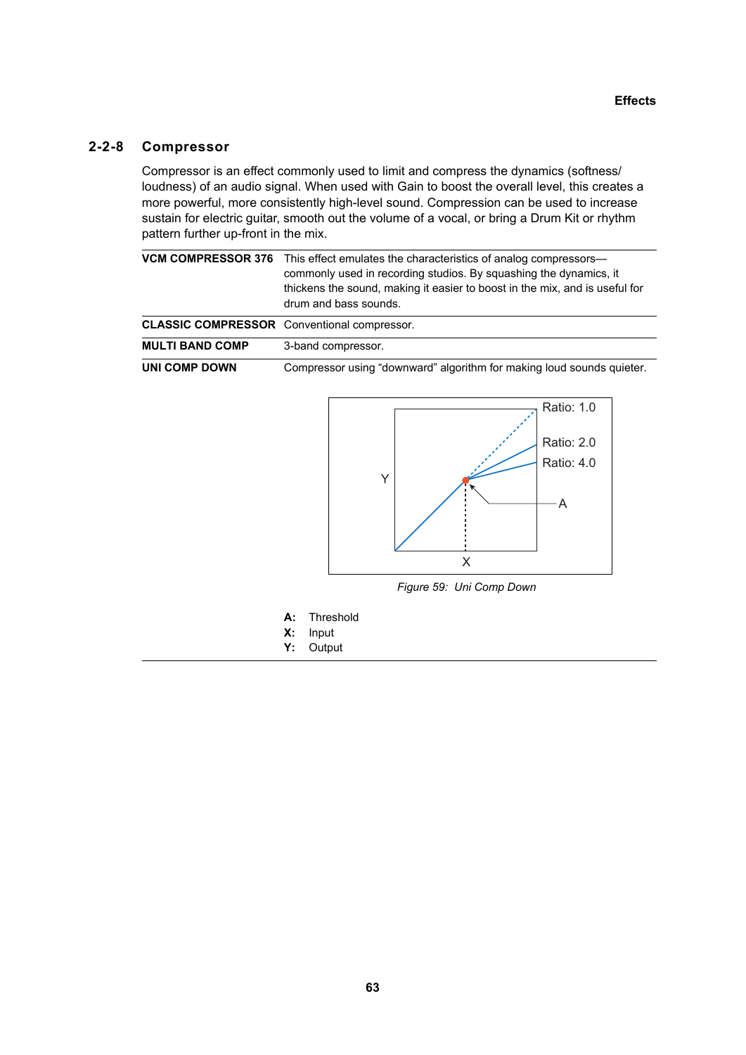### 2-2-8 Compressor

Compressor is an effect commonly used to limit and compress the dynamics (softness/loudness) of an audio signal. When used with Gain to boost the overall level, this creates a more powerful, more consistently high-level sound. Compression can be used to increase sustain for electric guitar, smooth out the volume of a vocal, or bring a Drum Kit or rhythm pattern further up-front in the mix.

| | |
|---|---|
| **VCM COMPRESSOR 376** | This effect emulates the characteristics of analog compressors—commonly used in recording studios. By squashing the dynamics, it thickens the sound, making it easier to boost in the mix, and is useful for drum and bass sounds. |
| **CLASSIC COMPRESSOR** | Conventional compressor. |
| **MULTI BAND COMP** | 3-band compressor. |
| **UNI COMP DOWN** | Compressor using "downward" algorithm for making loud sounds quieter. |

Ratio: 1.0
Ratio: 2.0
Ratio: 4.0
Y
A
X

*Figure 59: Uni Comp Down*

**A:** Threshold
**X:** Input
**Y:** Output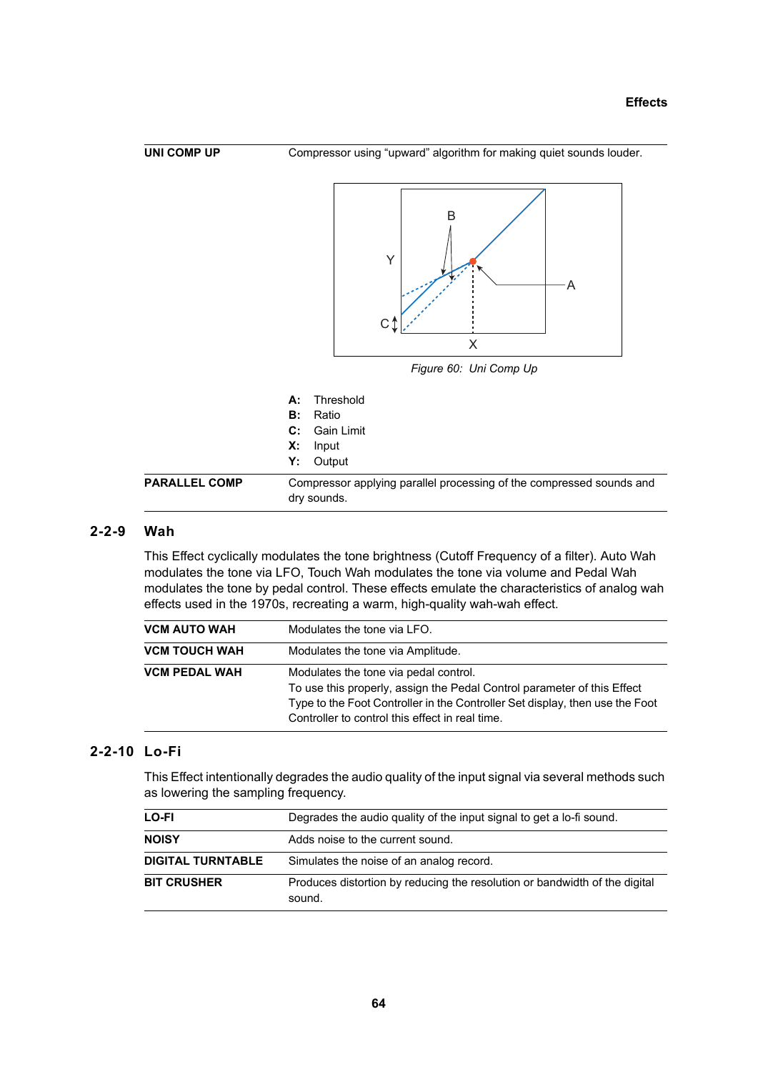| | |
|---|---|
| **UNI COMP UP** | Compressor using “upward” algorithm for making quiet sounds louder. |

B
Y
A
C
X

*Figure 60: Uni Comp Up*

**A:** Threshold
**B:** Ratio
**C:** Gain Limit
**X:** Input
**Y:** Output

| | |
|---|---|
| **PARALLEL COMP** | Compressor applying parallel processing of the compressed sounds and dry sounds. |

## 2-2-9 Wah

This Effect cyclically modulates the tone brightness (Cutoff Frequency of a filter). Auto Wah modulates the tone via LFO, Touch Wah modulates the tone via volume and Pedal Wah modulates the tone by pedal control. These effects emulate the characteristics of analog wah effects used in the 1970s, recreating a warm, high-quality wah-wah effect.

| | |
|---|---|
| **VCM AUTO WAH** | Modulates the tone via LFO. |
| **VCM TOUCH WAH** | Modulates the tone via Amplitude. |
| **VCM PEDAL WAH** | Modulates the tone via pedal control.<br>To use this properly, assign the Pedal Control parameter of this Effect Type to the Foot Controller in the Controller Set display, then use the Foot Controller to control this effect in real time. |

## 2-2-10 Lo-Fi

This Effect intentionally degrades the audio quality of the input signal via several methods such as lowering the sampling frequency.

| | |
|---|---|
| **LO-FI** | Degrades the audio quality of the input signal to get a lo-fi sound. |
| **NOISY** | Adds noise to the current sound. |
| **DIGITAL TURNTABLE** | Simulates the noise of an analog record. |
| **BIT CRUSHER** | Produces distortion by reducing the resolution or bandwidth of the digital sound. |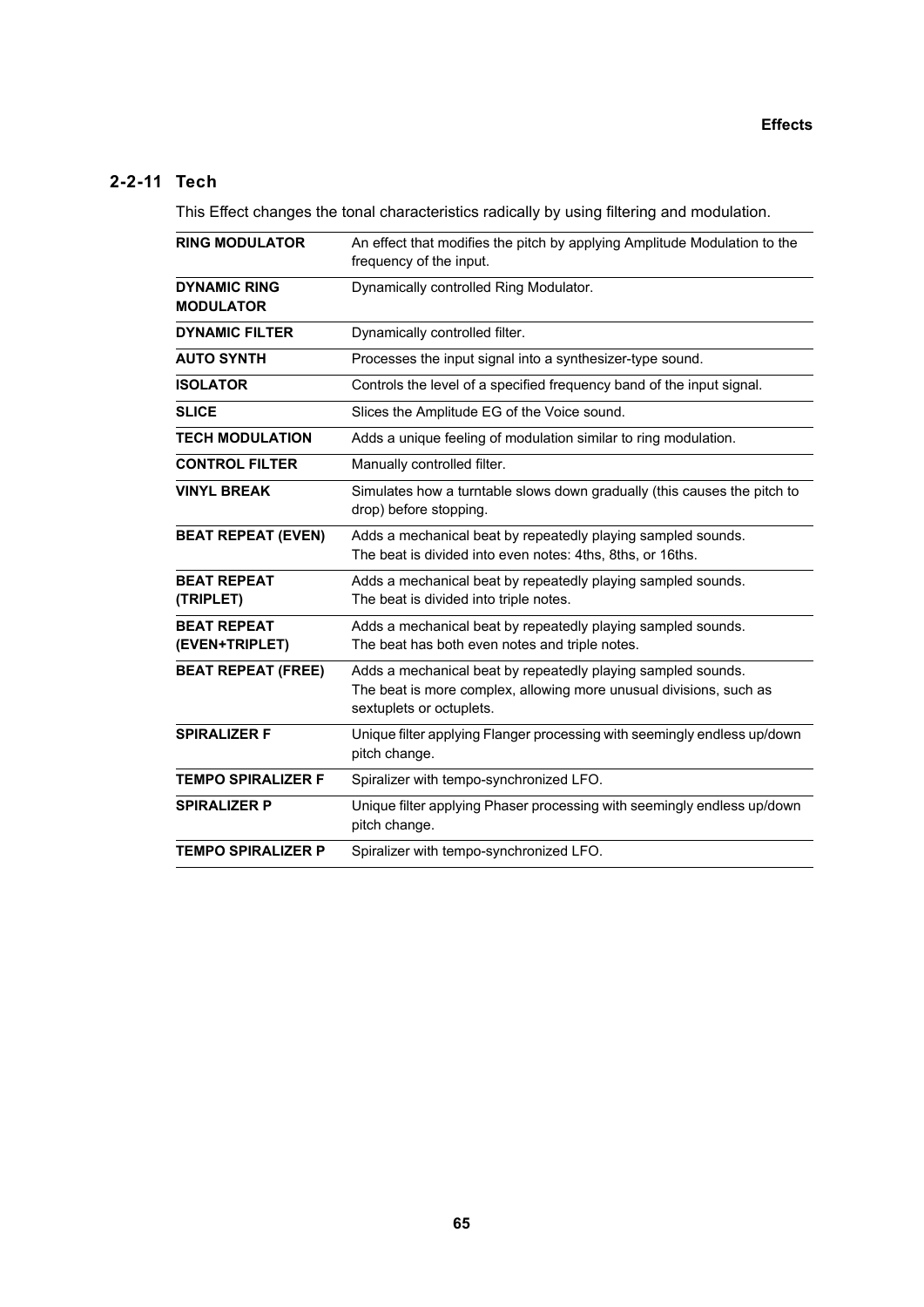## 2-2-11 Tech

This Effect changes the tonal characteristics radically by using filtering and modulation.

| | |
|---|---|
| **RING MODULATOR** | An effect that modifies the pitch by applying Amplitude Modulation to the frequency of the input. |
| **DYNAMIC RING MODULATOR** | Dynamically controlled Ring Modulator. |
| **DYNAMIC FILTER** | Dynamically controlled filter. |
| **AUTO SYNTH** | Processes the input signal into a synthesizer-type sound. |
| **ISOLATOR** | Controls the level of a specified frequency band of the input signal. |
| **SLICE** | Slices the Amplitude EG of the Voice sound. |
| **TECH MODULATION** | Adds a unique feeling of modulation similar to ring modulation. |
| **CONTROL FILTER** | Manually controlled filter. |
| **VINYL BREAK** | Simulates how a turntable slows down gradually (this causes the pitch to drop) before stopping. |
| **BEAT REPEAT (EVEN)** | Adds a mechanical beat by repeatedly playing sampled sounds.<br>The beat is divided into even notes: 4ths, 8ths, or 16ths. |
| **BEAT REPEAT (TRIPLET)** | Adds a mechanical beat by repeatedly playing sampled sounds.<br>The beat is divided into triple notes. |
| **BEAT REPEAT (EVEN+TRIPLET)** | Adds a mechanical beat by repeatedly playing sampled sounds.<br>The beat has both even notes and triple notes. |
| **BEAT REPEAT (FREE)** | Adds a mechanical beat by repeatedly playing sampled sounds.<br>The beat is more complex, allowing more unusual divisions, such as sextuplets or octuplets. |
| **SPIRALIZER F** | Unique filter applying Flanger processing with seemingly endless up/down pitch change. |
| **TEMPO SPIRALIZER F** | Spiralizer with tempo-synchronized LFO. |
| **SPIRALIZER P** | Unique filter applying Phaser processing with seemingly endless up/down pitch change. |
| **TEMPO SPIRALIZER P** | Spiralizer with tempo-synchronized LFO. |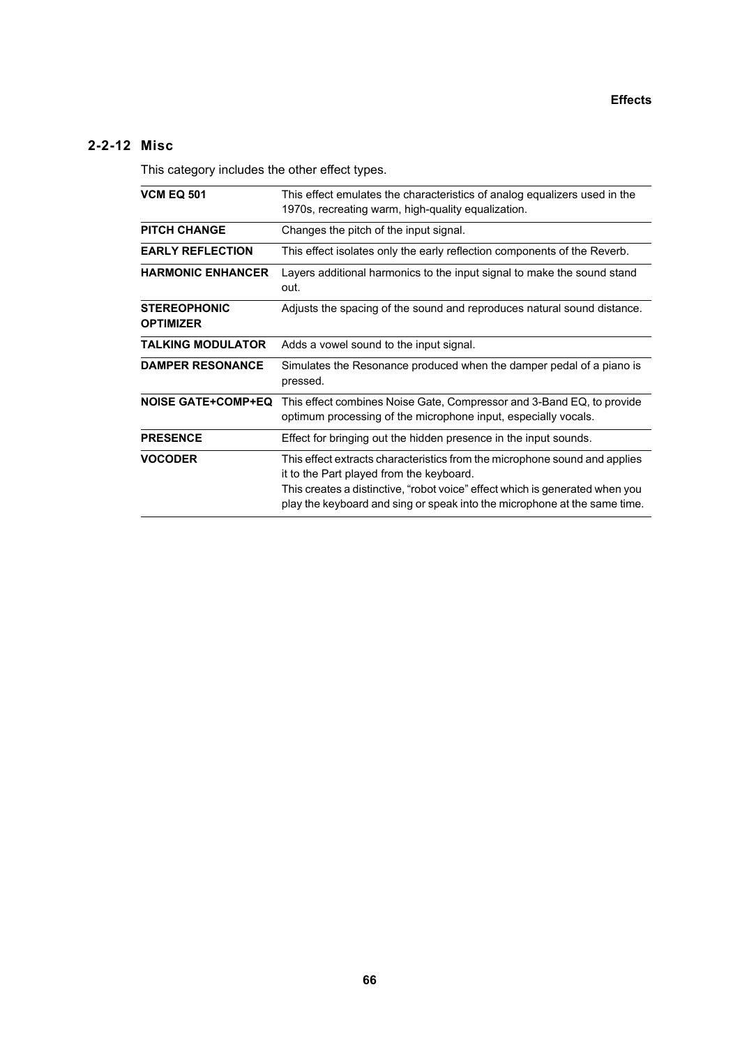### 2-2-12 Misc

This category includes the other effect types.

| | |
|---|---|
| **VCM EQ 501** | This effect emulates the characteristics of analog equalizers used in the 1970s, recreating warm, high-quality equalization. |
| **PITCH CHANGE** | Changes the pitch of the input signal. |
| **EARLY REFLECTION** | This effect isolates only the early reflection components of the Reverb. |
| **HARMONIC ENHANCER** | Layers additional harmonics to the input signal to make the sound stand out. |
| **STEREOPHONIC OPTIMIZER** | Adjusts the spacing of the sound and reproduces natural sound distance. |
| **TALKING MODULATOR** | Adds a vowel sound to the input signal. |
| **DAMPER RESONANCE** | Simulates the Resonance produced when the damper pedal of a piano is pressed. |
| **NOISE GATE+COMP+EQ** | This effect combines Noise Gate, Compressor and 3-Band EQ, to provide optimum processing of the microphone input, especially vocals. |
| **PRESENCE** | Effect for bringing out the hidden presence in the input sounds. |
| **VOCODER** | This effect extracts characteristics from the microphone sound and applies it to the Part played from the keyboard.<br>This creates a distinctive, “robot voice” effect which is generated when you play the keyboard and sing or speak into the microphone at the same time. |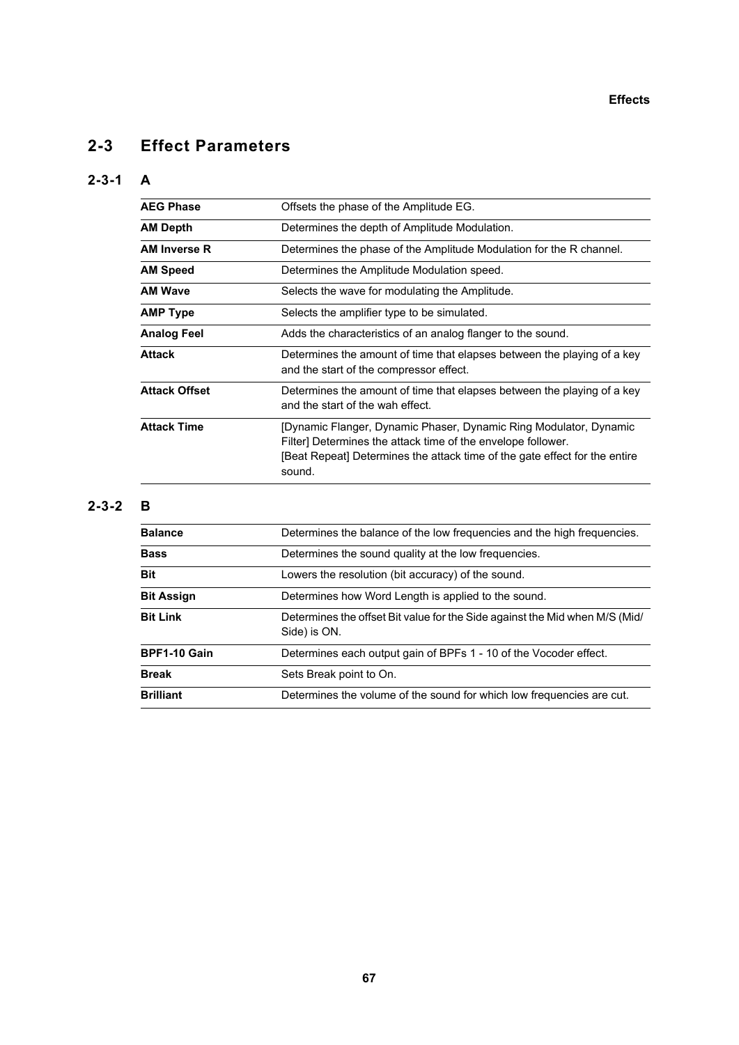## 2-3 Effect Parameters

### 2-3-1 A

| | |
|---|---|
| **AEG Phase** | Offsets the phase of the Amplitude EG. |
| **AM Depth** | Determines the depth of Amplitude Modulation. |
| **AM Inverse R** | Determines the phase of the Amplitude Modulation for the R channel. |
| **AM Speed** | Determines the Amplitude Modulation speed. |
| **AM Wave** | Selects the wave for modulating the Amplitude. |
| **AMP Type** | Selects the amplifier type to be simulated. |
| **Analog Feel** | Adds the characteristics of an analog flanger to the sound. |
| **Attack** | Determines the amount of time that elapses between the playing of a key and the start of the compressor effect. |
| **Attack Offset** | Determines the amount of time that elapses between the playing of a key and the start of the wah effect. |
| **Attack Time** | [Dynamic Flanger, Dynamic Phaser, Dynamic Ring Modulator, Dynamic Filter] Determines the attack time of the envelope follower.<br>[Beat Repeat] Determines the attack time of the gate effect for the entire sound. |

### 2-3-2 B

| | |
|---|---|
| **Balance** | Determines the balance of the low frequencies and the high frequencies. |
| **Bass** | Determines the sound quality at the low frequencies. |
| **Bit** | Lowers the resolution (bit accuracy) of the sound. |
| **Bit Assign** | Determines how Word Length is applied to the sound. |
| **Bit Link** | Determines the offset Bit value for the Side against the Mid when M/S (Mid/Side) is ON. |
| **BPF1-10 Gain** | Determines each output gain of BPFs 1 - 10 of the Vocoder effect. |
| **Break** | Sets Break point to On. |
| **Brilliant** | Determines the volume of the sound for which low frequencies are cut. |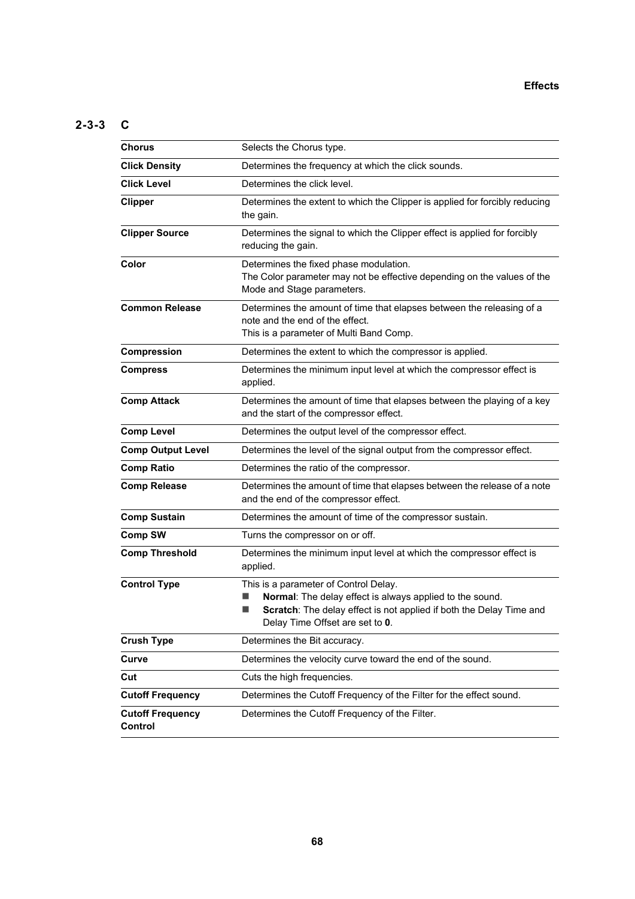### 2-3-3 C

| | |
|---|---|
| **Chorus** | Selects the Chorus type. |
| **Click Density** | Determines the frequency at which the click sounds. |
| **Click Level** | Determines the click level. |
| **Clipper** | Determines the extent to which the Clipper is applied for forcibly reducing the gain. |
| **Clipper Source** | Determines the signal to which the Clipper effect is applied for forcibly reducing the gain. |
| **Color** | Determines the fixed phase modulation.<br>The Color parameter may not be effective depending on the values of the Mode and Stage parameters. |
| **Common Release** | Determines the amount of time that elapses between the releasing of a note and the end of the effect.<br>This is a parameter of Multi Band Comp. |
| **Compression** | Determines the extent to which the compressor is applied. |
| **Compress** | Determines the minimum input level at which the compressor effect is applied. |
| **Comp Attack** | Determines the amount of time that elapses between the playing of a key and the start of the compressor effect. |
| **Comp Level** | Determines the output level of the compressor effect. |
| **Comp Output Level** | Determines the level of the signal output from the compressor effect. |
| **Comp Ratio** | Determines the ratio of the compressor. |
| **Comp Release** | Determines the amount of time that elapses between the release of a note and the end of the compressor effect. |
| **Comp Sustain** | Determines the amount of time of the compressor sustain. |
| **Comp SW** | Turns the compressor on or off. |
| **Comp Threshold** | Determines the minimum input level at which the compressor effect is applied. |
| **Control Type** | This is a parameter of Control Delay.<br>■ **Normal**: The delay effect is always applied to the sound.<br>■ **Scratch**: The delay effect is not applied if both the Delay Time and Delay Time Offset are set to **0**. |
| **Crush Type** | Determines the Bit accuracy. |
| **Curve** | Determines the velocity curve toward the end of the sound. |
| **Cut** | Cuts the high frequencies. |
| **Cutoff Frequency** | Determines the Cutoff Frequency of the Filter for the effect sound. |
| **Cutoff Frequency Control** | Determines the Cutoff Frequency of the Filter. |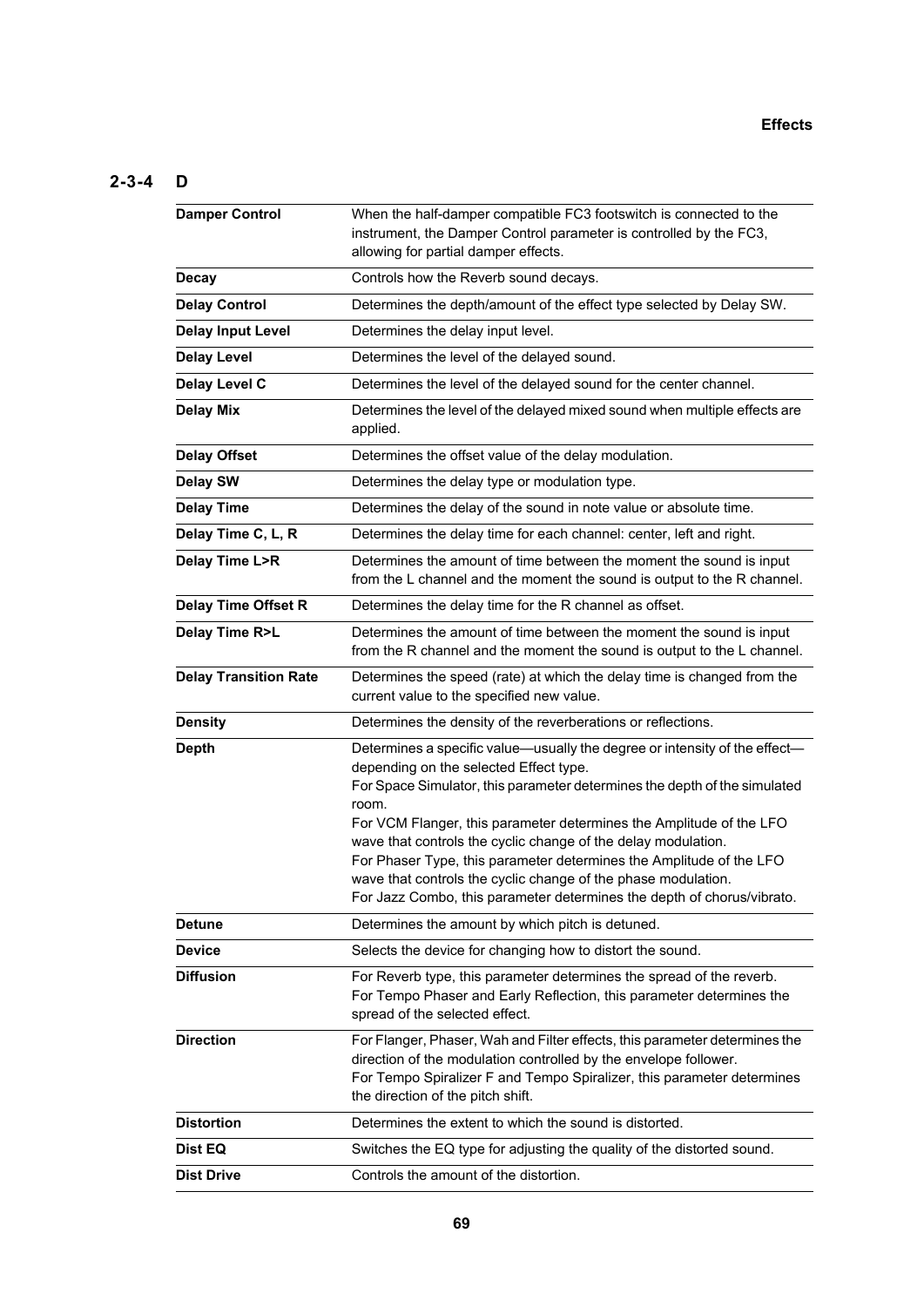### 2-3-4 D

| | |
|---|---|
| **Damper Control** | When the half-damper compatible FC3 footswitch is connected to the instrument, the Damper Control parameter is controlled by the FC3, allowing for partial damper effects. |
| **Decay** | Controls how the Reverb sound decays. |
| **Delay Control** | Determines the depth/amount of the effect type selected by Delay SW. |
| **Delay Input Level** | Determines the delay input level. |
| **Delay Level** | Determines the level of the delayed sound. |
| **Delay Level C** | Determines the level of the delayed sound for the center channel. |
| **Delay Mix** | Determines the level of the delayed mixed sound when multiple effects are applied. |
| **Delay Offset** | Determines the offset value of the delay modulation. |
| **Delay SW** | Determines the delay type or modulation type. |
| **Delay Time** | Determines the delay of the sound in note value or absolute time. |
| **Delay Time C, L, R** | Determines the delay time for each channel: center, left and right. |
| **Delay Time L>R** | Determines the amount of time between the moment the sound is input from the L channel and the moment the sound is output to the R channel. |
| **Delay Time Offset R** | Determines the delay time for the R channel as offset. |
| **Delay Time R>L** | Determines the amount of time between the moment the sound is input from the R channel and the moment the sound is output to the L channel. |
| **Delay Transition Rate** | Determines the speed (rate) at which the delay time is changed from the current value to the specified new value. |
| **Density** | Determines the density of the reverberations or reflections. |
| **Depth** | Determines a specific value—usually the degree or intensity of the effect—depending on the selected Effect type.<br>For Space Simulator, this parameter determines the depth of the simulated room.<br>For VCM Flanger, this parameter determines the Amplitude of the LFO wave that controls the cyclic change of the delay modulation.<br>For Phaser Type, this parameter determines the Amplitude of the LFO wave that controls the cyclic change of the phase modulation.<br>For Jazz Combo, this parameter determines the depth of chorus/vibrato. |
| **Detune** | Determines the amount by which pitch is detuned. |
| **Device** | Selects the device for changing how to distort the sound. |
| **Diffusion** | For Reverb type, this parameter determines the spread of the reverb.<br>For Tempo Phaser and Early Reflection, this parameter determines the spread of the selected effect. |
| **Direction** | For Flanger, Phaser, Wah and Filter effects, this parameter determines the direction of the modulation controlled by the envelope follower.<br>For Tempo Spiralizer F and Tempo Spiralizer, this parameter determines the direction of the pitch shift. |
| **Distortion** | Determines the extent to which the sound is distorted. |
| **Dist EQ** | Switches the EQ type for adjusting the quality of the distorted sound. |
| **Dist Drive** | Controls the amount of the distortion. |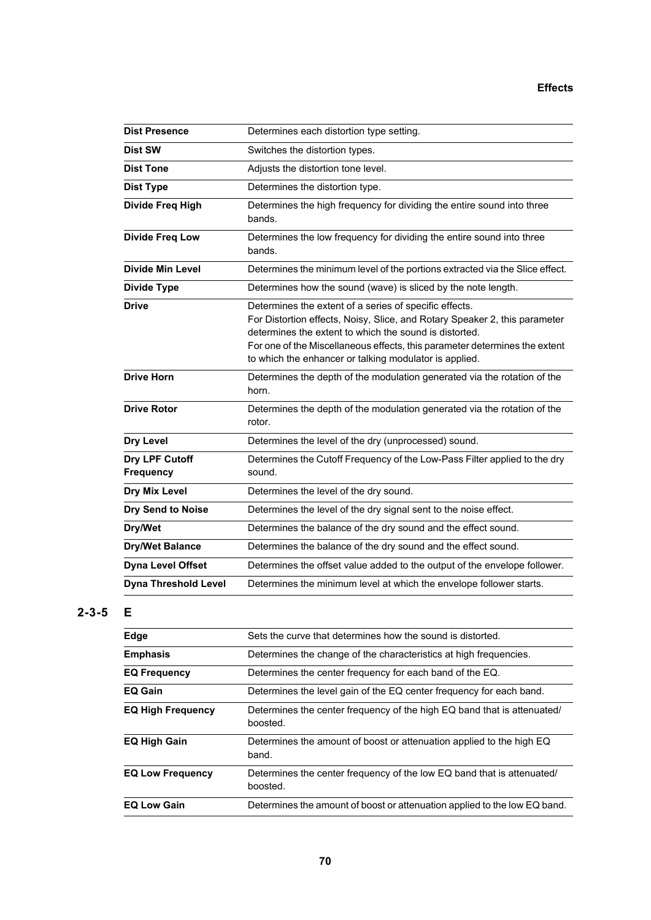| | |
|---|---|
| **Dist Presence** | Determines each distortion type setting. |
| **Dist SW** | Switches the distortion types. |
| **Dist Tone** | Adjusts the distortion tone level. |
| **Dist Type** | Determines the distortion type. |
| **Divide Freq High** | Determines the high frequency for dividing the entire sound into three bands. |
| **Divide Freq Low** | Determines the low frequency for dividing the entire sound into three bands. |
| **Divide Min Level** | Determines the minimum level of the portions extracted via the Slice effect. |
| **Divide Type** | Determines how the sound (wave) is sliced by the note length. |
| **Drive** | Determines the extent of a series of specific effects.<br>For Distortion effects, Noisy, Slice, and Rotary Speaker 2, this parameter determines the extent to which the sound is distorted.<br>For one of the Miscellaneous effects, this parameter determines the extent to which the enhancer or talking modulator is applied. |
| **Drive Horn** | Determines the depth of the modulation generated via the rotation of the horn. |
| **Drive Rotor** | Determines the depth of the modulation generated via the rotation of the rotor. |
| **Dry Level** | Determines the level of the dry (unprocessed) sound. |
| **Dry LPF Cutoff Frequency** | Determines the Cutoff Frequency of the Low-Pass Filter applied to the dry sound. |
| **Dry Mix Level** | Determines the level of the dry sound. |
| **Dry Send to Noise** | Determines the level of the dry signal sent to the noise effect. |
| **Dry/Wet** | Determines the balance of the dry sound and the effect sound. |
| **Dry/Wet Balance** | Determines the balance of the dry sound and the effect sound. |
| **Dyna Level Offset** | Determines the offset value added to the output of the envelope follower. |
| **Dyna Threshold Level** | Determines the minimum level at which the envelope follower starts. |

## 2-3-5 E

| | |
|---|---|
| **Edge** | Sets the curve that determines how the sound is distorted. |
| **Emphasis** | Determines the change of the characteristics at high frequencies. |
| **EQ Frequency** | Determines the center frequency for each band of the EQ. |
| **EQ Gain** | Determines the level gain of the EQ center frequency for each band. |
| **EQ High Frequency** | Determines the center frequency of the high EQ band that is attenuated/ boosted. |
| **EQ High Gain** | Determines the amount of boost or attenuation applied to the high EQ band. |
| **EQ Low Frequency** | Determines the center frequency of the low EQ band that is attenuated/ boosted. |
| **EQ Low Gain** | Determines the amount of boost or attenuation applied to the low EQ band. |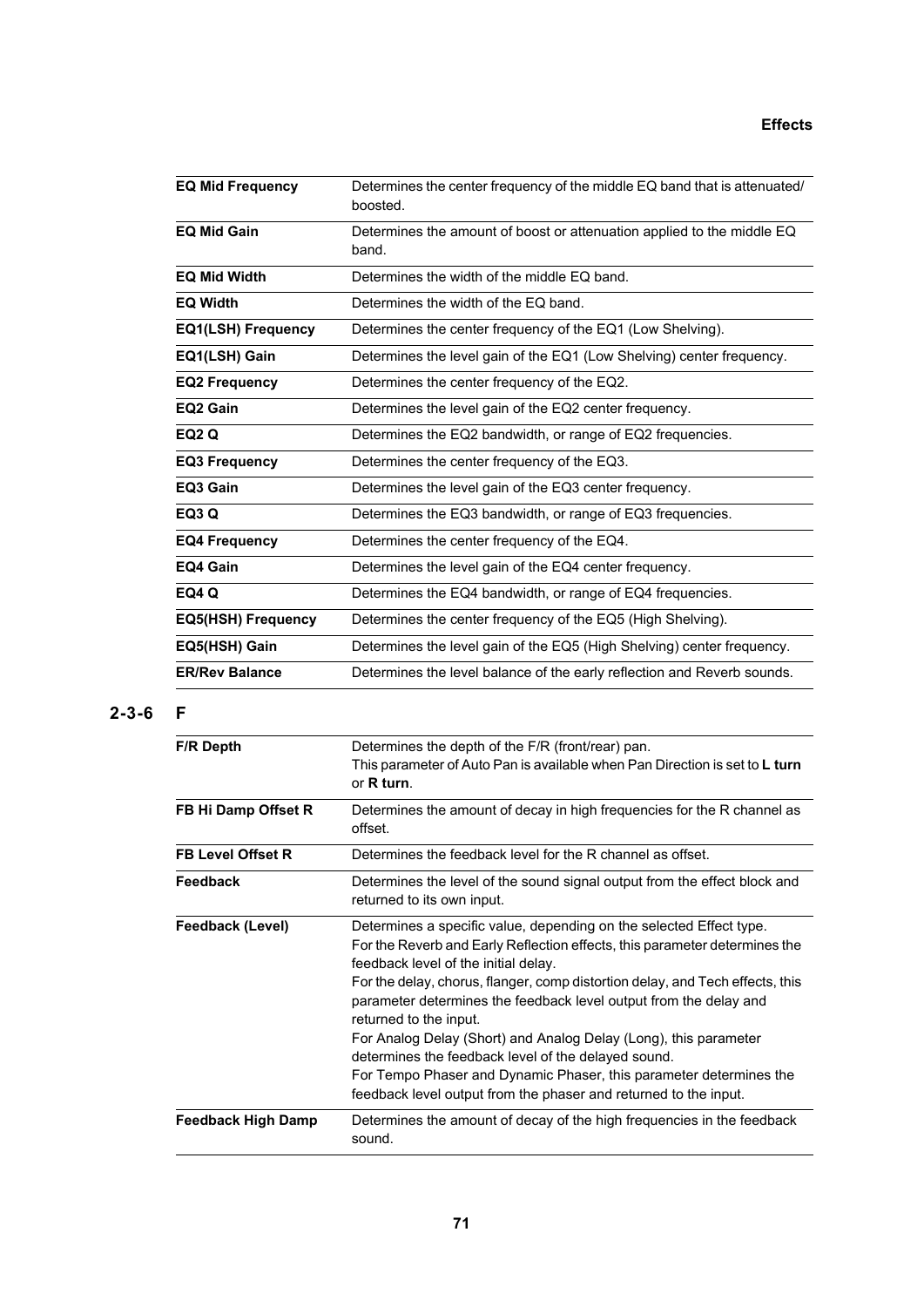| | |
|---|---|
| **EQ Mid Frequency** | Determines the center frequency of the middle EQ band that is attenuated/ boosted. |
| **EQ Mid Gain** | Determines the amount of boost or attenuation applied to the middle EQ band. |
| **EQ Mid Width** | Determines the width of the middle EQ band. |
| **EQ Width** | Determines the width of the EQ band. |
| **EQ1(LSH) Frequency** | Determines the center frequency of the EQ1 (Low Shelving). |
| **EQ1(LSH) Gain** | Determines the level gain of the EQ1 (Low Shelving) center frequency. |
| **EQ2 Frequency** | Determines the center frequency of the EQ2. |
| **EQ2 Gain** | Determines the level gain of the EQ2 center frequency. |
| **EQ2 Q** | Determines the EQ2 bandwidth, or range of EQ2 frequencies. |
| **EQ3 Frequency** | Determines the center frequency of the EQ3. |
| **EQ3 Gain** | Determines the level gain of the EQ3 center frequency. |
| **EQ3 Q** | Determines the EQ3 bandwidth, or range of EQ3 frequencies. |
| **EQ4 Frequency** | Determines the center frequency of the EQ4. |
| **EQ4 Gain** | Determines the level gain of the EQ4 center frequency. |
| **EQ4 Q** | Determines the EQ4 bandwidth, or range of EQ4 frequencies. |
| **EQ5(HSH) Frequency** | Determines the center frequency of the EQ5 (High Shelving). |
| **EQ5(HSH) Gain** | Determines the level gain of the EQ5 (High Shelving) center frequency. |
| **ER/Rev Balance** | Determines the level balance of the early reflection and Reverb sounds. |

## 2-3-6 F

| | |
|---|---|
| **F/R Depth** | Determines the depth of the F/R (front/rear) pan.<br>This parameter of Auto Pan is available when Pan Direction is set to **L turn** or **R turn**. |
| **FB Hi Damp Offset R** | Determines the amount of decay in high frequencies for the R channel as offset. |
| **FB Level Offset R** | Determines the feedback level for the R channel as offset. |
| **Feedback** | Determines the level of the sound signal output from the effect block and returned to its own input. |
| **Feedback (Level)** | Determines a specific value, depending on the selected Effect type.<br>For the Reverb and Early Reflection effects, this parameter determines the feedback level of the initial delay.<br>For the delay, chorus, flanger, comp distortion delay, and Tech effects, this parameter determines the feedback level output from the delay and returned to the input.<br>For Analog Delay (Short) and Analog Delay (Long), this parameter determines the feedback level of the delayed sound.<br>For Tempo Phaser and Dynamic Phaser, this parameter determines the feedback level output from the phaser and returned to the input. |
| **Feedback High Damp** | Determines the amount of decay of the high frequencies in the feedback sound. |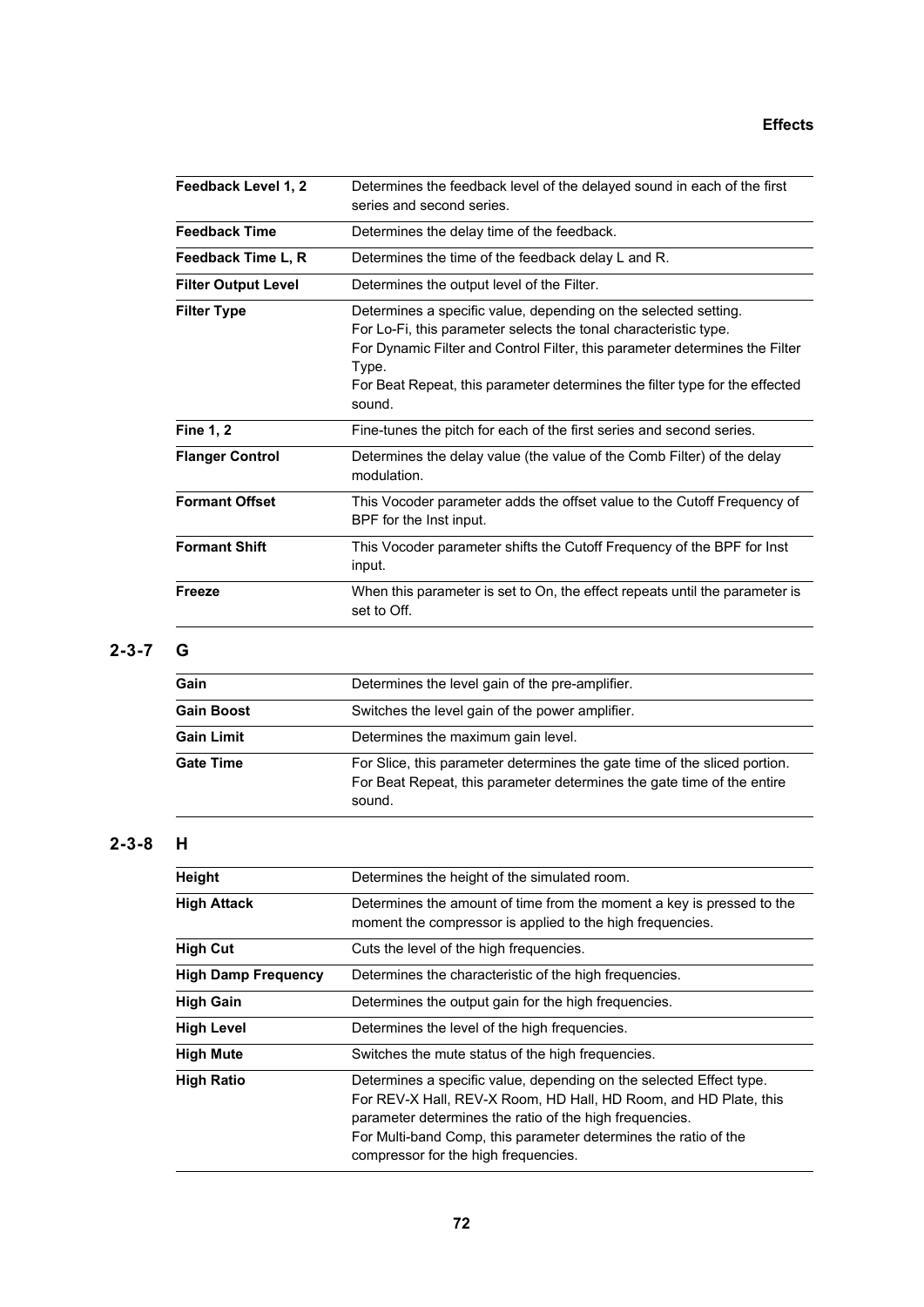| | |
|---|---|
| **Feedback Level 1, 2** | Determines the feedback level of the delayed sound in each of the first series and second series. |
| **Feedback Time** | Determines the delay time of the feedback. |
| **Feedback Time L, R** | Determines the time of the feedback delay L and R. |
| **Filter Output Level** | Determines the output level of the Filter. |
| **Filter Type** | Determines a specific value, depending on the selected setting.<br>For Lo-Fi, this parameter selects the tonal characteristic type.<br>For Dynamic Filter and Control Filter, this parameter determines the Filter Type.<br>For Beat Repeat, this parameter determines the filter type for the effected sound. |
| **Fine 1, 2** | Fine-tunes the pitch for each of the first series and second series. |
| **Flanger Control** | Determines the delay value (the value of the Comb Filter) of the delay modulation. |
| **Formant Offset** | This Vocoder parameter adds the offset value to the Cutoff Frequency of BPF for the Inst input. |
| **Formant Shift** | This Vocoder parameter shifts the Cutoff Frequency of the BPF for Inst input. |
| **Freeze** | When this parameter is set to On, the effect repeats until the parameter is set to Off. |

### 2-3-7 G

| | |
|---|---|
| **Gain** | Determines the level gain of the pre-amplifier. |
| **Gain Boost** | Switches the level gain of the power amplifier. |
| **Gain Limit** | Determines the maximum gain level. |
| **Gate Time** | For Slice, this parameter determines the gate time of the sliced portion.<br>For Beat Repeat, this parameter determines the gate time of the entire sound. |

### 2-3-8 H

| | |
|---|---|
| **Height** | Determines the height of the simulated room. |
| **High Attack** | Determines the amount of time from the moment a key is pressed to the moment the compressor is applied to the high frequencies. |
| **High Cut** | Cuts the level of the high frequencies. |
| **High Damp Frequency** | Determines the characteristic of the high frequencies. |
| **High Gain** | Determines the output gain for the high frequencies. |
| **High Level** | Determines the level of the high frequencies. |
| **High Mute** | Switches the mute status of the high frequencies. |
| **High Ratio** | Determines a specific value, depending on the selected Effect type.<br>For REV-X Hall, REV-X Room, HD Hall, HD Room, and HD Plate, this parameter determines the ratio of the high frequencies.<br>For Multi-band Comp, this parameter determines the ratio of the compressor for the high frequencies. |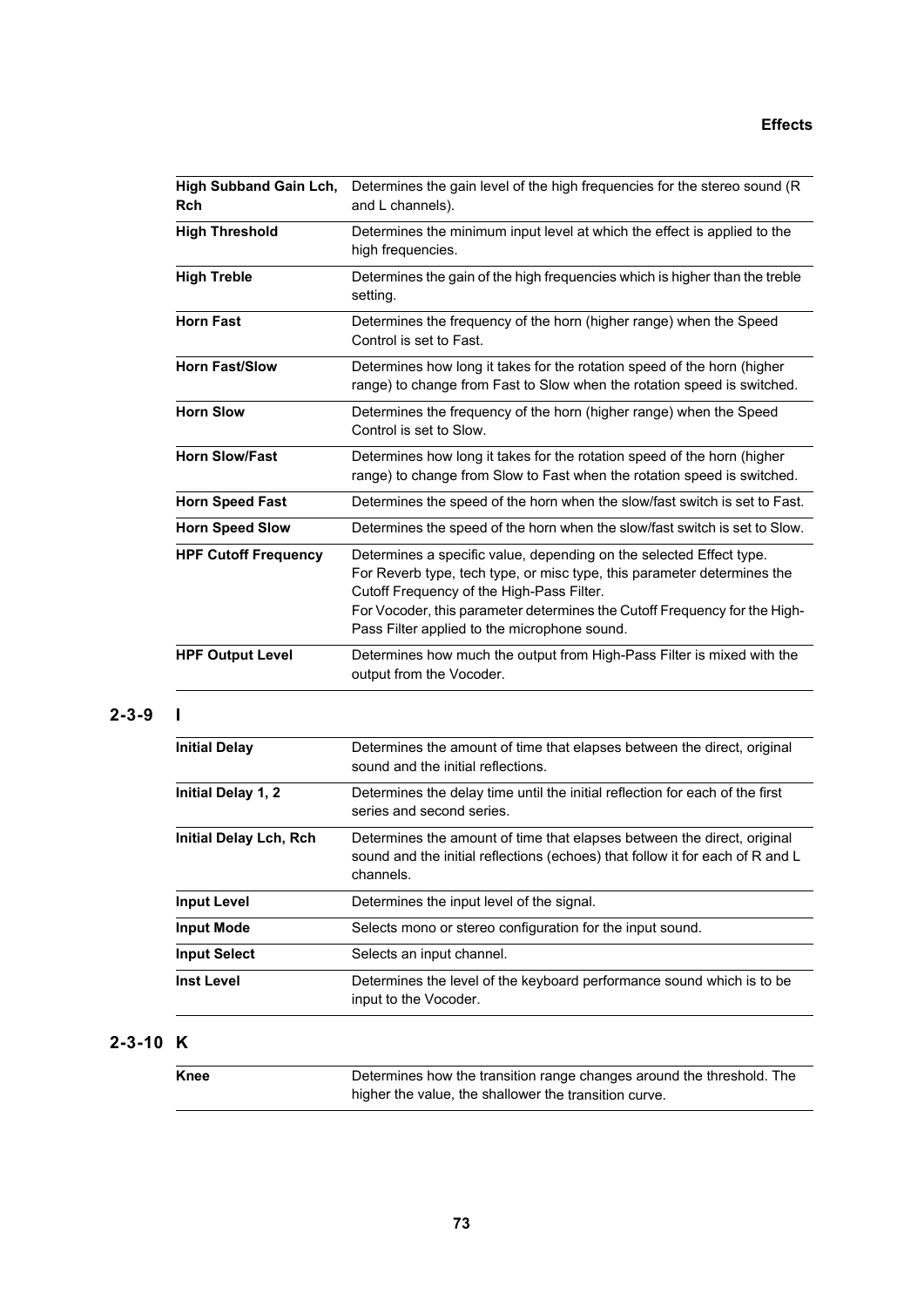| | |
|---|---|
| **High Subband Gain Lch, Rch** | Determines the gain level of the high frequencies for the stereo sound (R and L channels). |
| **High Threshold** | Determines the minimum input level at which the effect is applied to the high frequencies. |
| **High Treble** | Determines the gain of the high frequencies which is higher than the treble setting. |
| **Horn Fast** | Determines the frequency of the horn (higher range) when the Speed Control is set to Fast. |
| **Horn Fast/Slow** | Determines how long it takes for the rotation speed of the horn (higher range) to change from Fast to Slow when the rotation speed is switched. |
| **Horn Slow** | Determines the frequency of the horn (higher range) when the Speed Control is set to Slow. |
| **Horn Slow/Fast** | Determines how long it takes for the rotation speed of the horn (higher range) to change from Slow to Fast when the rotation speed is switched. |
| **Horn Speed Fast** | Determines the speed of the horn when the slow/fast switch is set to Fast. |
| **Horn Speed Slow** | Determines the speed of the horn when the slow/fast switch is set to Slow. |
| **HPF Cutoff Frequency** | Determines a specific value, depending on the selected Effect type. For Reverb type, tech type, or misc type, this parameter determines the Cutoff Frequency of the High-Pass Filter. For Vocoder, this parameter determines the Cutoff Frequency for the High-Pass Filter applied to the microphone sound. |
| **HPF Output Level** | Determines how much the output from High-Pass Filter is mixed with the output from the Vocoder. |

## 2-3-9 I

| | |
|---|---|
| **Initial Delay** | Determines the amount of time that elapses between the direct, original sound and the initial reflections. |
| **Initial Delay 1, 2** | Determines the delay time until the initial reflection for each of the first series and second series. |
| **Initial Delay Lch, Rch** | Determines the amount of time that elapses between the direct, original sound and the initial reflections (echoes) that follow it for each of R and L channels. |
| **Input Level** | Determines the input level of the signal. |
| **Input Mode** | Selects mono or stereo configuration for the input sound. |
| **Input Select** | Selects an input channel. |
| **Inst Level** | Determines the level of the keyboard performance sound which is to be input to the Vocoder. |

## 2-3-10 K

| | |
|---|---|
| **Knee** | Determines how the transition range changes around the threshold. The higher the value, the shallower the transition curve. |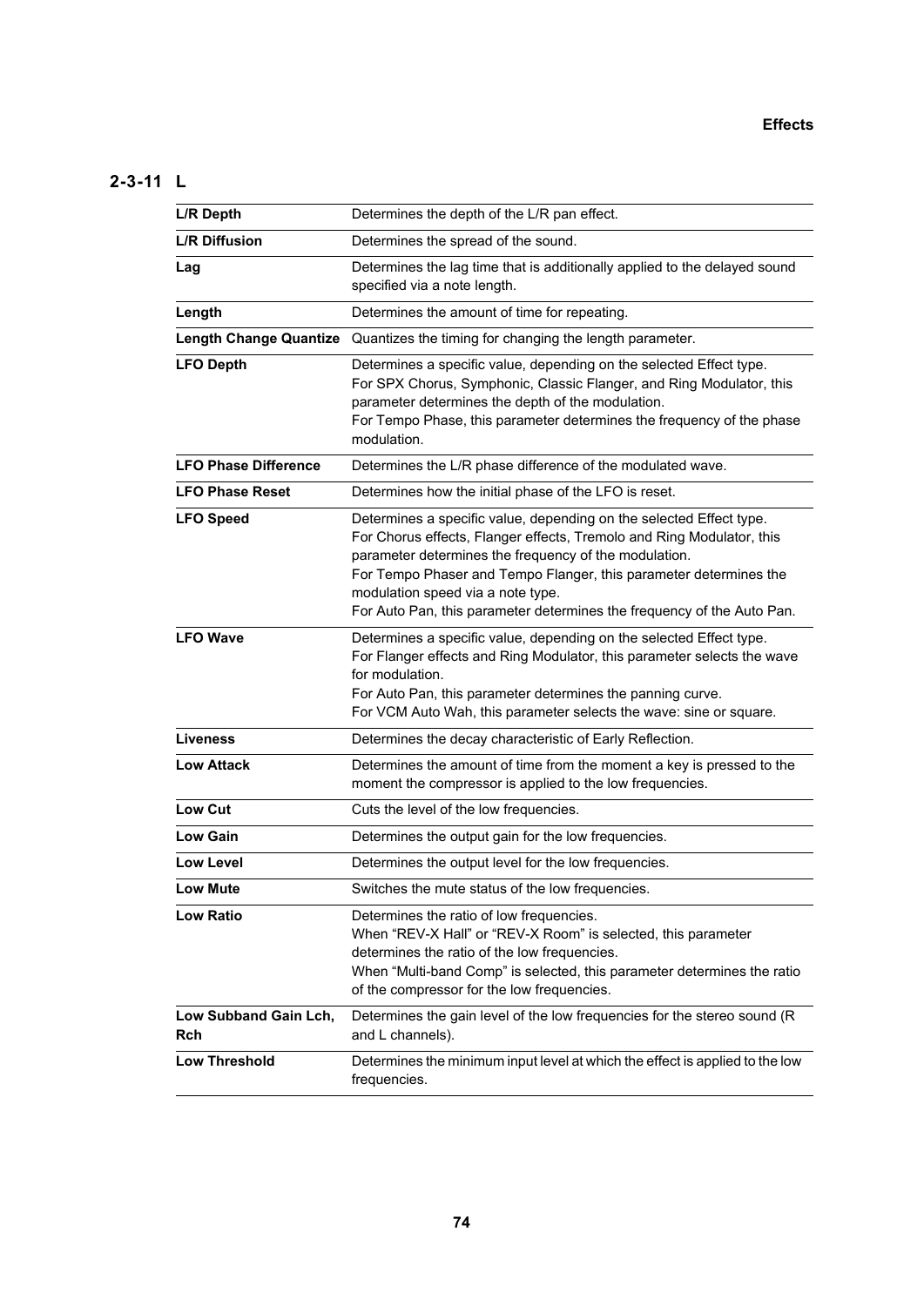## 2-3-11 L

| | |
|---|---|
| **L/R Depth** | Determines the depth of the L/R pan effect. |
| **L/R Diffusion** | Determines the spread of the sound. |
| **Lag** | Determines the lag time that is additionally applied to the delayed sound specified via a note length. |
| **Length** | Determines the amount of time for repeating. |
| **Length Change Quantize** | Quantizes the timing for changing the length parameter. |
| **LFO Depth** | Determines a specific value, depending on the selected Effect type.<br>For SPX Chorus, Symphonic, Classic Flanger, and Ring Modulator, this parameter determines the depth of the modulation.<br>For Tempo Phase, this parameter determines the frequency of the phase modulation. |
| **LFO Phase Difference** | Determines the L/R phase difference of the modulated wave. |
| **LFO Phase Reset** | Determines how the initial phase of the LFO is reset. |
| **LFO Speed** | Determines a specific value, depending on the selected Effect type.<br>For Chorus effects, Flanger effects, Tremolo and Ring Modulator, this parameter determines the frequency of the modulation.<br>For Tempo Phaser and Tempo Flanger, this parameter determines the modulation speed via a note type.<br>For Auto Pan, this parameter determines the frequency of the Auto Pan. |
| **LFO Wave** | Determines a specific value, depending on the selected Effect type.<br>For Flanger effects and Ring Modulator, this parameter selects the wave for modulation.<br>For Auto Pan, this parameter determines the panning curve.<br>For VCM Auto Wah, this parameter selects the wave: sine or square. |
| **Liveness** | Determines the decay characteristic of Early Reflection. |
| **Low Attack** | Determines the amount of time from the moment a key is pressed to the moment the compressor is applied to the low frequencies. |
| **Low Cut** | Cuts the level of the low frequencies. |
| **Low Gain** | Determines the output gain for the low frequencies. |
| **Low Level** | Determines the output level for the low frequencies. |
| **Low Mute** | Switches the mute status of the low frequencies. |
| **Low Ratio** | Determines the ratio of low frequencies.<br>When "REV-X Hall" or "REV-X Room" is selected, this parameter determines the ratio of the low frequencies.<br>When "Multi-band Comp" is selected, this parameter determines the ratio of the compressor for the low frequencies. |
| **Low Subband Gain Lch, Rch** | Determines the gain level of the low frequencies for the stereo sound (R and L channels). |
| **Low Threshold** | Determines the minimum input level at which the effect is applied to the low frequencies. |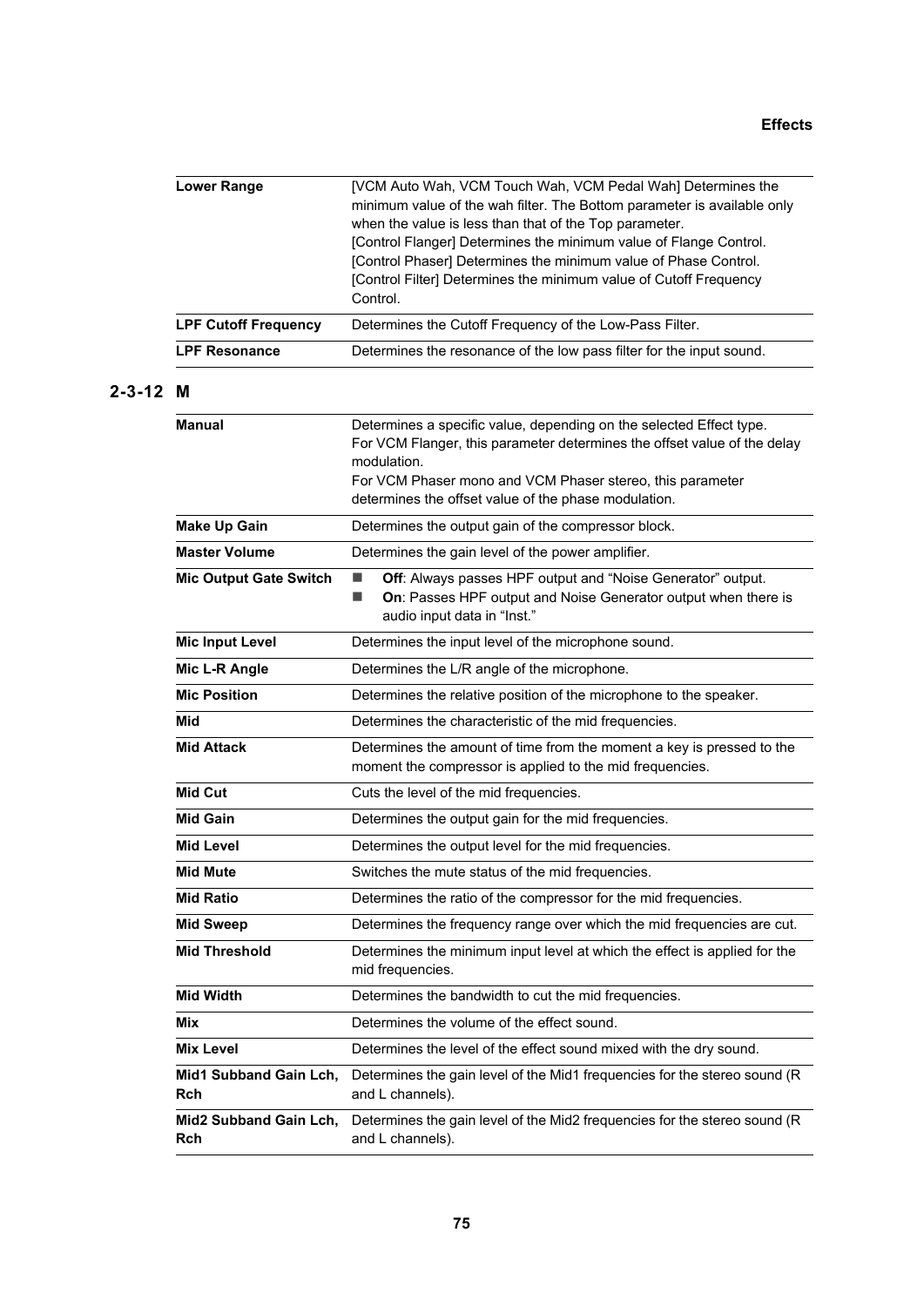| | |
|---|---|
| **Lower Range** | [VCM Auto Wah, VCM Touch Wah, VCM Pedal Wah] Determines the minimum value of the wah filter. The Bottom parameter is available only when the value is less than that of the Top parameter.<br>[Control Flanger] Determines the minimum value of Flange Control.<br>[Control Phaser] Determines the minimum value of Phase Control.<br>[Control Filter] Determines the minimum value of Cutoff Frequency Control. |
| **LPF Cutoff Frequency** | Determines the Cutoff Frequency of the Low-Pass Filter. |
| **LPF Resonance** | Determines the resonance of the low pass filter for the input sound. |

## 2-3-12 M

| | |
|---|---|
| **Manual** | Determines a specific value, depending on the selected Effect type.<br>For VCM Flanger, this parameter determines the offset value of the delay modulation.<br>For VCM Phaser mono and VCM Phaser stereo, this parameter determines the offset value of the phase modulation. |
| **Make Up Gain** | Determines the output gain of the compressor block. |
| **Master Volume** | Determines the gain level of the power amplifier. |
| **Mic Output Gate Switch** | ■ **Off**: Always passes HPF output and “Noise Generator” output.<br>■ **On**: Passes HPF output and Noise Generator output when there is audio input data in “Inst.” |
| **Mic Input Level** | Determines the input level of the microphone sound. |
| **Mic L-R Angle** | Determines the L/R angle of the microphone. |
| **Mic Position** | Determines the relative position of the microphone to the speaker. |
| **Mid** | Determines the characteristic of the mid frequencies. |
| **Mid Attack** | Determines the amount of time from the moment a key is pressed to the moment the compressor is applied to the mid frequencies. |
| **Mid Cut** | Cuts the level of the mid frequencies. |
| **Mid Gain** | Determines the output gain for the mid frequencies. |
| **Mid Level** | Determines the output level for the mid frequencies. |
| **Mid Mute** | Switches the mute status of the mid frequencies. |
| **Mid Ratio** | Determines the ratio of the compressor for the mid frequencies. |
| **Mid Sweep** | Determines the frequency range over which the mid frequencies are cut. |
| **Mid Threshold** | Determines the minimum input level at which the effect is applied for the mid frequencies. |
| **Mid Width** | Determines the bandwidth to cut the mid frequencies. |
| **Mix** | Determines the volume of the effect sound. |
| **Mix Level** | Determines the level of the effect sound mixed with the dry sound. |
| **Mid1 Subband Gain Lch, Rch** | Determines the gain level of the Mid1 frequencies for the stereo sound (R and L channels). |
| **Mid2 Subband Gain Lch, Rch** | Determines the gain level of the Mid2 frequencies for the stereo sound (R and L channels). |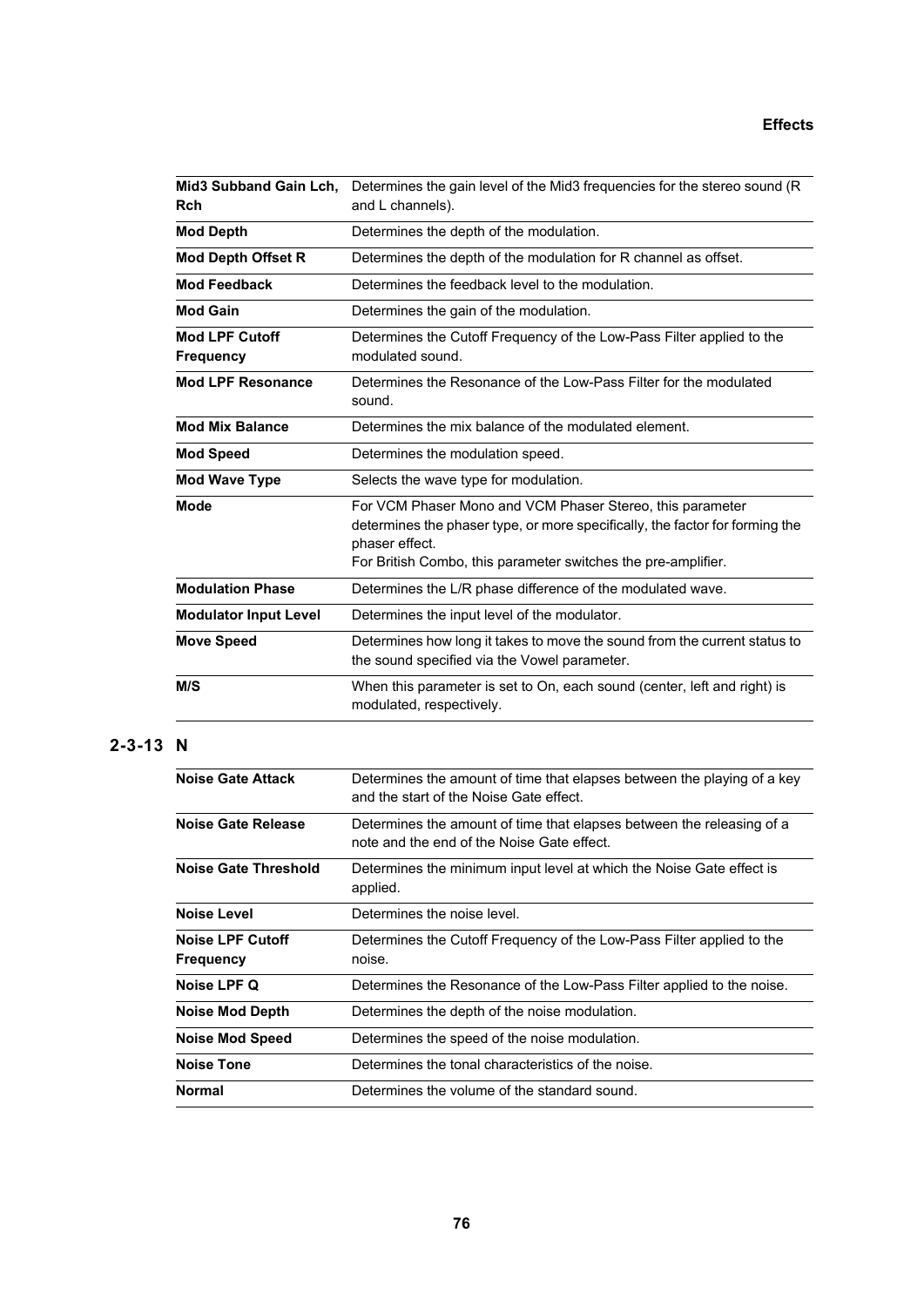| | |
|---|---|
| **Mid3 Subband Gain Lch, Rch** | Determines the gain level of the Mid3 frequencies for the stereo sound (R and L channels). |
| **Mod Depth** | Determines the depth of the modulation. |
| **Mod Depth Offset R** | Determines the depth of the modulation for R channel as offset. |
| **Mod Feedback** | Determines the feedback level to the modulation. |
| **Mod Gain** | Determines the gain of the modulation. |
| **Mod LPF Cutoff Frequency** | Determines the Cutoff Frequency of the Low-Pass Filter applied to the modulated sound. |
| **Mod LPF Resonance** | Determines the Resonance of the Low-Pass Filter for the modulated sound. |
| **Mod Mix Balance** | Determines the mix balance of the modulated element. |
| **Mod Speed** | Determines the modulation speed. |
| **Mod Wave Type** | Selects the wave type for modulation. |
| **Mode** | For VCM Phaser Mono and VCM Phaser Stereo, this parameter determines the phaser type, or more specifically, the factor for forming the phaser effect.<br>For British Combo, this parameter switches the pre-amplifier. |
| **Modulation Phase** | Determines the L/R phase difference of the modulated wave. |
| **Modulator Input Level** | Determines the input level of the modulator. |
| **Move Speed** | Determines how long it takes to move the sound from the current status to the sound specified via the Vowel parameter. |
| **M/S** | When this parameter is set to On, each sound (center, left and right) is modulated, respectively. |

## 2-3-13 N

| | |
|---|---|
| **Noise Gate Attack** | Determines the amount of time that elapses between the playing of a key and the start of the Noise Gate effect. |
| **Noise Gate Release** | Determines the amount of time that elapses between the releasing of a note and the end of the Noise Gate effect. |
| **Noise Gate Threshold** | Determines the minimum input level at which the Noise Gate effect is applied. |
| **Noise Level** | Determines the noise level. |
| **Noise LPF Cutoff Frequency** | Determines the Cutoff Frequency of the Low-Pass Filter applied to the noise. |
| **Noise LPF Q** | Determines the Resonance of the Low-Pass Filter applied to the noise. |
| **Noise Mod Depth** | Determines the depth of the noise modulation. |
| **Noise Mod Speed** | Determines the speed of the noise modulation. |
| **Noise Tone** | Determines the tonal characteristics of the noise. |
| **Normal** | Determines the volume of the standard sound. |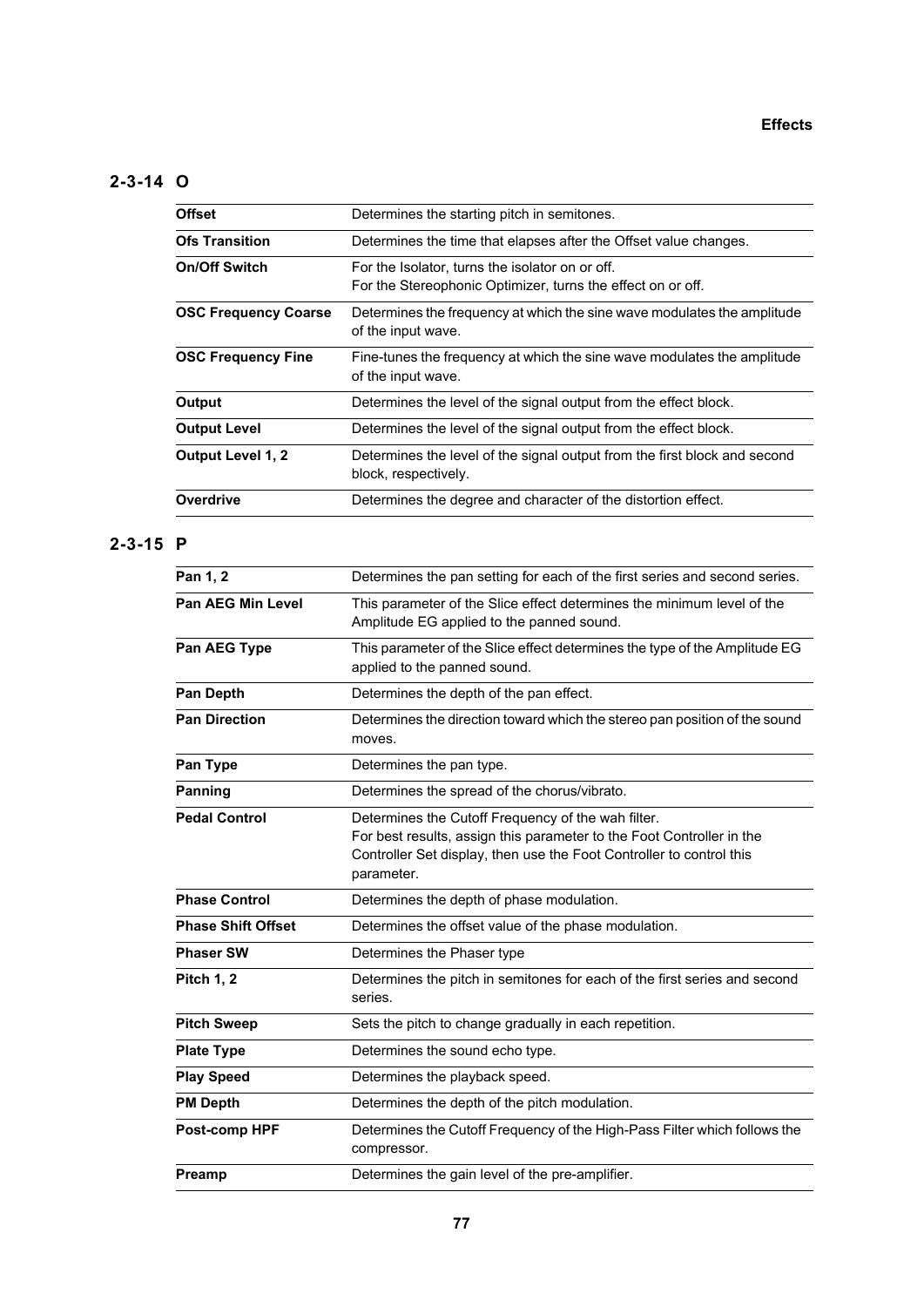### 2-3-14 O

| | |
|---|---|
| **Offset** | Determines the starting pitch in semitones. |
| **Ofs Transition** | Determines the time that elapses after the Offset value changes. |
| **On/Off Switch** | For the Isolator, turns the isolator on or off.<br>For the Stereophonic Optimizer, turns the effect on or off. |
| **OSC Frequency Coarse** | Determines the frequency at which the sine wave modulates the amplitude of the input wave. |
| **OSC Frequency Fine** | Fine-tunes the frequency at which the sine wave modulates the amplitude of the input wave. |
| **Output** | Determines the level of the signal output from the effect block. |
| **Output Level** | Determines the level of the signal output from the effect block. |
| **Output Level 1, 2** | Determines the level of the signal output from the first block and second block, respectively. |
| **Overdrive** | Determines the degree and character of the distortion effect. |

### 2-3-15 P

| | |
|---|---|
| **Pan 1, 2** | Determines the pan setting for each of the first series and second series. |
| **Pan AEG Min Level** | This parameter of the Slice effect determines the minimum level of the Amplitude EG applied to the panned sound. |
| **Pan AEG Type** | This parameter of the Slice effect determines the type of the Amplitude EG applied to the panned sound. |
| **Pan Depth** | Determines the depth of the pan effect. |
| **Pan Direction** | Determines the direction toward which the stereo pan position of the sound moves. |
| **Pan Type** | Determines the pan type. |
| **Panning** | Determines the spread of the chorus/vibrato. |
| **Pedal Control** | Determines the Cutoff Frequency of the wah filter.<br>For best results, assign this parameter to the Foot Controller in the Controller Set display, then use the Foot Controller to control this parameter. |
| **Phase Control** | Determines the depth of phase modulation. |
| **Phase Shift Offset** | Determines the offset value of the phase modulation. |
| **Phaser SW** | Determines the Phaser type |
| **Pitch 1, 2** | Determines the pitch in semitones for each of the first series and second series. |
| **Pitch Sweep** | Sets the pitch to change gradually in each repetition. |
| **Plate Type** | Determines the sound echo type. |
| **Play Speed** | Determines the playback speed. |
| **PM Depth** | Determines the depth of the pitch modulation. |
| **Post-comp HPF** | Determines the Cutoff Frequency of the High-Pass Filter which follows the compressor. |
| **Preamp** | Determines the gain level of the pre-amplifier. |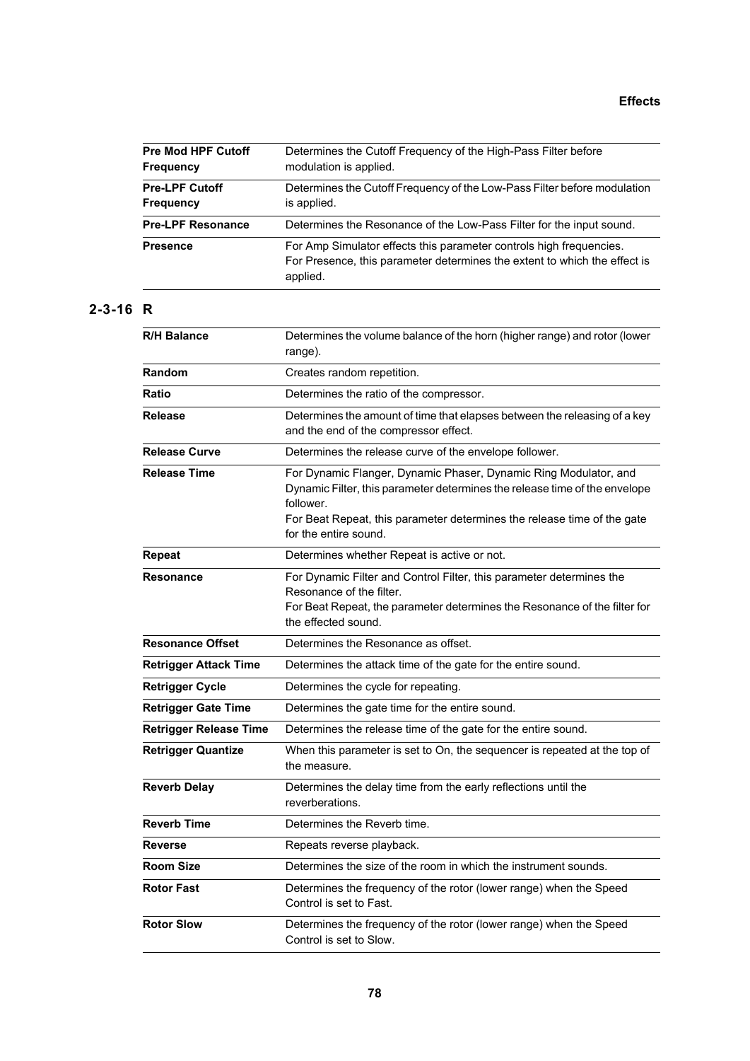| | |
|---|---|
| **Pre Mod HPF Cutoff Frequency** | Determines the Cutoff Frequency of the High-Pass Filter before modulation is applied. |
| **Pre-LPF Cutoff Frequency** | Determines the Cutoff Frequency of the Low-Pass Filter before modulation is applied. |
| **Pre-LPF Resonance** | Determines the Resonance of the Low-Pass Filter for the input sound. |
| **Presence** | For Amp Simulator effects this parameter controls high frequencies.<br>For Presence, this parameter determines the extent to which the effect is applied. |

### 2-3-16 R

| | |
|---|---|
| **R/H Balance** | Determines the volume balance of the horn (higher range) and rotor (lower range). |
| **Random** | Creates random repetition. |
| **Ratio** | Determines the ratio of the compressor. |
| **Release** | Determines the amount of time that elapses between the releasing of a key and the end of the compressor effect. |
| **Release Curve** | Determines the release curve of the envelope follower. |
| **Release Time** | For Dynamic Flanger, Dynamic Phaser, Dynamic Ring Modulator, and Dynamic Filter, this parameter determines the release time of the envelope follower.<br>For Beat Repeat, this parameter determines the release time of the gate for the entire sound. |
| **Repeat** | Determines whether Repeat is active or not. |
| **Resonance** | For Dynamic Filter and Control Filter, this parameter determines the Resonance of the filter.<br>For Beat Repeat, the parameter determines the Resonance of the filter for the effected sound. |
| **Resonance Offset** | Determines the Resonance as offset. |
| **Retrigger Attack Time** | Determines the attack time of the gate for the entire sound. |
| **Retrigger Cycle** | Determines the cycle for repeating. |
| **Retrigger Gate Time** | Determines the gate time for the entire sound. |
| **Retrigger Release Time** | Determines the release time of the gate for the entire sound. |
| **Retrigger Quantize** | When this parameter is set to On, the sequencer is repeated at the top of the measure. |
| **Reverb Delay** | Determines the delay time from the early reflections until the reverberations. |
| **Reverb Time** | Determines the Reverb time. |
| **Reverse** | Repeats reverse playback. |
| **Room Size** | Determines the size of the room in which the instrument sounds. |
| **Rotor Fast** | Determines the frequency of the rotor (lower range) when the Speed Control is set to Fast. |
| **Rotor Slow** | Determines the frequency of the rotor (lower range) when the Speed Control is set to Slow. |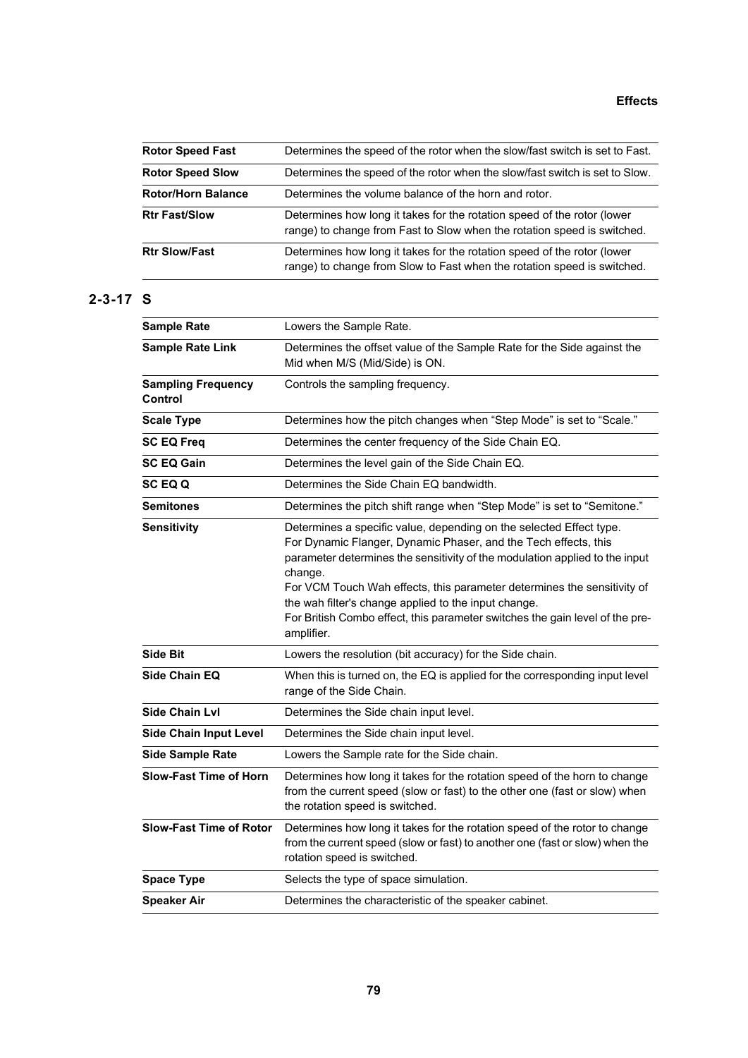| | |
|---|---|
| **Rotor Speed Fast** | Determines the speed of the rotor when the slow/fast switch is set to Fast. |
| **Rotor Speed Slow** | Determines the speed of the rotor when the slow/fast switch is set to Slow. |
| **Rotor/Horn Balance** | Determines the volume balance of the horn and rotor. |
| **Rtr Fast/Slow** | Determines how long it takes for the rotation speed of the rotor (lower range) to change from Fast to Slow when the rotation speed is switched. |
| **Rtr Slow/Fast** | Determines how long it takes for the rotation speed of the rotor (lower range) to change from Slow to Fast when the rotation speed is switched. |

## 2-3-17 S

| | |
|---|---|
| **Sample Rate** | Lowers the Sample Rate. |
| **Sample Rate Link** | Determines the offset value of the Sample Rate for the Side against the Mid when M/S (Mid/Side) is ON. |
| **Sampling Frequency Control** | Controls the sampling frequency. |
| **Scale Type** | Determines how the pitch changes when "Step Mode" is set to "Scale." |
| **SC EQ Freq** | Determines the center frequency of the Side Chain EQ. |
| **SC EQ Gain** | Determines the level gain of the Side Chain EQ. |
| **SC EQ Q** | Determines the Side Chain EQ bandwidth. |
| **Semitones** | Determines the pitch shift range when "Step Mode" is set to "Semitone." |
| **Sensitivity** | Determines a specific value, depending on the selected Effect type.<br>For Dynamic Flanger, Dynamic Phaser, and the Tech effects, this parameter determines the sensitivity of the modulation applied to the input change.<br>For VCM Touch Wah effects, this parameter determines the sensitivity of the wah filter's change applied to the input change.<br>For British Combo effect, this parameter switches the gain level of the pre-amplifier. |
| **Side Bit** | Lowers the resolution (bit accuracy) for the Side chain. |
| **Side Chain EQ** | When this is turned on, the EQ is applied for the corresponding input level range of the Side Chain. |
| **Side Chain Lvl** | Determines the Side chain input level. |
| **Side Chain Input Level** | Determines the Side chain input level. |
| **Side Sample Rate** | Lowers the Sample rate for the Side chain. |
| **Slow-Fast Time of Horn** | Determines how long it takes for the rotation speed of the horn to change from the current speed (slow or fast) to the other one (fast or slow) when the rotation speed is switched. |
| **Slow-Fast Time of Rotor** | Determines how long it takes for the rotation speed of the rotor to change from the current speed (slow or fast) to another one (fast or slow) when the rotation speed is switched. |
| **Space Type** | Selects the type of space simulation. |
| **Speaker Air** | Determines the characteristic of the speaker cabinet. |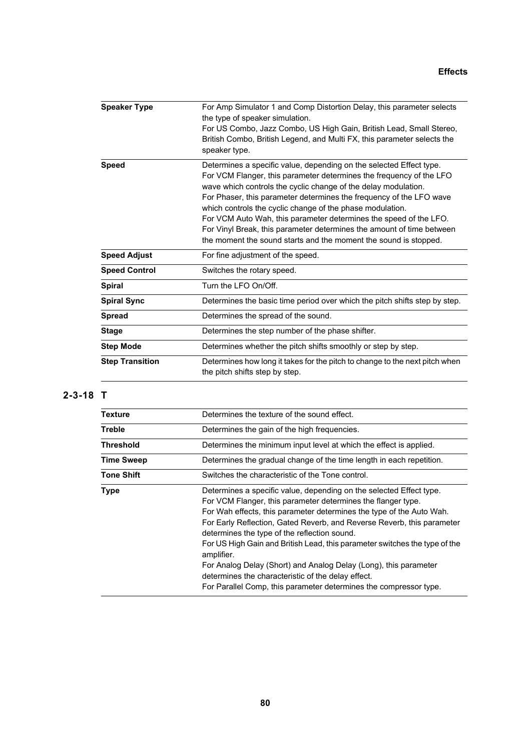| | |
|---|---|
| **Speaker Type** | For Amp Simulator 1 and Comp Distortion Delay, this parameter selects the type of speaker simulation.<br>For US Combo, Jazz Combo, US High Gain, British Lead, Small Stereo, British Combo, British Legend, and Multi FX, this parameter selects the speaker type. |
| **Speed** | Determines a specific value, depending on the selected Effect type.<br>For VCM Flanger, this parameter determines the frequency of the LFO wave which controls the cyclic change of the delay modulation.<br>For Phaser, this parameter determines the frequency of the LFO wave which controls the cyclic change of the phase modulation.<br>For VCM Auto Wah, this parameter determines the speed of the LFO.<br>For Vinyl Break, this parameter determines the amount of time between the moment the sound starts and the moment the sound is stopped. |
| **Speed Adjust** | For fine adjustment of the speed. |
| **Speed Control** | Switches the rotary speed. |
| **Spiral** | Turn the LFO On/Off. |
| **Spiral Sync** | Determines the basic time period over which the pitch shifts step by step. |
| **Spread** | Determines the spread of the sound. |
| **Stage** | Determines the step number of the phase shifter. |
| **Step Mode** | Determines whether the pitch shifts smoothly or step by step. |
| **Step Transition** | Determines how long it takes for the pitch to change to the next pitch when the pitch shifts step by step. |

### 2-3-18 T

| | |
|---|---|
| **Texture** | Determines the texture of the sound effect. |
| **Treble** | Determines the gain of the high frequencies. |
| **Threshold** | Determines the minimum input level at which the effect is applied. |
| **Time Sweep** | Determines the gradual change of the time length in each repetition. |
| **Tone Shift** | Switches the characteristic of the Tone control. |
| **Type** | Determines a specific value, depending on the selected Effect type.<br>For VCM Flanger, this parameter determines the flanger type.<br>For Wah effects, this parameter determines the type of the Auto Wah.<br>For Early Reflection, Gated Reverb, and Reverse Reverb, this parameter determines the type of the reflection sound.<br>For US High Gain and British Lead, this parameter switches the type of the amplifier.<br>For Analog Delay (Short) and Analog Delay (Long), this parameter determines the characteristic of the delay effect.<br>For Parallel Comp, this parameter determines the compressor type. |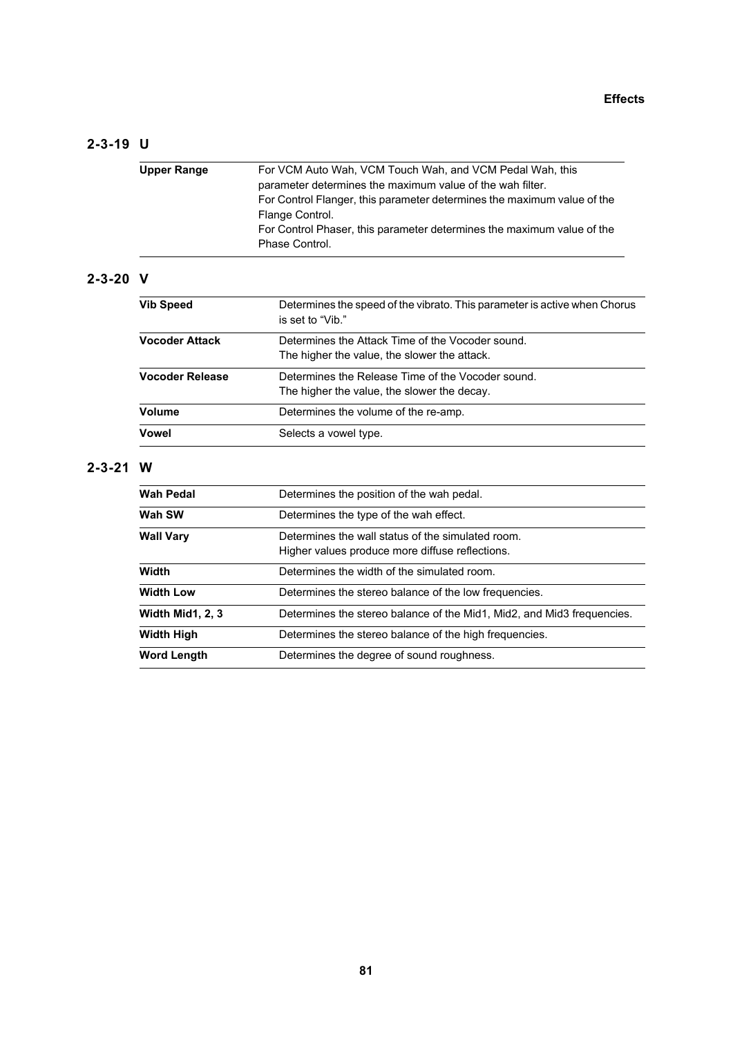### 2-3-19 U

| | |
|---|---|
| **Upper Range** | For VCM Auto Wah, VCM Touch Wah, and VCM Pedal Wah, this parameter determines the maximum value of the wah filter.<br>For Control Flanger, this parameter determines the maximum value of the Flange Control.<br>For Control Phaser, this parameter determines the maximum value of the Phase Control. |

### 2-3-20 V

| | |
|---|---|
| **Vib Speed** | Determines the speed of the vibrato. This parameter is active when Chorus is set to "Vib." |
| **Vocoder Attack** | Determines the Attack Time of the Vocoder sound.<br>The higher the value, the slower the attack. |
| **Vocoder Release** | Determines the Release Time of the Vocoder sound.<br>The higher the value, the slower the decay. |
| **Volume** | Determines the volume of the re-amp. |
| **Vowel** | Selects a vowel type. |

### 2-3-21 W

| | |
|---|---|
| **Wah Pedal** | Determines the position of the wah pedal. |
| **Wah SW** | Determines the type of the wah effect. |
| **Wall Vary** | Determines the wall status of the simulated room.<br>Higher values produce more diffuse reflections. |
| **Width** | Determines the width of the simulated room. |
| **Width Low** | Determines the stereo balance of the low frequencies. |
| **Width Mid1, 2, 3** | Determines the stereo balance of the Mid1, Mid2, and Mid3 frequencies. |
| **Width High** | Determines the stereo balance of the high frequencies. |
| **Word Length** | Determines the degree of sound roughness. |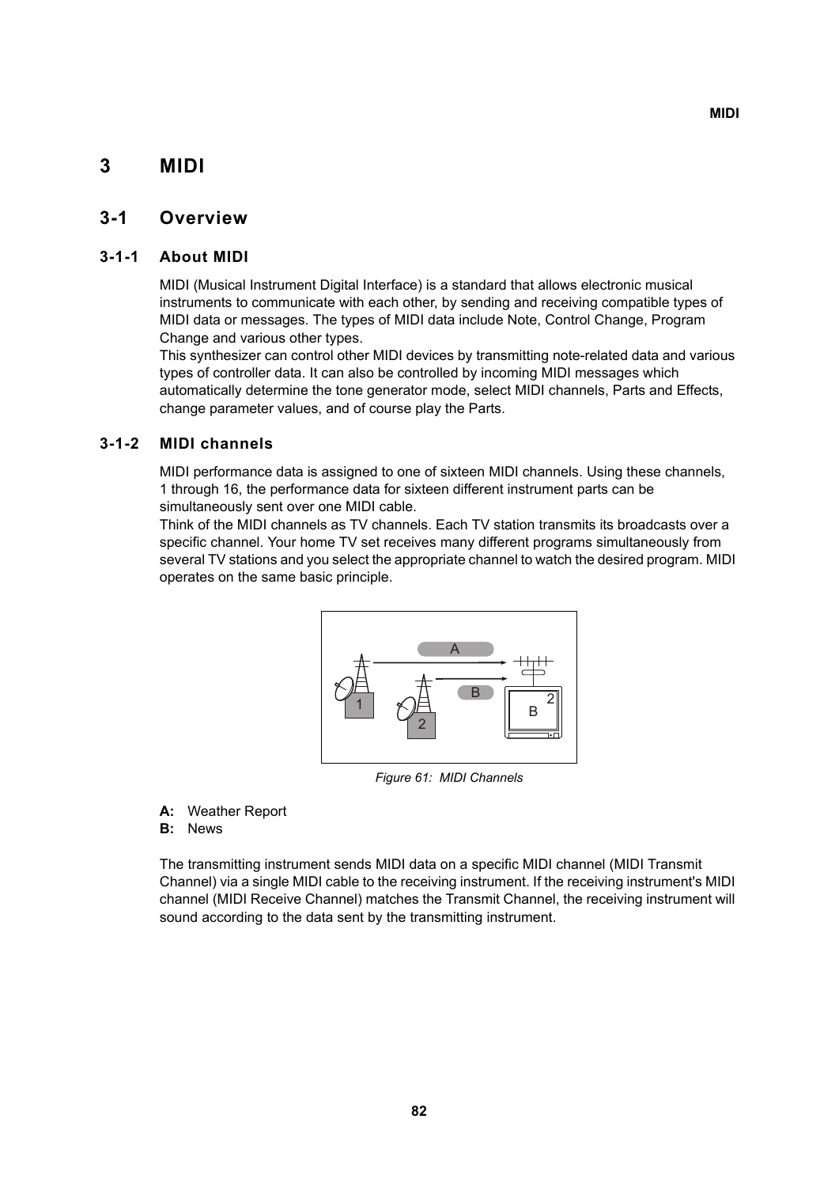# 3 MIDI

## 3-1 Overview

### 3-1-1 About MIDI

MIDI (Musical Instrument Digital Interface) is a standard that allows electronic musical instruments to communicate with each other, by sending and receiving compatible types of MIDI data or messages. The types of MIDI data include Note, Control Change, Program Change and various other types.
This synthesizer can control other MIDI devices by transmitting note-related data and various types of controller data. It can also be controlled by incoming MIDI messages which automatically determine the tone generator mode, select MIDI channels, Parts and Effects, change parameter values, and of course play the Parts.

### 3-1-2 MIDI channels

MIDI performance data is assigned to one of sixteen MIDI channels. Using these channels, 1 through 16, the performance data for sixteen different instrument parts can be simultaneously sent over one MIDI cable.
Think of the MIDI channels as TV channels. Each TV station transmits its broadcasts over a specific channel. Your home TV set receives many different programs simultaneously from several TV stations and you select the appropriate channel to watch the desired program. MIDI operates on the same basic principle.

A
B
1
2
B 2

*Figure 61: MIDI Channels*

**A:** Weather Report
**B:** News

The transmitting instrument sends MIDI data on a specific MIDI channel (MIDI Transmit Channel) via a single MIDI cable to the receiving instrument. If the receiving instrument's MIDI channel (MIDI Receive Channel) matches the Transmit Channel, the receiving instrument will sound according to the data sent by the transmitting instrument.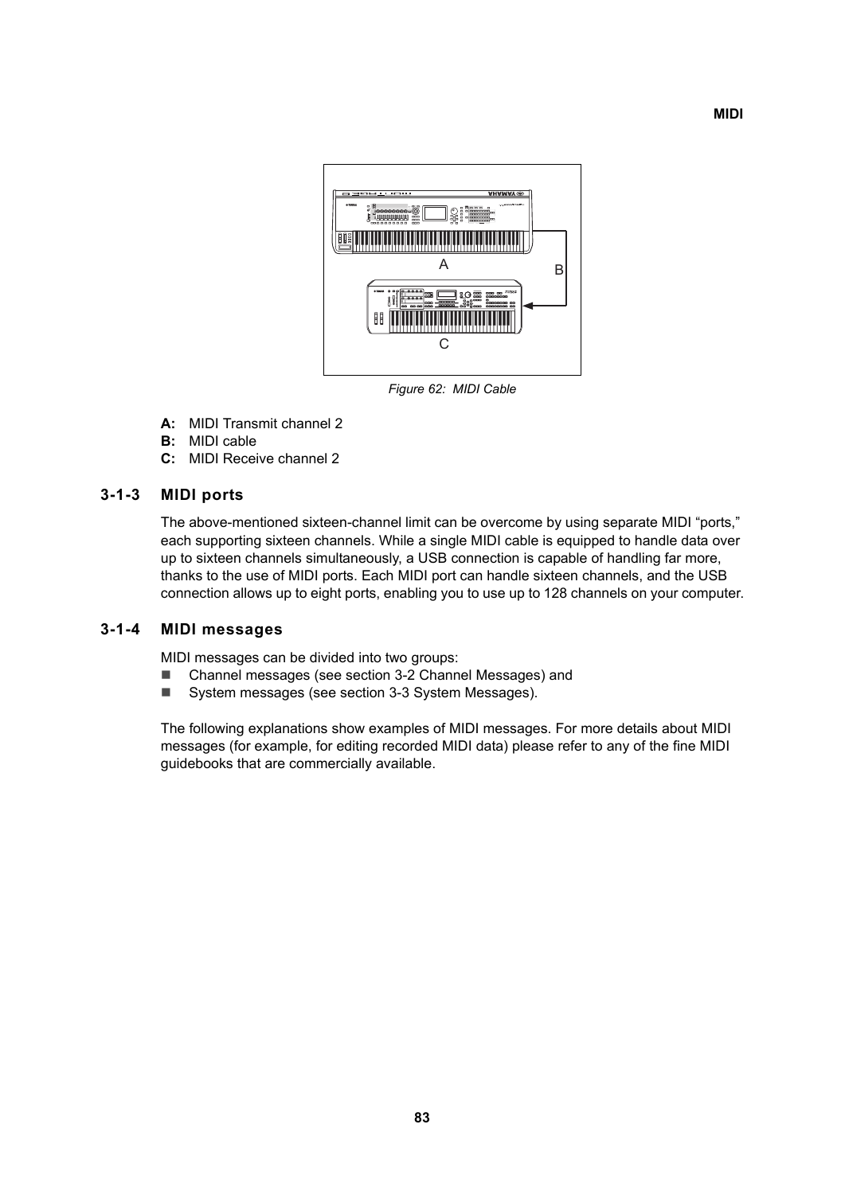A

B

C

*Figure 62: MIDI Cable*

**A:** MIDI Transmit channel 2
**B:** MIDI cable
**C:** MIDI Receive channel 2

### 3-1-3 MIDI ports

The above-mentioned sixteen-channel limit can be overcome by using separate MIDI “ports,” each supporting sixteen channels. While a single MIDI cable is equipped to handle data over up to sixteen channels simultaneously, a USB connection is capable of handling far more, thanks to the use of MIDI ports. Each MIDI port can handle sixteen channels, and the USB connection allows up to eight ports, enabling you to use up to 128 channels on your computer.

### 3-1-4 MIDI messages

MIDI messages can be divided into two groups:

- Channel messages (see section 3-2 Channel Messages) and
- System messages (see section 3-3 System Messages).

The following explanations show examples of MIDI messages. For more details about MIDI messages (for example, for editing recorded MIDI data) please refer to any of the fine MIDI guidebooks that are commercially available.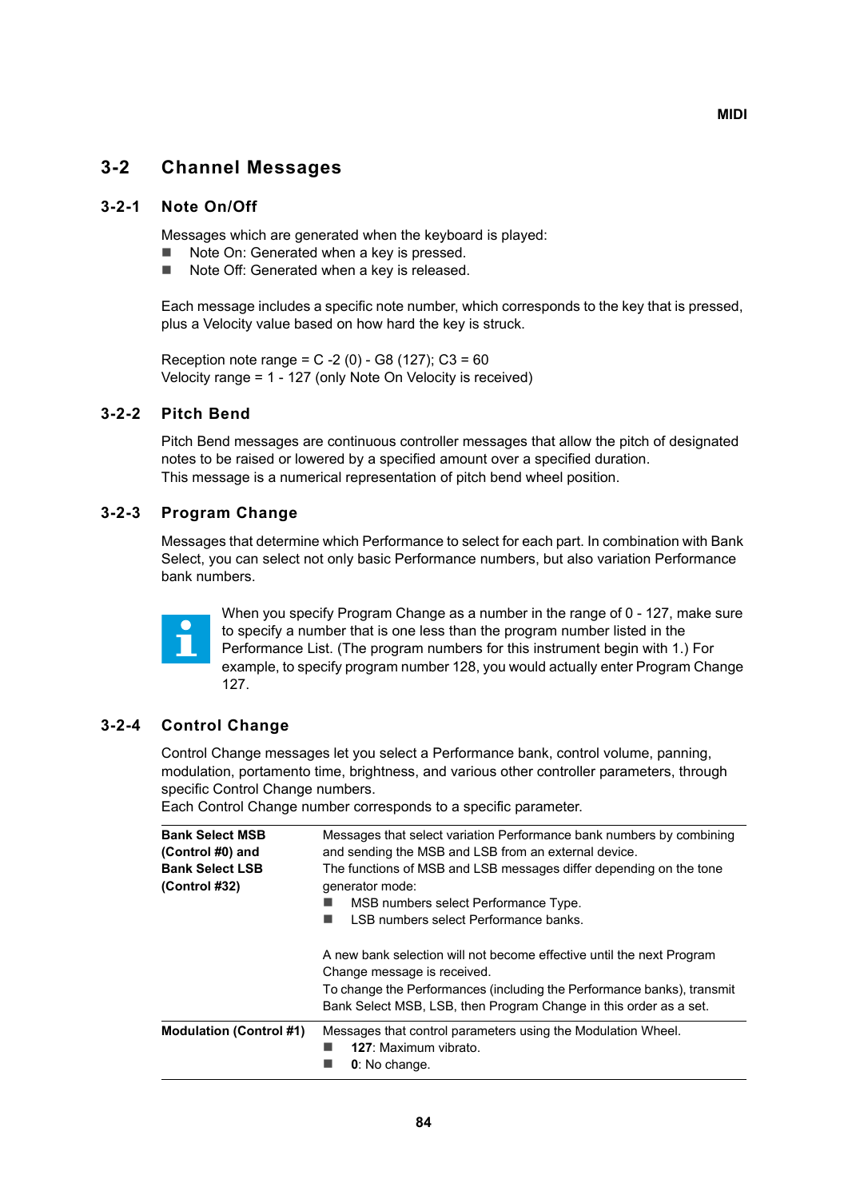## 3-2 Channel Messages

### 3-2-1 Note On/Off

Messages which are generated when the keyboard is played:

- Note On: Generated when a key is pressed.
- Note Off: Generated when a key is released.

Each message includes a specific note number, which corresponds to the key that is pressed, plus a Velocity value based on how hard the key is struck.

Reception note range = C -2 (0) - G8 (127); C3 = 60
Velocity range = 1 - 127 (only Note On Velocity is received)

### 3-2-2 Pitch Bend

Pitch Bend messages are continuous controller messages that allow the pitch of designated notes to be raised or lowered by a specified amount over a specified duration.
This message is a numerical representation of pitch bend wheel position.

### 3-2-3 Program Change

Messages that determine which Performance to select for each part. In combination with Bank Select, you can select not only basic Performance numbers, but also variation Performance bank numbers.

When you specify Program Change as a number in the range of 0 - 127, make sure to specify a number that is one less than the program number listed in the Performance List. (The program numbers for this instrument begin with 1.) For example, to specify program number 128, you would actually enter Program Change 127.

### 3-2-4 Control Change

Control Change messages let you select a Performance bank, control volume, panning, modulation, portamento time, brightness, and various other controller parameters, through specific Control Change numbers.
Each Control Change number corresponds to a specific parameter.

| | |
|---|---|
| **Bank Select MSB (Control #0) and Bank Select LSB (Control #32)** | Messages that select variation Performance bank numbers by combining and sending the MSB and LSB from an external device.<br>The functions of MSB and LSB messages differ depending on the tone generator mode:<br>■ MSB numbers select Performance Type.<br>■ LSB numbers select Performance banks.<br><br>A new bank selection will not become effective until the next Program Change message is received.<br>To change the Performances (including the Performance banks), transmit Bank Select MSB, LSB, then Program Change in this order as a set. |
| **Modulation (Control #1)** | Messages that control parameters using the Modulation Wheel.<br>■ **127**: Maximum vibrato.<br>■ **0**: No change. |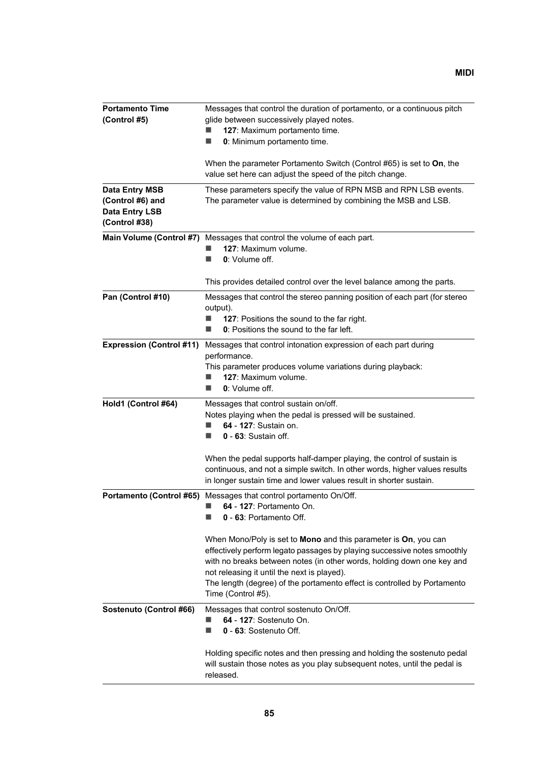| | |
|---|---|
| **Portamento Time (Control #5)** | Messages that control the duration of portamento, or a continuous pitch glide between successively played notes.<br>■ **127**: Maximum portamento time.<br>■ **0**: Minimum portamento time.<br><br>When the parameter Portamento Switch (Control #65) is set to **On**, the value set here can adjust the speed of the pitch change. |
| **Data Entry MSB (Control #6) and Data Entry LSB (Control #38)** | These parameters specify the value of RPN MSB and RPN LSB events. The parameter value is determined by combining the MSB and LSB. |
| **Main Volume (Control #7)** | Messages that control the volume of each part.<br>■ **127**: Maximum volume.<br>■ **0**: Volume off.<br><br>This provides detailed control over the level balance among the parts. |
| **Pan (Control #10)** | Messages that control the stereo panning position of each part (for stereo output).<br>■ **127**: Positions the sound to the far right.<br>■ **0**: Positions the sound to the far left. |
| **Expression (Control #11)** | Messages that control intonation expression of each part during performance.<br>This parameter produces volume variations during playback:<br>■ **127**: Maximum volume.<br>■ **0**: Volume off. |
| **Hold1 (Control #64)** | Messages that control sustain on/off.<br>Notes playing when the pedal is pressed will be sustained.<br>■ **64** - **127**: Sustain on.<br>■ **0** - **63**: Sustain off.<br><br>When the pedal supports half-damper playing, the control of sustain is continuous, and not a simple switch. In other words, higher values results in longer sustain time and lower values result in shorter sustain. |
| **Portamento (Control #65)** | Messages that control portamento On/Off.<br>■ **64** - **127**: Portamento On.<br>■ **0** - **63**: Portamento Off.<br><br>When Mono/Poly is set to **Mono** and this parameter is **On**, you can effectively perform legato passages by playing successive notes smoothly with no breaks between notes (in other words, holding down one key and not releasing it until the next is played).<br>The length (degree) of the portamento effect is controlled by Portamento Time (Control #5). |
| **Sostenuto (Control #66)** | Messages that control sostenuto On/Off.<br>■ **64** - **127**: Sostenuto On.<br>■ **0** - **63**: Sostenuto Off.<br><br>Holding specific notes and then pressing and holding the sostenuto pedal will sustain those notes as you play subsequent notes, until the pedal is released. |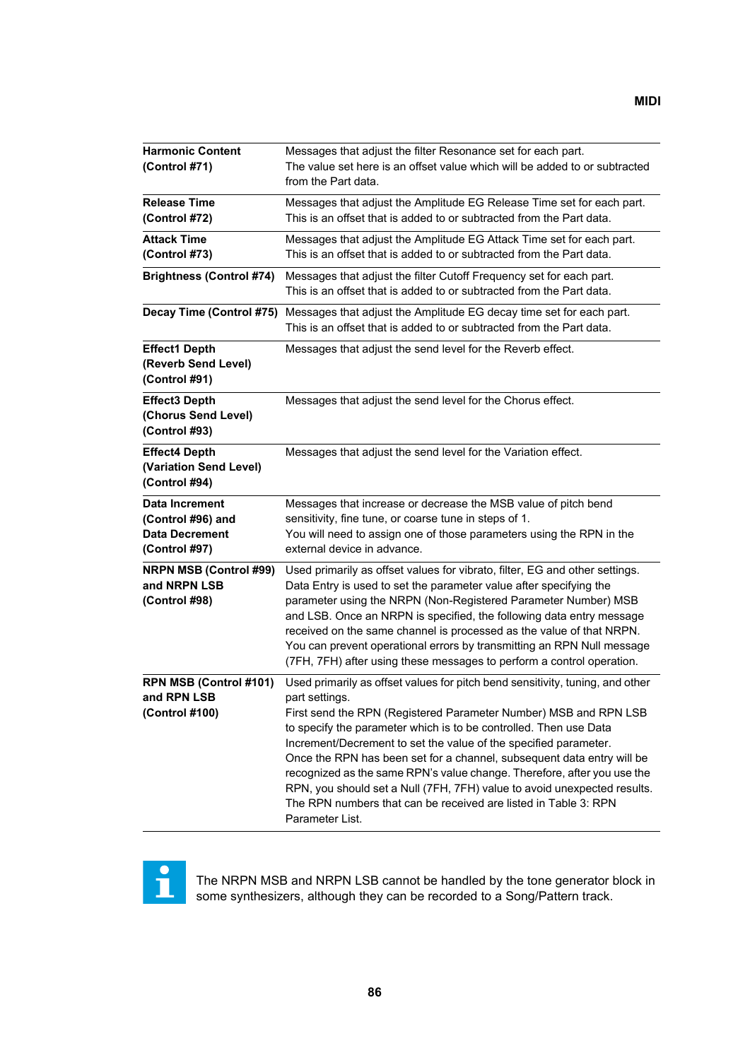| | |
|---|---|
| **Harmonic Content (Control #71)** | Messages that adjust the filter Resonance set for each part. The value set here is an offset value which will be added to or subtracted from the Part data. |
| **Release Time (Control #72)** | Messages that adjust the Amplitude EG Release Time set for each part. This is an offset that is added to or subtracted from the Part data. |
| **Attack Time (Control #73)** | Messages that adjust the Amplitude EG Attack Time set for each part. This is an offset that is added to or subtracted from the Part data. |
| **Brightness (Control #74)** | Messages that adjust the filter Cutoff Frequency set for each part. This is an offset that is added to or subtracted from the Part data. |
| **Decay Time (Control #75)** | Messages that adjust the Amplitude EG decay time set for each part. This is an offset that is added to or subtracted from the Part data. |
| **Effect1 Depth (Reverb Send Level) (Control #91)** | Messages that adjust the send level for the Reverb effect. |
| **Effect3 Depth (Chorus Send Level) (Control #93)** | Messages that adjust the send level for the Chorus effect. |
| **Effect4 Depth (Variation Send Level) (Control #94)** | Messages that adjust the send level for the Variation effect. |
| **Data Increment (Control #96) and Data Decrement (Control #97)** | Messages that increase or decrease the MSB value of pitch bend sensitivity, fine tune, or coarse tune in steps of 1. You will need to assign one of those parameters using the RPN in the external device in advance. |
| **NRPN MSB (Control #99) and NRPN LSB (Control #98)** | Used primarily as offset values for vibrato, filter, EG and other settings. Data Entry is used to set the parameter value after specifying the parameter using the NRPN (Non-Registered Parameter Number) MSB and LSB. Once an NRPN is specified, the following data entry message received on the same channel is processed as the value of that NRPN. You can prevent operational errors by transmitting an RPN Null message (7FH, 7FH) after using these messages to perform a control operation. |
| **RPN MSB (Control #101) and RPN LSB (Control #100)** | Used primarily as offset values for pitch bend sensitivity, tuning, and other part settings. First send the RPN (Registered Parameter Number) MSB and RPN LSB to specify the parameter which is to be controlled. Then use Data Increment/Decrement to set the value of the specified parameter. Once the RPN has been set for a channel, subsequent data entry will be recognized as the same RPN's value change. Therefore, after you use the RPN, you should set a Null (7FH, 7FH) value to avoid unexpected results. The RPN numbers that can be received are listed in Table 3: RPN Parameter List. |

The NRPN MSB and NRPN LSB cannot be handled by the tone generator block in some synthesizers, although they can be recorded to a Song/Pattern track.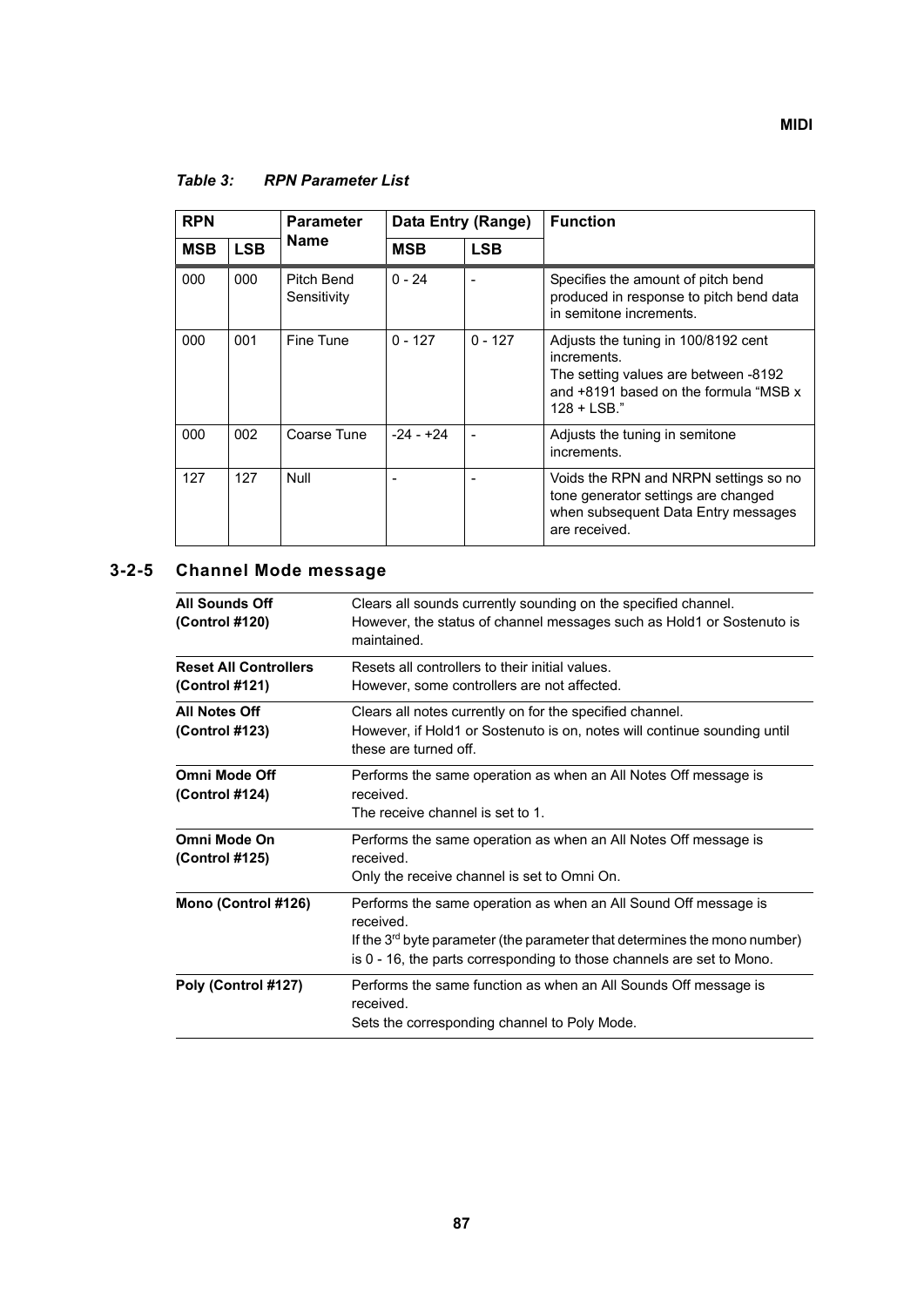*Table 3: RPN Parameter List*

| RPN | | Parameter Name | Data Entry (Range) | | Function |
|---|---|---|---|---|---|
| MSB | LSB | | MSB | LSB | |
| 000 | 000 | Pitch Bend Sensitivity | 0 - 24 | - | Specifies the amount of pitch bend produced in response to pitch bend data in semitone increments. |
| 000 | 001 | Fine Tune | 0 - 127 | 0 - 127 | Adjusts the tuning in 100/8192 cent increments. The setting values are between -8192 and +8191 based on the formula “MSB x 128 + LSB.” |
| 000 | 002 | Coarse Tune | -24 - +24 | - | Adjusts the tuning in semitone increments. |
| 127 | 127 | Null | - | - | Voids the RPN and NRPN settings so no tone generator settings are changed when subsequent Data Entry messages are received. |

## 3-2-5 Channel Mode message

| | |
|---|---|
| **All Sounds Off (Control #120)** | Clears all sounds currently sounding on the specified channel. However, the status of channel messages such as Hold1 or Sostenuto is maintained. |
| **Reset All Controllers (Control #121)** | Resets all controllers to their initial values. However, some controllers are not affected. |
| **All Notes Off (Control #123)** | Clears all notes currently on for the specified channel. However, if Hold1 or Sostenuto is on, notes will continue sounding until these are turned off. |
| **Omni Mode Off (Control #124)** | Performs the same operation as when an All Notes Off message is received. The receive channel is set to 1. |
| **Omni Mode On (Control #125)** | Performs the same operation as when an All Notes Off message is received. Only the receive channel is set to Omni On. |
| **Mono (Control #126)** | Performs the same operation as when an All Sound Off message is received. If the 3rd byte parameter (the parameter that determines the mono number) is 0 - 16, the parts corresponding to those channels are set to Mono. |
| **Poly (Control #127)** | Performs the same function as when an All Sounds Off message is received. Sets the corresponding channel to Poly Mode. |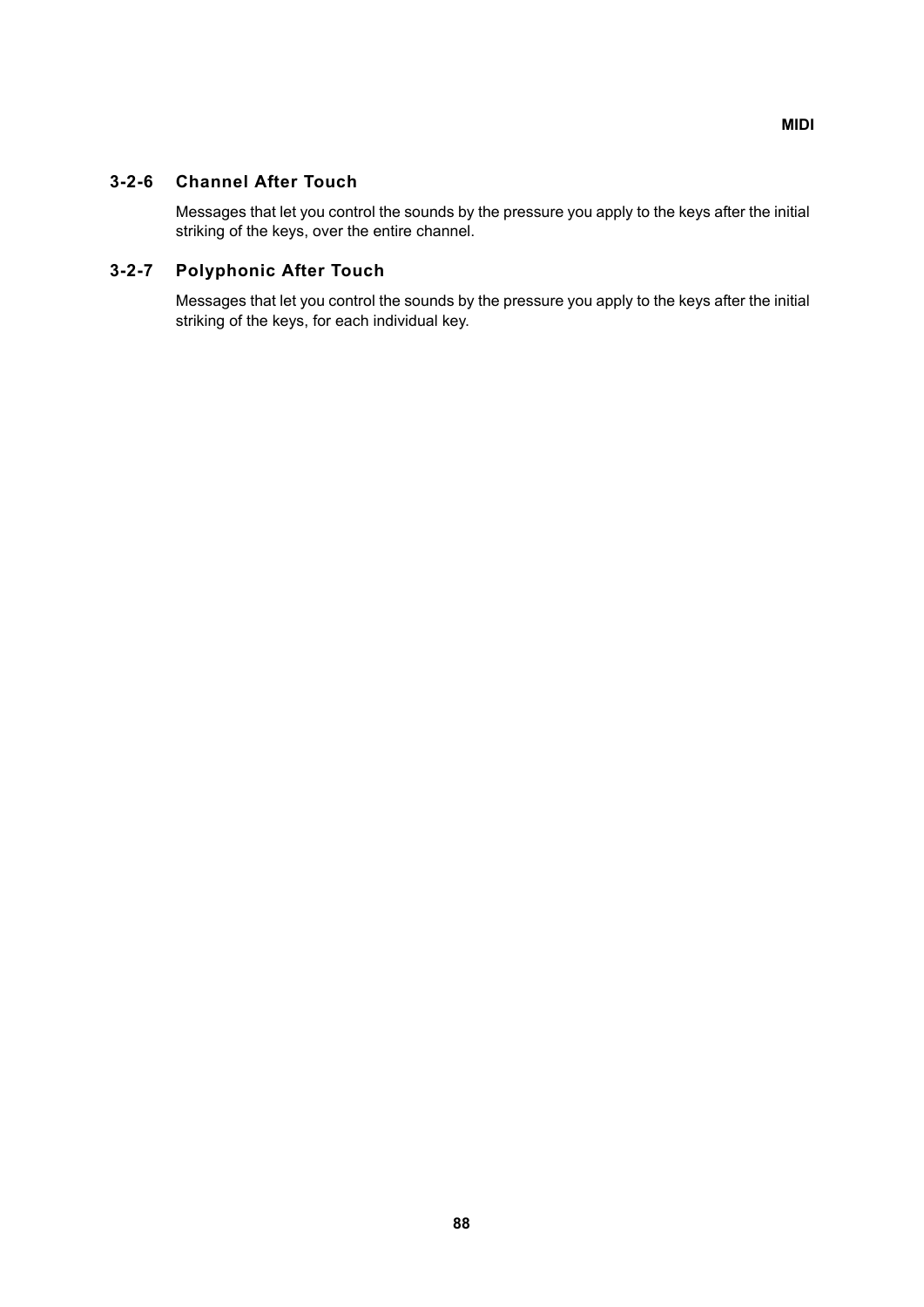### 3-2-6 Channel After Touch

Messages that let you control the sounds by the pressure you apply to the keys after the initial striking of the keys, over the entire channel.

### 3-2-7 Polyphonic After Touch

Messages that let you control the sounds by the pressure you apply to the keys after the initial striking of the keys, for each individual key.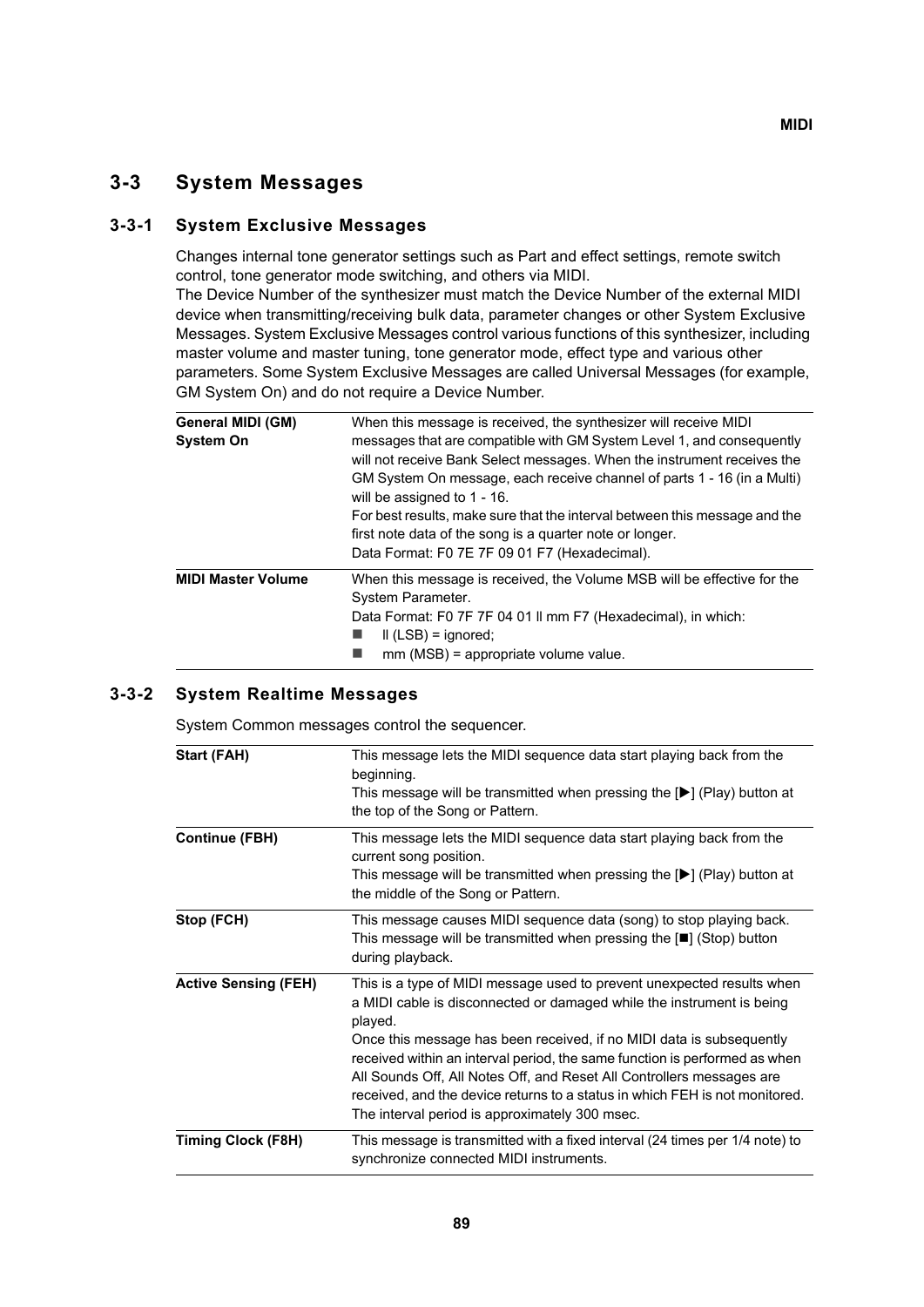## 3-3 System Messages

### 3-3-1 System Exclusive Messages

Changes internal tone generator settings such as Part and effect settings, remote switch control, tone generator mode switching, and others via MIDI.
The Device Number of the synthesizer must match the Device Number of the external MIDI device when transmitting/receiving bulk data, parameter changes or other System Exclusive Messages. System Exclusive Messages control various functions of this synthesizer, including master volume and master tuning, tone generator mode, effect type and various other parameters. Some System Exclusive Messages are called Universal Messages (for example, GM System On) and do not require a Device Number.

| | |
|---|---|
| **General MIDI (GM) System On** | When this message is received, the synthesizer will receive MIDI messages that are compatible with GM System Level 1, and consequently will not receive Bank Select messages. When the instrument receives the GM System On message, each receive channel of parts 1 - 16 (in a Multi) will be assigned to 1 - 16.<br>For best results, make sure that the interval between this message and the first note data of the song is a quarter note or longer.<br>Data Format: F0 7E 7F 09 01 F7 (Hexadecimal). |
| **MIDI Master Volume** | When this message is received, the Volume MSB will be effective for the System Parameter.<br>Data Format: F0 7F 7F 04 01 ll mm F7 (Hexadecimal), in which:<br>■ ll (LSB) = ignored;<br>■ mm (MSB) = appropriate volume value. |

### 3-3-2 System Realtime Messages

System Common messages control the sequencer.

| | |
|---|---|
| **Start (FAH)** | This message lets the MIDI sequence data start playing back from the beginning.<br>This message will be transmitted when pressing the [▶] (Play) button at the top of the Song or Pattern. |
| **Continue (FBH)** | This message lets the MIDI sequence data start playing back from the current song position.<br>This message will be transmitted when pressing the [▶] (Play) button at the middle of the Song or Pattern. |
| **Stop (FCH)** | This message causes MIDI sequence data (song) to stop playing back. This message will be transmitted when pressing the [■] (Stop) button during playback. |
| **Active Sensing (FEH)** | This is a type of MIDI message used to prevent unexpected results when a MIDI cable is disconnected or damaged while the instrument is being played.<br>Once this message has been received, if no MIDI data is subsequently received within an interval period, the same function is performed as when All Sounds Off, All Notes Off, and Reset All Controllers messages are received, and the device returns to a status in which FEH is not monitored. The interval period is approximately 300 msec. |
| **Timing Clock (F8H)** | This message is transmitted with a fixed interval (24 times per 1/4 note) to synchronize connected MIDI instruments. |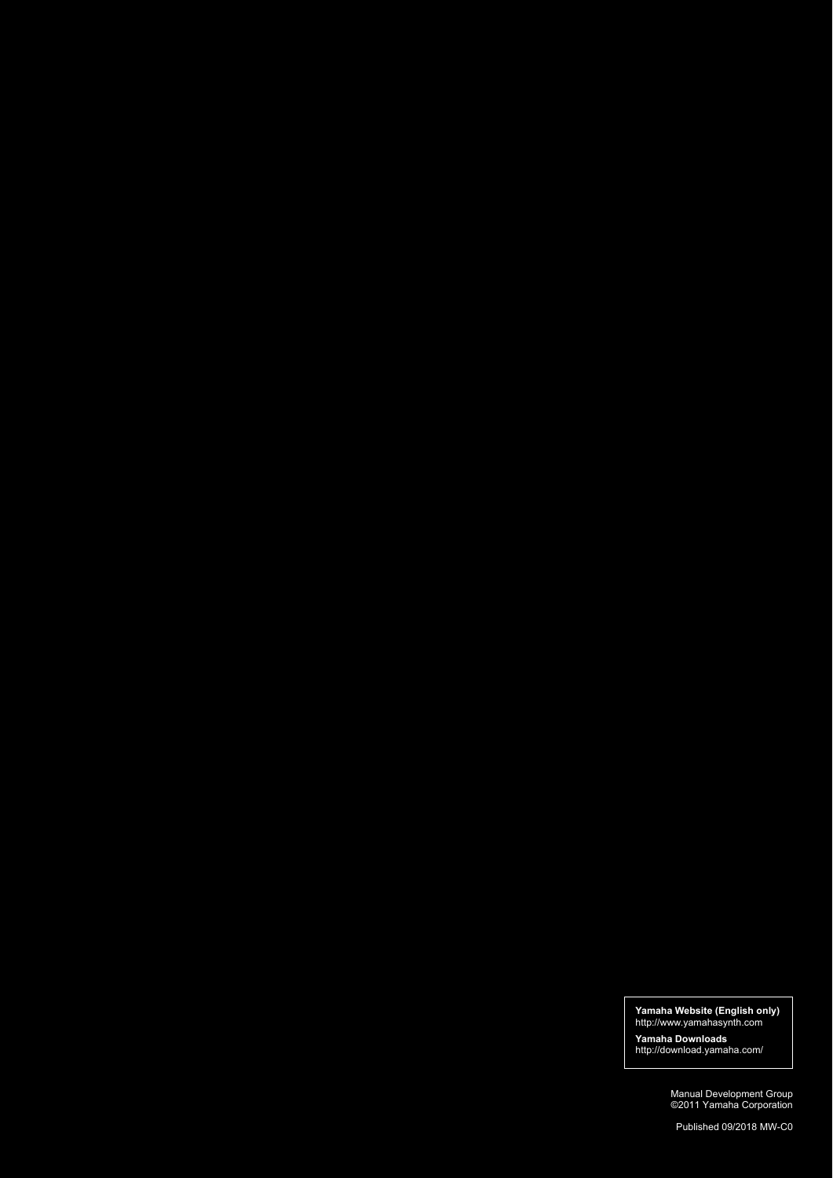**Yamaha Website (English only)**
http://www.yamahasynth.com

**Yamaha Downloads**
http://download.yamaha.com/

Manual Development Group
©2011 Yamaha Corporation

Published 09/2018 MW-C0